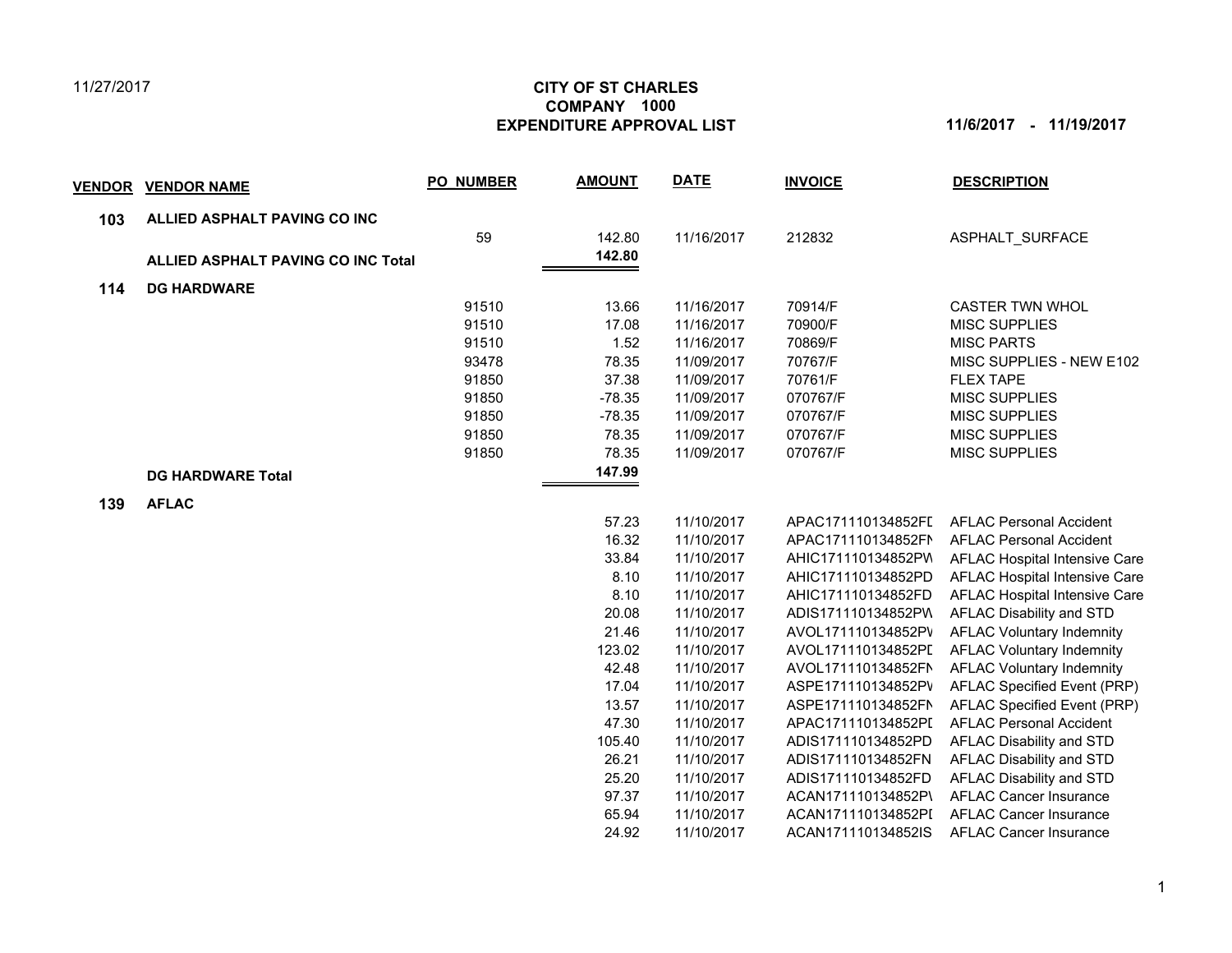11/27/2017

**CITY OF ST CHARLES**
**COMPANY 1000**
**EXPENDITURE APPROVAL LIST**

**11/6/2017 - 11/19/2017**

| VENDOR | VENDOR NAME | PO_NUMBER | AMOUNT | DATE | INVOICE | DESCRIPTION |
|---|---|---|---|---|---|---|
| **103** | **ALLIED ASPHALT PAVING CO INC** | | | | | |
| | | 59 | 142.80 | 11/16/2017 | 212832 | ASPHALT_SURFACE |
| | **ALLIED ASPHALT PAVING CO INC Total** | | **142.80** | | | |
| **114** | **DG HARDWARE** | | | | | |
| | | 91510 | 13.66 | 11/16/2017 | 70914/F | CASTER TWN WHOL |
| | | 91510 | 17.08 | 11/16/2017 | 70900/F | MISC SUPPLIES |
| | | 91510 | 1.52 | 11/16/2017 | 70869/F | MISC PARTS |
| | | 93478 | 78.35 | 11/09/2017 | 70767/F | MISC SUPPLIES - NEW E102 |
| | | 91850 | 37.38 | 11/09/2017 | 70761/F | FLEX TAPE |
| | | 91850 | -78.35 | 11/09/2017 | 070767/F | MISC SUPPLIES |
| | | 91850 | -78.35 | 11/09/2017 | 070767/F | MISC SUPPLIES |
| | | 91850 | 78.35 | 11/09/2017 | 070767/F | MISC SUPPLIES |
| | | 91850 | 78.35 | 11/09/2017 | 070767/F | MISC SUPPLIES |
| | **DG HARDWARE Total** | | **147.99** | | | |
| **139** | **AFLAC** | | | | | |
| | | | 57.23 | 11/10/2017 | APAC171110134852FD | AFLAC Personal Accident |
| | | | 16.32 | 11/10/2017 | APAC171110134852FN | AFLAC Personal Accident |
| | | | 33.84 | 11/10/2017 | AHIC171110134852PW | AFLAC Hospital Intensive Care |
| | | | 8.10 | 11/10/2017 | AHIC171110134852PD | AFLAC Hospital Intensive Care |
| | | | 8.10 | 11/10/2017 | AHIC171110134852FD | AFLAC Hospital Intensive Care |
| | | | 20.08 | 11/10/2017 | ADIS171110134852PW | AFLAC Disability and STD |
| | | | 21.46 | 11/10/2017 | AVOL171110134852PW | AFLAC Voluntary Indemnity |
| | | | 123.02 | 11/10/2017 | AVOL171110134852PD | AFLAC Voluntary Indemnity |
| | | | 42.48 | 11/10/2017 | AVOL171110134852FN | AFLAC Voluntary Indemnity |
| | | | 17.04 | 11/10/2017 | ASPE171110134852PW | AFLAC Specified Event (PRP) |
| | | | 13.57 | 11/10/2017 | ASPE171110134852FN | AFLAC Specified Event (PRP) |
| | | | 47.30 | 11/10/2017 | APAC171110134852PD | AFLAC Personal Accident |
| | | | 105.40 | 11/10/2017 | ADIS171110134852PD | AFLAC Disability and STD |
| | | | 26.21 | 11/10/2017 | ADIS171110134852FN | AFLAC Disability and STD |
| | | | 25.20 | 11/10/2017 | ADIS171110134852FD | AFLAC Disability and STD |
| | | | 97.37 | 11/10/2017 | ACAN171110134852PW | AFLAC Cancer Insurance |
| | | | 65.94 | 11/10/2017 | ACAN171110134852PD | AFLAC Cancer Insurance |
| | | | 24.92 | 11/10/2017 | ACAN171110134852IS | AFLAC Cancer Insurance |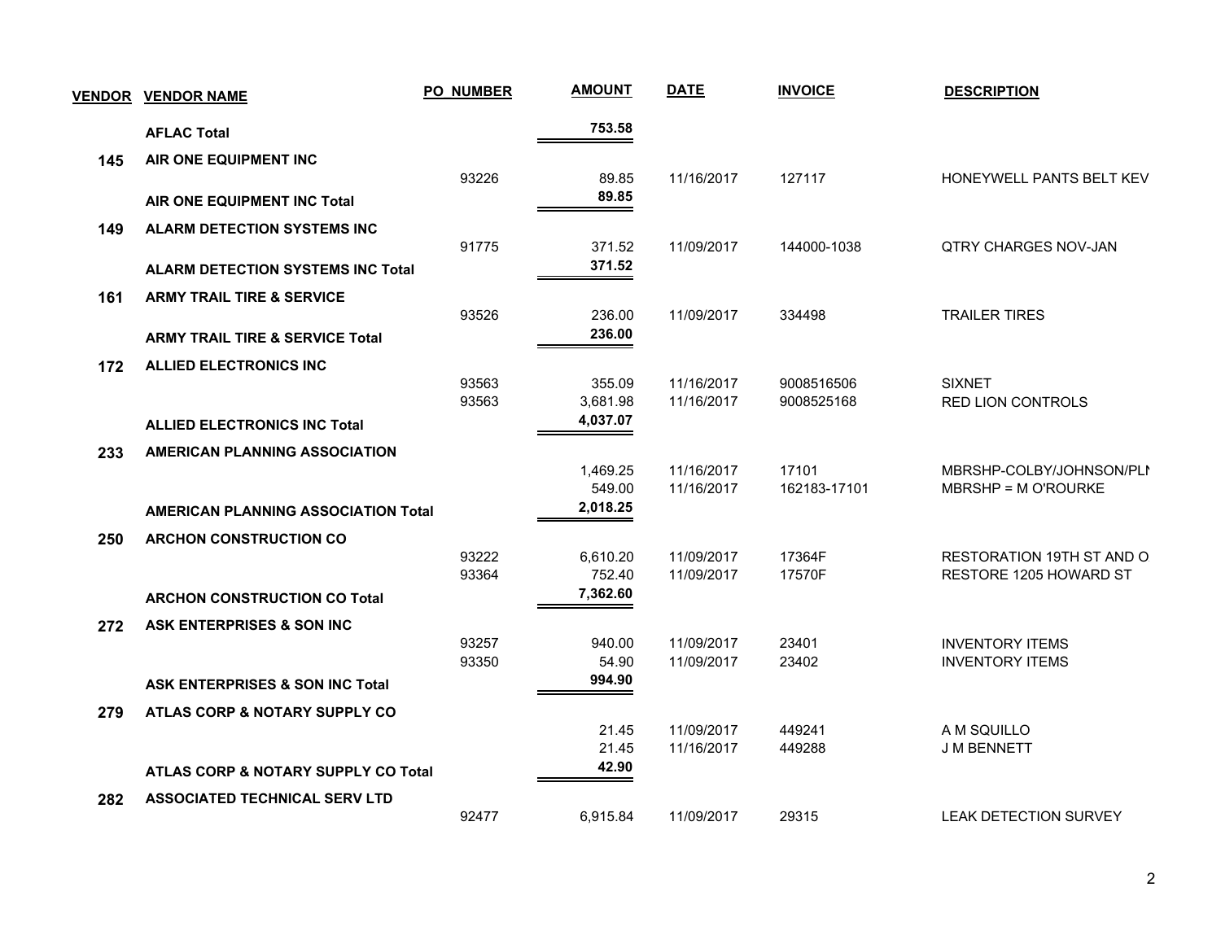| VENDOR | VENDOR NAME | PO NUMBER | AMOUNT | DATE | INVOICE | DESCRIPTION |
|---|---|---|---|---|---|---|
| | **AFLAC Total** | | **753.58** | | | |
| **145** | **AIR ONE EQUIPMENT INC** | | | | | |
| | | 93226 | 89.85 | 11/16/2017 | 127117 | HONEYWELL PANTS BELT KEV |
| | **AIR ONE EQUIPMENT INC Total** | | **89.85** | | | |
| **149** | **ALARM DETECTION SYSTEMS INC** | | | | | |
| | | 91775 | 371.52 | 11/09/2017 | 144000-1038 | QTRY CHARGES NOV-JAN |
| | **ALARM DETECTION SYSTEMS INC Total** | | **371.52** | | | |
| **161** | **ARMY TRAIL TIRE & SERVICE** | | | | | |
| | | 93526 | 236.00 | 11/09/2017 | 334498 | TRAILER TIRES |
| | **ARMY TRAIL TIRE & SERVICE Total** | | **236.00** | | | |
| **172** | **ALLIED ELECTRONICS INC** | | | | | |
| | | 93563 | 355.09 | 11/16/2017 | 9008516506 | SIXNET |
| | | 93563 | 3,681.98 | 11/16/2017 | 9008525168 | RED LION CONTROLS |
| | **ALLIED ELECTRONICS INC Total** | | **4,037.07** | | | |
| **233** | **AMERICAN PLANNING ASSOCIATION** | | | | | |
| | | | 1,469.25 | 11/16/2017 | 17101 | MBRSHP-COLBY/JOHNSON/PLI |
| | | | 549.00 | 11/16/2017 | 162183-17101 | MBRSHP = M O'ROURKE |
| | **AMERICAN PLANNING ASSOCIATION Total** | | **2,018.25** | | | |
| **250** | **ARCHON CONSTRUCTION CO** | | | | | |
| | | 93222 | 6,610.20 | 11/09/2017 | 17364F | RESTORATION 19TH ST AND O |
| | | 93364 | 752.40 | 11/09/2017 | 17570F | RESTORE 1205 HOWARD ST |
| | **ARCHON CONSTRUCTION CO Total** | | **7,362.60** | | | |
| **272** | **ASK ENTERPRISES & SON INC** | | | | | |
| | | 93257 | 940.00 | 11/09/2017 | 23401 | INVENTORY ITEMS |
| | | 93350 | 54.90 | 11/09/2017 | 23402 | INVENTORY ITEMS |
| | **ASK ENTERPRISES & SON INC Total** | | **994.90** | | | |
| **279** | **ATLAS CORP & NOTARY SUPPLY CO** | | | | | |
| | | | 21.45 | 11/09/2017 | 449241 | A M SQUILLO |
| | | | 21.45 | 11/16/2017 | 449288 | J M BENNETT |
| | **ATLAS CORP & NOTARY SUPPLY CO Total** | | **42.90** | | | |
| **282** | **ASSOCIATED TECHNICAL SERV LTD** | | | | | |
| | | 92477 | 6,915.84 | 11/09/2017 | 29315 | LEAK DETECTION SURVEY |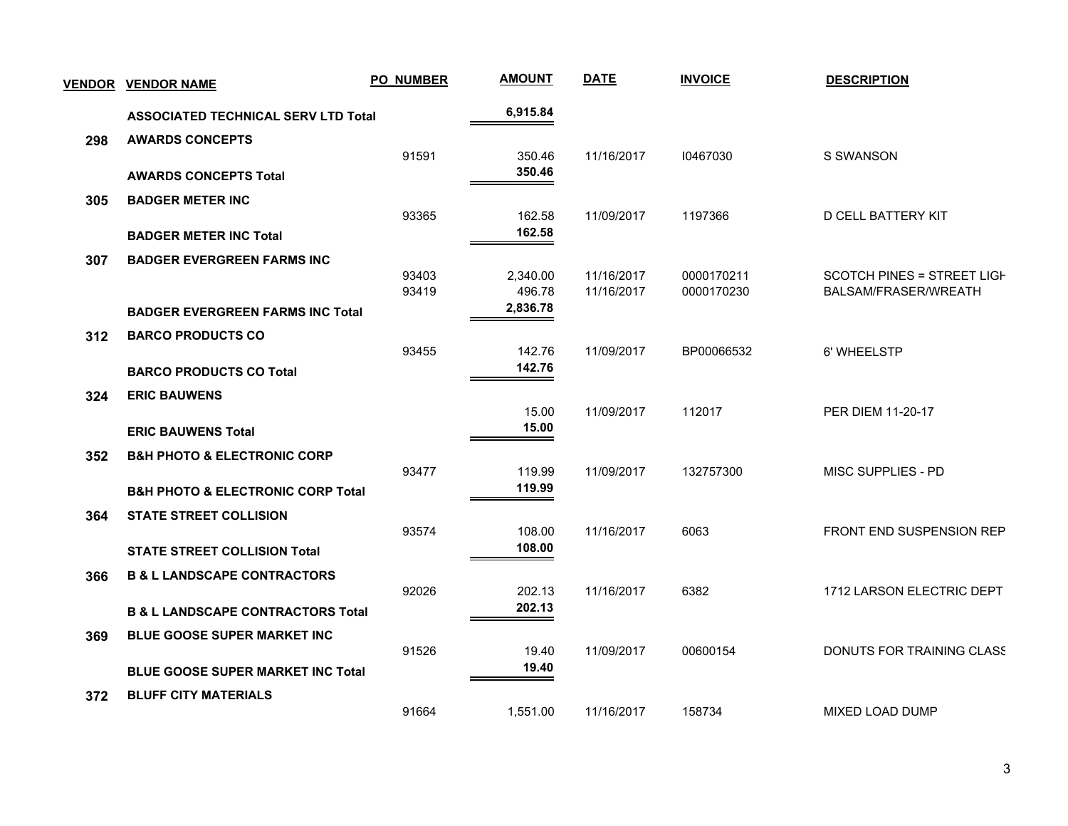| VENDOR | VENDOR NAME | PO NUMBER | AMOUNT | DATE | INVOICE | DESCRIPTION |
|---|---|---|---|---|---|---|
| | **ASSOCIATED TECHNICAL SERV LTD Total** | | **6,915.84** | | | |
| **298** | **AWARDS CONCEPTS** | | | | | |
| | | 91591 | 350.46 | 11/16/2017 | I0467030 | S SWANSON |
| | **AWARDS CONCEPTS Total** | | **350.46** | | | |
| **305** | **BADGER METER INC** | | | | | |
| | | 93365 | 162.58 | 11/09/2017 | 1197366 | D CELL BATTERY KIT |
| | **BADGER METER INC Total** | | **162.58** | | | |
| **307** | **BADGER EVERGREEN FARMS INC** | | | | | |
| | | 93403 | 2,340.00 | 11/16/2017 | 0000170211 | SCOTCH PINES = STREET LIGH |
| | | 93419 | 496.78 | 11/16/2017 | 0000170230 | BALSAM/FRASER/WREATH |
| | **BADGER EVERGREEN FARMS INC Total** | | **2,836.78** | | | |
| **312** | **BARCO PRODUCTS CO** | | | | | |
| | | 93455 | 142.76 | 11/09/2017 | BP00066532 | 6' WHEELSTP |
| | **BARCO PRODUCTS CO Total** | | **142.76** | | | |
| **324** | **ERIC BAUWENS** | | | | | |
| | | | 15.00 | 11/09/2017 | 112017 | PER DIEM 11-20-17 |
| | **ERIC BAUWENS Total** | | **15.00** | | | |
| **352** | **B&H PHOTO & ELECTRONIC CORP** | | | | | |
| | | 93477 | 119.99 | 11/09/2017 | 132757300 | MISC SUPPLIES - PD |
| | **B&H PHOTO & ELECTRONIC CORP Total** | | **119.99** | | | |
| **364** | **STATE STREET COLLISION** | | | | | |
| | | 93574 | 108.00 | 11/16/2017 | 6063 | FRONT END SUSPENSION REP |
| | **STATE STREET COLLISION Total** | | **108.00** | | | |
| **366** | **B & L LANDSCAPE CONTRACTORS** | | | | | |
| | | 92026 | 202.13 | 11/16/2017 | 6382 | 1712 LARSON ELECTRIC DEPT |
| | **B & L LANDSCAPE CONTRACTORS Total** | | **202.13** | | | |
| **369** | **BLUE GOOSE SUPER MARKET INC** | | | | | |
| | | 91526 | 19.40 | 11/09/2017 | 00600154 | DONUTS FOR TRAINING CLASS |
| | **BLUE GOOSE SUPER MARKET INC Total** | | **19.40** | | | |
| **372** | **BLUFF CITY MATERIALS** | | | | | |
| | | 91664 | 1,551.00 | 11/16/2017 | 158734 | MIXED LOAD DUMP |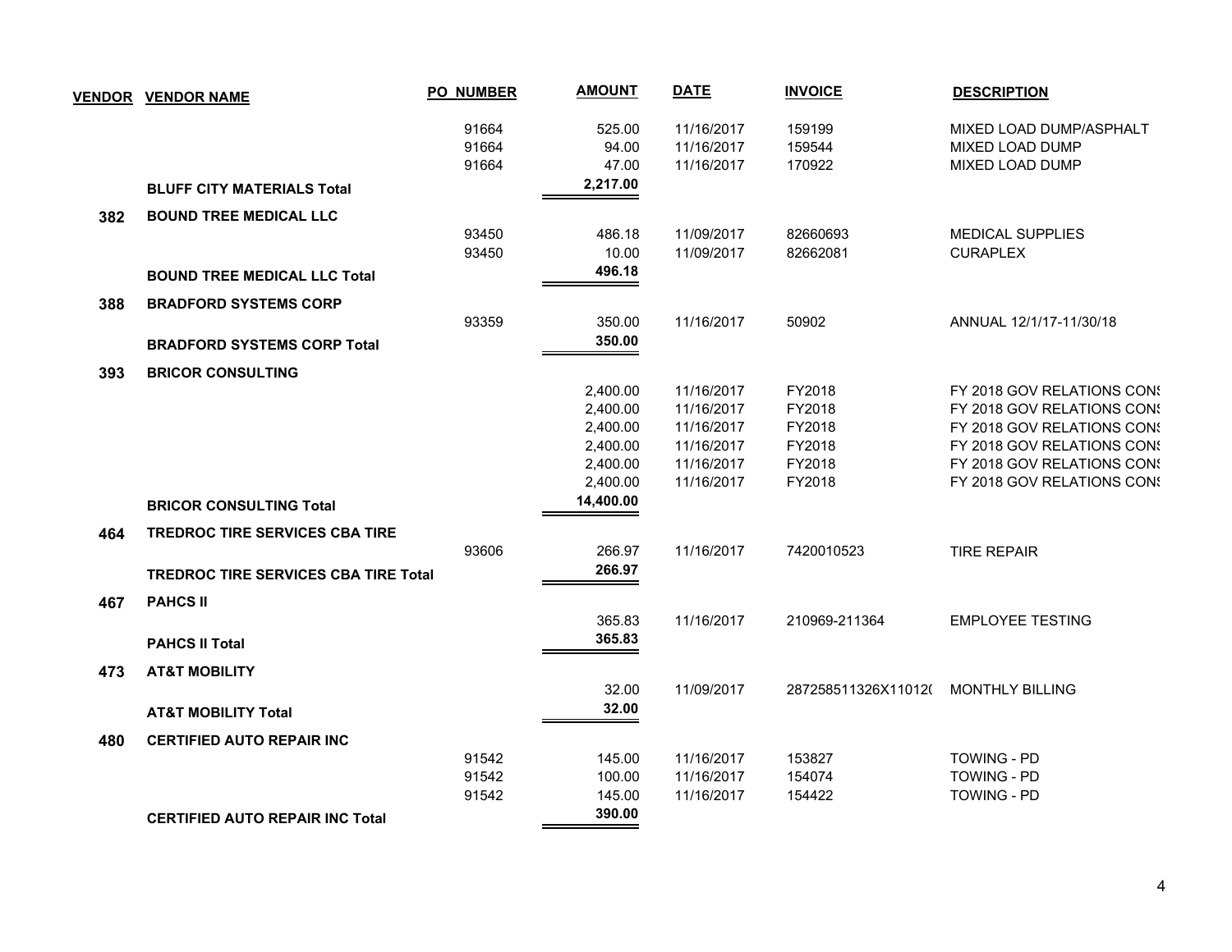| VENDOR | VENDOR NAME | PO NUMBER | AMOUNT | DATE | INVOICE | DESCRIPTION |
|---|---|---|---|---|---|---|
| | | 91664 | 525.00 | 11/16/2017 | 159199 | MIXED LOAD DUMP/ASPHALT |
| | | 91664 | 94.00 | 11/16/2017 | 159544 | MIXED LOAD DUMP |
| | | 91664 | 47.00 | 11/16/2017 | 170922 | MIXED LOAD DUMP |
| | **BLUFF CITY MATERIALS Total** | | **2,217.00** | | | |
| **382** | **BOUND TREE MEDICAL LLC** | | | | | |
| | | 93450 | 486.18 | 11/09/2017 | 82660693 | MEDICAL SUPPLIES |
| | | 93450 | 10.00 | 11/09/2017 | 82662081 | CURAPLEX |
| | **BOUND TREE MEDICAL LLC Total** | | **496.18** | | | |
| **388** | **BRADFORD SYSTEMS CORP** | | | | | |
| | | 93359 | 350.00 | 11/16/2017 | 50902 | ANNUAL 12/1/17-11/30/18 |
| | **BRADFORD SYSTEMS CORP Total** | | **350.00** | | | |
| **393** | **BRICOR CONSULTING** | | | | | |
| | | | 2,400.00 | 11/16/2017 | FY2018 | FY 2018 GOV RELATIONS CONS |
| | | | 2,400.00 | 11/16/2017 | FY2018 | FY 2018 GOV RELATIONS CONS |
| | | | 2,400.00 | 11/16/2017 | FY2018 | FY 2018 GOV RELATIONS CONS |
| | | | 2,400.00 | 11/16/2017 | FY2018 | FY 2018 GOV RELATIONS CONS |
| | | | 2,400.00 | 11/16/2017 | FY2018 | FY 2018 GOV RELATIONS CONS |
| | | | 2,400.00 | 11/16/2017 | FY2018 | FY 2018 GOV RELATIONS CONS |
| | **BRICOR CONSULTING Total** | | **14,400.00** | | | |
| **464** | **TREDROC TIRE SERVICES CBA TIRE** | | | | | |
| | | 93606 | 266.97 | 11/16/2017 | 7420010523 | TIRE REPAIR |
| | **TREDROC TIRE SERVICES CBA TIRE Total** | | **266.97** | | | |
| **467** | **PAHCS II** | | | | | |
| | | | 365.83 | 11/16/2017 | 210969-211364 | EMPLOYEE TESTING |
| | **PAHCS II Total** | | **365.83** | | | |
| **473** | **AT&T MOBILITY** | | | | | |
| | | | 32.00 | 11/09/2017 | 287258511326X11012( | MONTHLY BILLING |
| | **AT&T MOBILITY Total** | | **32.00** | | | |
| **480** | **CERTIFIED AUTO REPAIR INC** | | | | | |
| | | 91542 | 145.00 | 11/16/2017 | 153827 | TOWING - PD |
| | | 91542 | 100.00 | 11/16/2017 | 154074 | TOWING - PD |
| | | 91542 | 145.00 | 11/16/2017 | 154422 | TOWING - PD |
| | **CERTIFIED AUTO REPAIR INC Total** | | **390.00** | | | |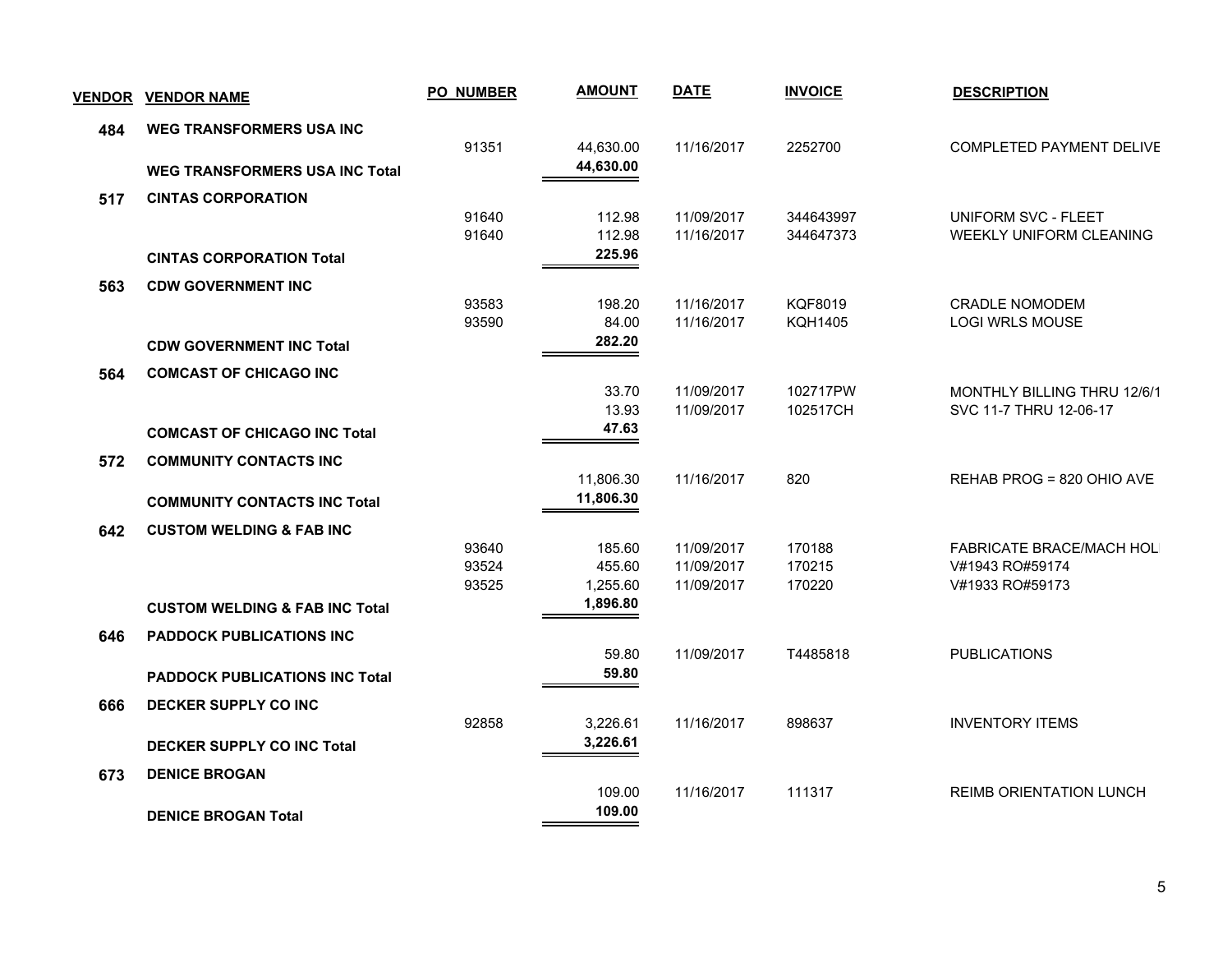| VENDOR | VENDOR NAME | PO NUMBER | AMOUNT | DATE | INVOICE | DESCRIPTION |
|---|---|---|---|---|---|---|
| **484** | **WEG TRANSFORMERS USA INC** | | | | | |
| | | 91351 | 44,630.00 | 11/16/2017 | 2252700 | COMPLETED PAYMENT DELIVE |
| | **WEG TRANSFORMERS USA INC Total** | | **44,630.00** | | | |
| **517** | **CINTAS CORPORATION** | | | | | |
| | | 91640 | 112.98 | 11/09/2017 | 344643997 | UNIFORM SVC - FLEET |
| | | 91640 | 112.98 | 11/16/2017 | 344647373 | WEEKLY UNIFORM CLEANING |
| | **CINTAS CORPORATION Total** | | **225.96** | | | |
| **563** | **CDW GOVERNMENT INC** | | | | | |
| | | 93583 | 198.20 | 11/16/2017 | KQF8019 | CRADLE NOMODEM |
| | | 93590 | 84.00 | 11/16/2017 | KQH1405 | LOGI WRLS MOUSE |
| | **CDW GOVERNMENT INC Total** | | **282.20** | | | |
| **564** | **COMCAST OF CHICAGO INC** | | | | | |
| | | | 33.70 | 11/09/2017 | 102717PW | MONTHLY BILLING THRU 12/6/1 |
| | | | 13.93 | 11/09/2017 | 102517CH | SVC 11-7 THRU 12-06-17 |
| | **COMCAST OF CHICAGO INC Total** | | **47.63** | | | |
| **572** | **COMMUNITY CONTACTS INC** | | | | | |
| | | | 11,806.30 | 11/16/2017 | 820 | REHAB PROG = 820 OHIO AVE |
| | **COMMUNITY CONTACTS INC Total** | | **11,806.30** | | | |
| **642** | **CUSTOM WELDING & FAB INC** | | | | | |
| | | 93640 | 185.60 | 11/09/2017 | 170188 | FABRICATE BRACE/MACH HOL |
| | | 93524 | 455.60 | 11/09/2017 | 170215 | V#1943 RO#59174 |
| | | 93525 | 1,255.60 | 11/09/2017 | 170220 | V#1933 RO#59173 |
| | **CUSTOM WELDING & FAB INC Total** | | **1,896.80** | | | |
| **646** | **PADDOCK PUBLICATIONS INC** | | | | | |
| | | | 59.80 | 11/09/2017 | T4485818 | PUBLICATIONS |
| | **PADDOCK PUBLICATIONS INC Total** | | **59.80** | | | |
| **666** | **DECKER SUPPLY CO INC** | | | | | |
| | | 92858 | 3,226.61 | 11/16/2017 | 898637 | INVENTORY ITEMS |
| | **DECKER SUPPLY CO INC Total** | | **3,226.61** | | | |
| **673** | **DENICE BROGAN** | | | | | |
| | | | 109.00 | 11/16/2017 | 111317 | REIMB ORIENTATION LUNCH |
| | **DENICE BROGAN Total** | | **109.00** | | | |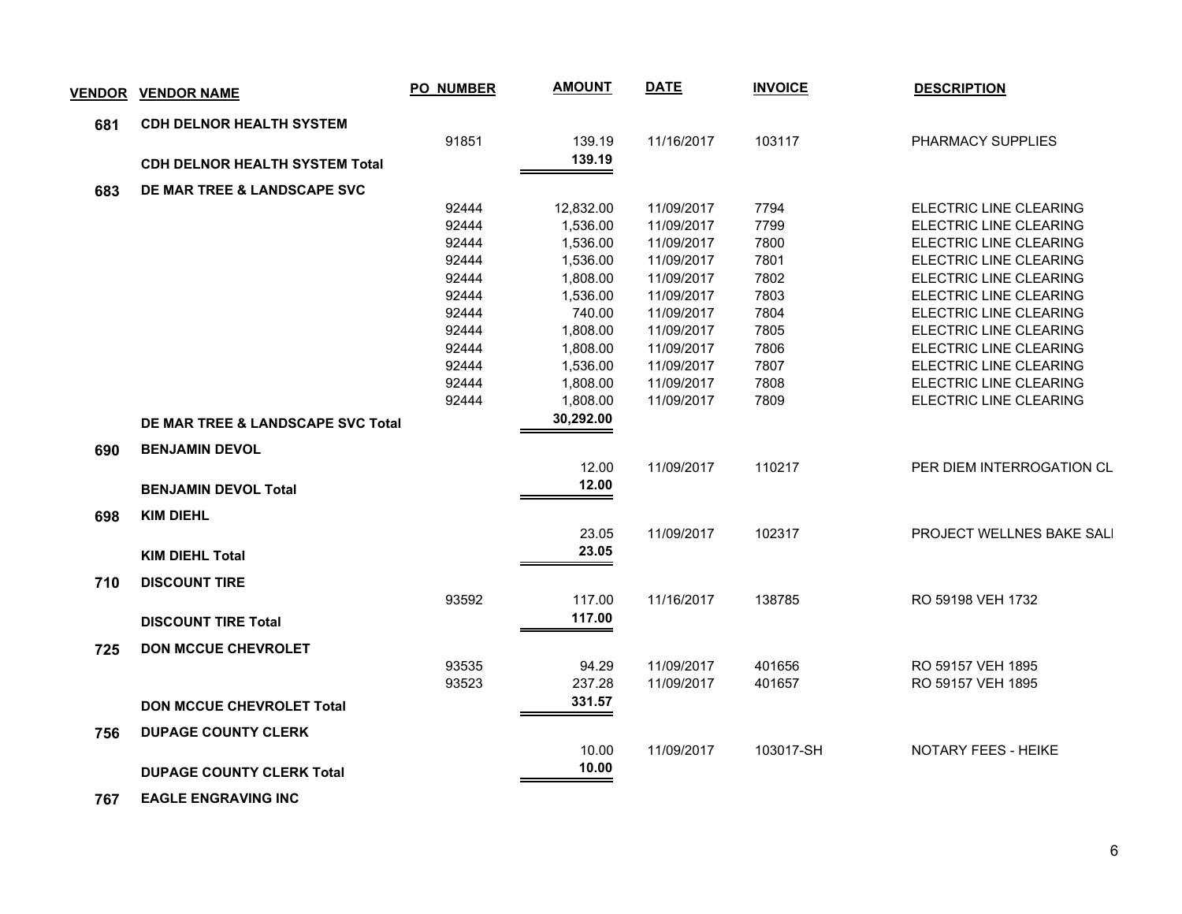| VENDOR | VENDOR NAME | PO NUMBER | AMOUNT | DATE | INVOICE | DESCRIPTION |
|---|---|---|---|---|---|---|
| **681** | **CDH DELNOR HEALTH SYSTEM** | | | | | |
| | | 91851 | 139.19 | 11/16/2017 | 103117 | PHARMACY SUPPLIES |
| | **CDH DELNOR HEALTH SYSTEM Total** | | **139.19** | | | |
| **683** | **DE MAR TREE & LANDSCAPE SVC** | | | | | |
| | | 92444 | 12,832.00 | 11/09/2017 | 7794 | ELECTRIC LINE CLEARING |
| | | 92444 | 1,536.00 | 11/09/2017 | 7799 | ELECTRIC LINE CLEARING |
| | | 92444 | 1,536.00 | 11/09/2017 | 7800 | ELECTRIC LINE CLEARING |
| | | 92444 | 1,536.00 | 11/09/2017 | 7801 | ELECTRIC LINE CLEARING |
| | | 92444 | 1,808.00 | 11/09/2017 | 7802 | ELECTRIC LINE CLEARING |
| | | 92444 | 1,536.00 | 11/09/2017 | 7803 | ELECTRIC LINE CLEARING |
| | | 92444 | 740.00 | 11/09/2017 | 7804 | ELECTRIC LINE CLEARING |
| | | 92444 | 1,808.00 | 11/09/2017 | 7805 | ELECTRIC LINE CLEARING |
| | | 92444 | 1,808.00 | 11/09/2017 | 7806 | ELECTRIC LINE CLEARING |
| | | 92444 | 1,536.00 | 11/09/2017 | 7807 | ELECTRIC LINE CLEARING |
| | | 92444 | 1,808.00 | 11/09/2017 | 7808 | ELECTRIC LINE CLEARING |
| | | 92444 | 1,808.00 | 11/09/2017 | 7809 | ELECTRIC LINE CLEARING |
| | **DE MAR TREE & LANDSCAPE SVC Total** | | **30,292.00** | | | |
| **690** | **BENJAMIN DEVOL** | | | | | |
| | | | 12.00 | 11/09/2017 | 110217 | PER DIEM INTERROGATION CL |
| | **BENJAMIN DEVOL Total** | | **12.00** | | | |
| **698** | **KIM DIEHL** | | | | | |
| | | | 23.05 | 11/09/2017 | 102317 | PROJECT WELLNES BAKE SALI |
| | **KIM DIEHL Total** | | **23.05** | | | |
| **710** | **DISCOUNT TIRE** | | | | | |
| | | 93592 | 117.00 | 11/16/2017 | 138785 | RO 59198 VEH 1732 |
| | **DISCOUNT TIRE Total** | | **117.00** | | | |
| **725** | **DON MCCUE CHEVROLET** | | | | | |
| | | 93535 | 94.29 | 11/09/2017 | 401656 | RO 59157 VEH 1895 |
| | | 93523 | 237.28 | 11/09/2017 | 401657 | RO 59157 VEH 1895 |
| | **DON MCCUE CHEVROLET Total** | | **331.57** | | | |
| **756** | **DUPAGE COUNTY CLERK** | | | | | |
| | | | 10.00 | 11/09/2017 | 103017-SH | NOTARY FEES - HEIKE |
| | **DUPAGE COUNTY CLERK Total** | | **10.00** | | | |
| **767** | **EAGLE ENGRAVING INC** | | | | | |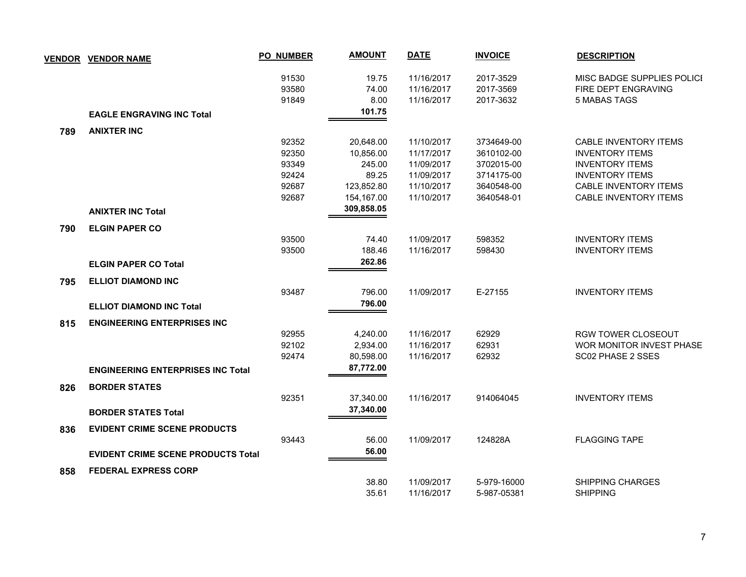| VENDOR | VENDOR NAME | PO NUMBER | AMOUNT | DATE | INVOICE | DESCRIPTION |
|---|---|---|---|---|---|---|
| | | 91530 | 19.75 | 11/16/2017 | 2017-3529 | MISC BADGE SUPPLIES POLICI |
| | | 93580 | 74.00 | 11/16/2017 | 2017-3569 | FIRE DEPT ENGRAVING |
| | | 91849 | 8.00 | 11/16/2017 | 2017-3632 | 5 MABAS TAGS |
| | **EAGLE ENGRAVING INC Total** | | **101.75** | | | |
| **789** | **ANIXTER INC** | | | | | |
| | | 92352 | 20,648.00 | 11/10/2017 | 3734649-00 | CABLE INVENTORY ITEMS |
| | | 92350 | 10,856.00 | 11/17/2017 | 3610102-00 | INVENTORY ITEMS |
| | | 93349 | 245.00 | 11/09/2017 | 3702015-00 | INVENTORY ITEMS |
| | | 92424 | 89.25 | 11/09/2017 | 3714175-00 | INVENTORY ITEMS |
| | | 92687 | 123,852.80 | 11/10/2017 | 3640548-00 | CABLE INVENTORY ITEMS |
| | | 92687 | 154,167.00 | 11/10/2017 | 3640548-01 | CABLE INVENTORY ITEMS |
| | **ANIXTER INC Total** | | **309,858.05** | | | |
| **790** | **ELGIN PAPER CO** | | | | | |
| | | 93500 | 74.40 | 11/09/2017 | 598352 | INVENTORY ITEMS |
| | | 93500 | 188.46 | 11/16/2017 | 598430 | INVENTORY ITEMS |
| | **ELGIN PAPER CO Total** | | **262.86** | | | |
| **795** | **ELLIOT DIAMOND INC** | | | | | |
| | | 93487 | 796.00 | 11/09/2017 | E-27155 | INVENTORY ITEMS |
| | **ELLIOT DIAMOND INC Total** | | **796.00** | | | |
| **815** | **ENGINEERING ENTERPRISES INC** | | | | | |
| | | 92955 | 4,240.00 | 11/16/2017 | 62929 | RGW TOWER CLOSEOUT |
| | | 92102 | 2,934.00 | 11/16/2017 | 62931 | WOR MONITOR INVEST PHASE |
| | | 92474 | 80,598.00 | 11/16/2017 | 62932 | SC02 PHASE 2 SSES |
| | **ENGINEERING ENTERPRISES INC Total** | | **87,772.00** | | | |
| **826** | **BORDER STATES** | | | | | |
| | | 92351 | 37,340.00 | 11/16/2017 | 914064045 | INVENTORY ITEMS |
| | **BORDER STATES Total** | | **37,340.00** | | | |
| **836** | **EVIDENT CRIME SCENE PRODUCTS** | | | | | |
| | | 93443 | 56.00 | 11/09/2017 | 124828A | FLAGGING TAPE |
| | **EVIDENT CRIME SCENE PRODUCTS Total** | | **56.00** | | | |
| **858** | **FEDERAL EXPRESS CORP** | | | | | |
| | | | 38.80 | 11/09/2017 | 5-979-16000 | SHIPPING CHARGES |
| | | | 35.61 | 11/16/2017 | 5-987-05381 | SHIPPING |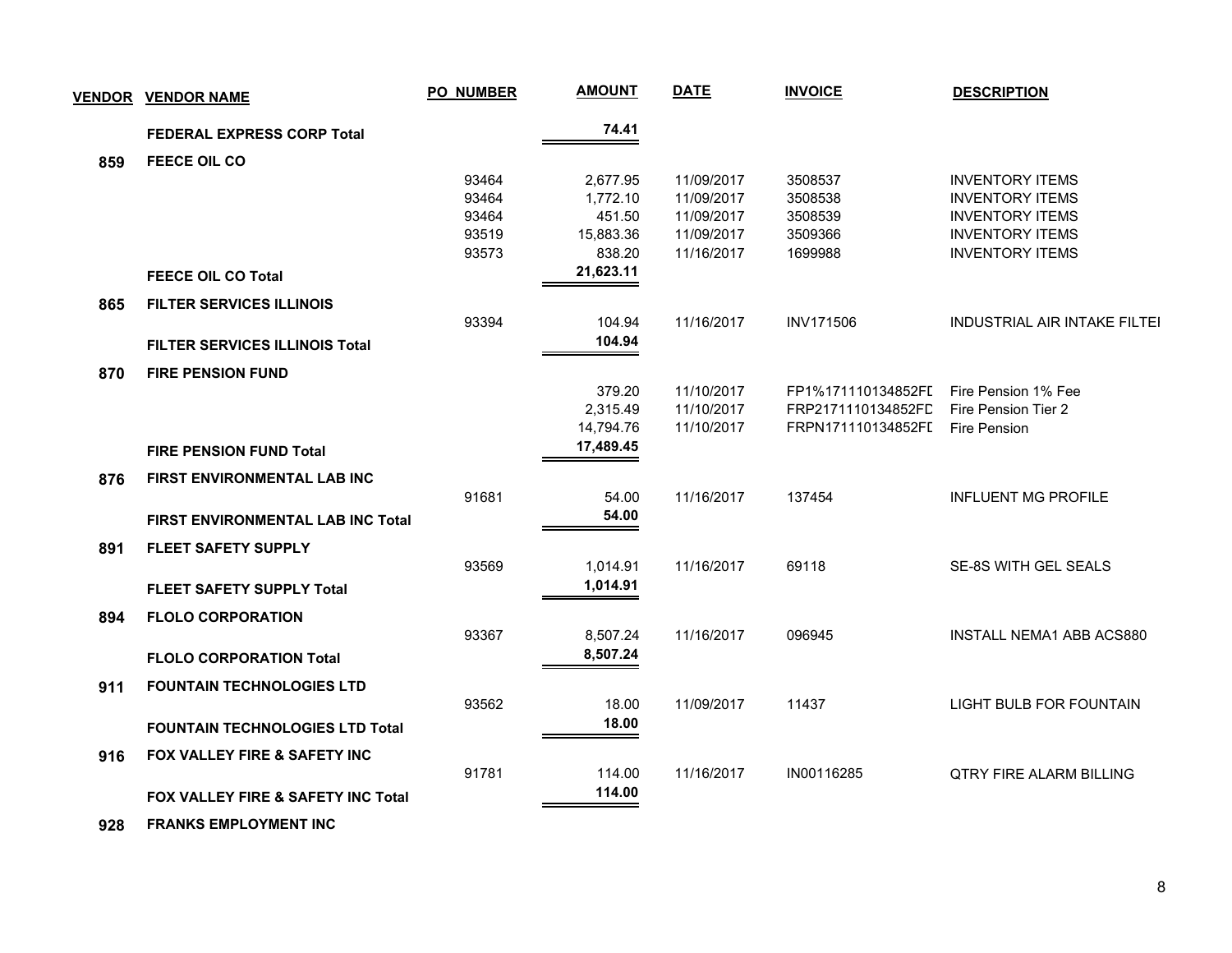| VENDOR | VENDOR NAME | PO NUMBER | AMOUNT | DATE | INVOICE | DESCRIPTION |
|---|---|---|---|---|---|---|
| | **FEDERAL EXPRESS CORP Total** | | **74.41** | | | |
| **859** | **FEECE OIL CO** | | | | | |
| | | 93464 | 2,677.95 | 11/09/2017 | 3508537 | INVENTORY ITEMS |
| | | 93464 | 1,772.10 | 11/09/2017 | 3508538 | INVENTORY ITEMS |
| | | 93464 | 451.50 | 11/09/2017 | 3508539 | INVENTORY ITEMS |
| | | 93519 | 15,883.36 | 11/09/2017 | 3509366 | INVENTORY ITEMS |
| | | 93573 | 838.20 | 11/16/2017 | 1699988 | INVENTORY ITEMS |
| | **FEECE OIL CO Total** | | **21,623.11** | | | |
| **865** | **FILTER SERVICES ILLINOIS** | | | | | |
| | | 93394 | 104.94 | 11/16/2017 | INV171506 | INDUSTRIAL AIR INTAKE FILTEI |
| | **FILTER SERVICES ILLINOIS Total** | | **104.94** | | | |
| **870** | **FIRE PENSION FUND** | | | | | |
| | | | 379.20 | 11/10/2017 | FP1%171110134852FD | Fire Pension 1% Fee |
| | | | 2,315.49 | 11/10/2017 | FRP2171110134852FD | Fire Pension Tier 2 |
| | | | 14,794.76 | 11/10/2017 | FRPN171110134852FD | Fire Pension |
| | **FIRE PENSION FUND Total** | | **17,489.45** | | | |
| **876** | **FIRST ENVIRONMENTAL LAB INC** | | | | | |
| | | 91681 | 54.00 | 11/16/2017 | 137454 | INFLUENT MG PROFILE |
| | **FIRST ENVIRONMENTAL LAB INC Total** | | **54.00** | | | |
| **891** | **FLEET SAFETY SUPPLY** | | | | | |
| | | 93569 | 1,014.91 | 11/16/2017 | 69118 | SE-8S WITH GEL SEALS |
| | **FLEET SAFETY SUPPLY Total** | | **1,014.91** | | | |
| **894** | **FLOLO CORPORATION** | | | | | |
| | | 93367 | 8,507.24 | 11/16/2017 | 096945 | INSTALL NEMA1 ABB ACS880 |
| | **FLOLO CORPORATION Total** | | **8,507.24** | | | |
| **911** | **FOUNTAIN TECHNOLOGIES LTD** | | | | | |
| | | 93562 | 18.00 | 11/09/2017 | 11437 | LIGHT BULB FOR FOUNTAIN |
| | **FOUNTAIN TECHNOLOGIES LTD Total** | | **18.00** | | | |
| **916** | **FOX VALLEY FIRE & SAFETY INC** | | | | | |
| | | 91781 | 114.00 | 11/16/2017 | IN00116285 | QTRY FIRE ALARM BILLING |
| | **FOX VALLEY FIRE & SAFETY INC Total** | | **114.00** | | | |
| **928** | **FRANKS EMPLOYMENT INC** | | | | | |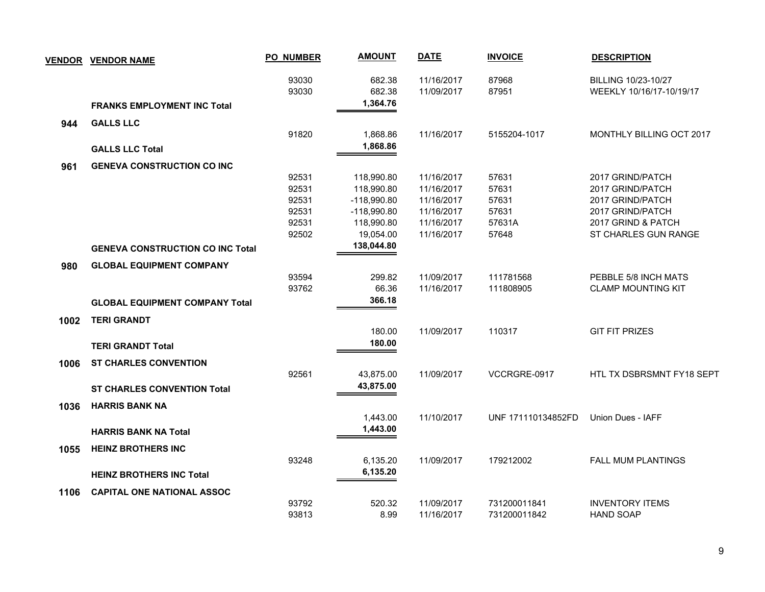| VENDOR | VENDOR NAME | PO NUMBER | AMOUNT | DATE | INVOICE | DESCRIPTION |
|---|---|---|---|---|---|---|
| | | 93030 | 682.38 | 11/16/2017 | 87968 | BILLING 10/23-10/27 |
| | | 93030 | 682.38 | 11/09/2017 | 87951 | WEEKLY 10/16/17-10/19/17 |
| | **FRANKS EMPLOYMENT INC Total** | | **1,364.76** | | | |
| **944** | **GALLS LLC** | | | | | |
| | | 91820 | 1,868.86 | 11/16/2017 | 5155204-1017 | MONTHLY BILLING OCT 2017 |
| | **GALLS LLC Total** | | **1,868.86** | | | |
| **961** | **GENEVA CONSTRUCTION CO INC** | | | | | |
| | | 92531 | 118,990.80 | 11/16/2017 | 57631 | 2017 GRIND/PATCH |
| | | 92531 | 118,990.80 | 11/16/2017 | 57631 | 2017 GRIND/PATCH |
| | | 92531 | -118,990.80 | 11/16/2017 | 57631 | 2017 GRIND/PATCH |
| | | 92531 | -118,990.80 | 11/16/2017 | 57631 | 2017 GRIND/PATCH |
| | | 92531 | 118,990.80 | 11/16/2017 | 57631A | 2017 GRIND & PATCH |
| | | 92502 | 19,054.00 | 11/16/2017 | 57648 | ST CHARLES GUN RANGE |
| | **GENEVA CONSTRUCTION CO INC Total** | | **138,044.80** | | | |
| **980** | **GLOBAL EQUIPMENT COMPANY** | | | | | |
| | | 93594 | 299.82 | 11/09/2017 | 111781568 | PEBBLE 5/8 INCH MATS |
| | | 93762 | 66.36 | 11/16/2017 | 111808905 | CLAMP MOUNTING KIT |
| | **GLOBAL EQUIPMENT COMPANY Total** | | **366.18** | | | |
| **1002** | **TERI GRANDT** | | | | | |
| | | | 180.00 | 11/09/2017 | 110317 | GIT FIT PRIZES |
| | **TERI GRANDT Total** | | **180.00** | | | |
| **1006** | **ST CHARLES CONVENTION** | | | | | |
| | | 92561 | 43,875.00 | 11/09/2017 | VCCRGRE-0917 | HTL TX DSBRSMNT FY18 SEPT |
| | **ST CHARLES CONVENTION Total** | | **43,875.00** | | | |
| **1036** | **HARRIS BANK NA** | | | | | |
| | | | 1,443.00 | 11/10/2017 | UNF 171110134852FD | Union Dues - IAFF |
| | **HARRIS BANK NA Total** | | **1,443.00** | | | |
| **1055** | **HEINZ BROTHERS INC** | | | | | |
| | | 93248 | 6,135.20 | 11/09/2017 | 179212002 | FALL MUM PLANTINGS |
| | **HEINZ BROTHERS INC Total** | | **6,135.20** | | | |
| **1106** | **CAPITAL ONE NATIONAL ASSOC** | | | | | |
| | | 93792 | 520.32 | 11/09/2017 | 731200011841 | INVENTORY ITEMS |
| | | 93813 | 8.99 | 11/16/2017 | 731200011842 | HAND SOAP |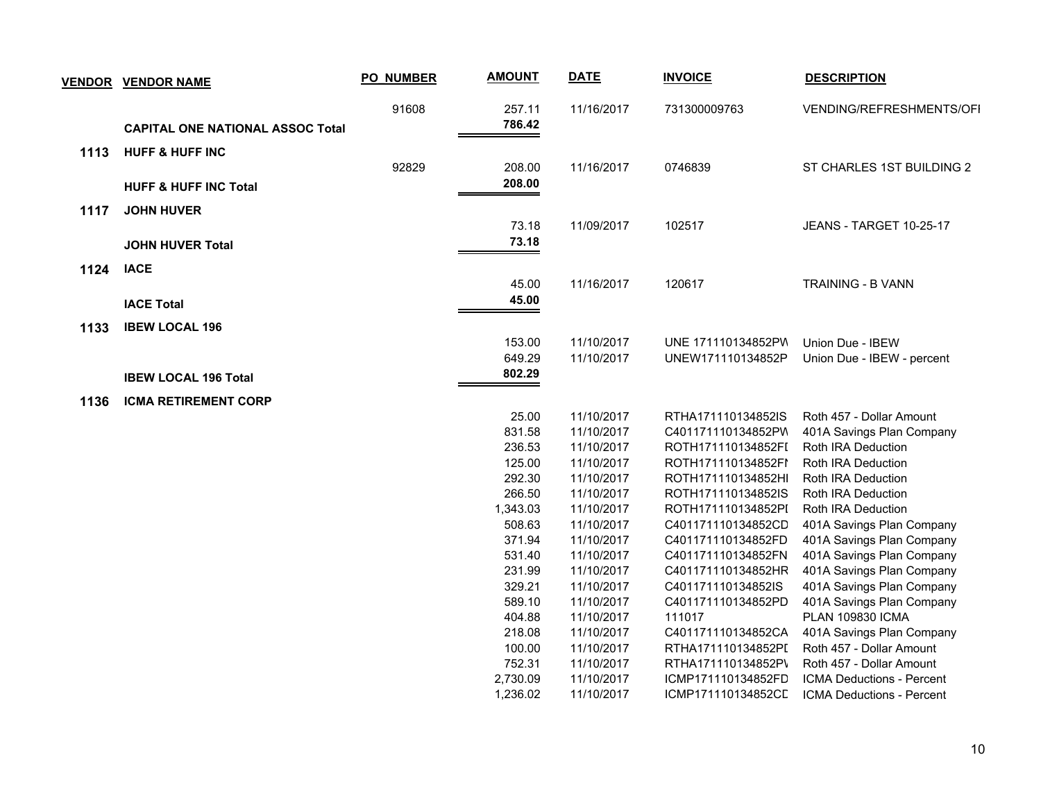| VENDOR | VENDOR NAME | PO_NUMBER | AMOUNT | DATE | INVOICE | DESCRIPTION |
|---|---|---|---|---|---|---|
| | | 91608 | 257.11 | 11/16/2017 | 731300009763 | VENDING/REFRESHMENTS/OFI |
| | **CAPITAL ONE NATIONAL ASSOC Total** | | **786.42** | | | |
| **1113** | **HUFF & HUFF INC** | | | | | |
| | | 92829 | 208.00 | 11/16/2017 | 0746839 | ST CHARLES 1ST BUILDING 2 |
| | **HUFF & HUFF INC Total** | | **208.00** | | | |
| **1117** | **JOHN HUVER** | | | | | |
| | | | 73.18 | 11/09/2017 | 102517 | JEANS - TARGET 10-25-17 |
| | **JOHN HUVER Total** | | **73.18** | | | |
| **1124** | **IACE** | | | | | |
| | | | 45.00 | 11/16/2017 | 120617 | TRAINING - B VANN |
| | **IACE Total** | | **45.00** | | | |
| **1133** | **IBEW LOCAL 196** | | | | | |
| | | | 153.00 | 11/10/2017 | UNE 171110134852PW | Union Due - IBEW |
| | | | 649.29 | 11/10/2017 | UNEW171110134852P | Union Due - IBEW - percent |
| | **IBEW LOCAL 196 Total** | | **802.29** | | | |
| **1136** | **ICMA RETIREMENT CORP** | | | | | |
| | | | 25.00 | 11/10/2017 | RTHA171110134852IS | Roth 457 - Dollar Amount |
| | | | 831.58 | 11/10/2017 | C401171110134852PW | 401A Savings Plan Company |
| | | | 236.53 | 11/10/2017 | ROTH171110134852FI | Roth IRA Deduction |
| | | | 125.00 | 11/10/2017 | ROTH171110134852FI | Roth IRA Deduction |
| | | | 292.30 | 11/10/2017 | ROTH171110134852HI | Roth IRA Deduction |
| | | | 266.50 | 11/10/2017 | ROTH171110134852IS | Roth IRA Deduction |
| | | | 1,343.03 | 11/10/2017 | ROTH171110134852PI | Roth IRA Deduction |
| | | | 508.63 | 11/10/2017 | C401171110134852CD | 401A Savings Plan Company |
| | | | 371.94 | 11/10/2017 | C401171110134852FD | 401A Savings Plan Company |
| | | | 531.40 | 11/10/2017 | C401171110134852FN | 401A Savings Plan Company |
| | | | 231.99 | 11/10/2017 | C401171110134852HR | 401A Savings Plan Company |
| | | | 329.21 | 11/10/2017 | C401171110134852IS | 401A Savings Plan Company |
| | | | 589.10 | 11/10/2017 | C401171110134852PD | 401A Savings Plan Company |
| | | | 404.88 | 11/10/2017 | 111017 | PLAN 109830 ICMA |
| | | | 218.08 | 11/10/2017 | C401171110134852CA | 401A Savings Plan Company |
| | | | 100.00 | 11/10/2017 | RTHA171110134852PI | Roth 457 - Dollar Amount |
| | | | 752.31 | 11/10/2017 | RTHA171110134852PV | Roth 457 - Dollar Amount |
| | | | 2,730.09 | 11/10/2017 | ICMP171110134852FD | ICMA Deductions - Percent |
| | | | 1,236.02 | 11/10/2017 | ICMP171110134852CD | ICMA Deductions - Percent |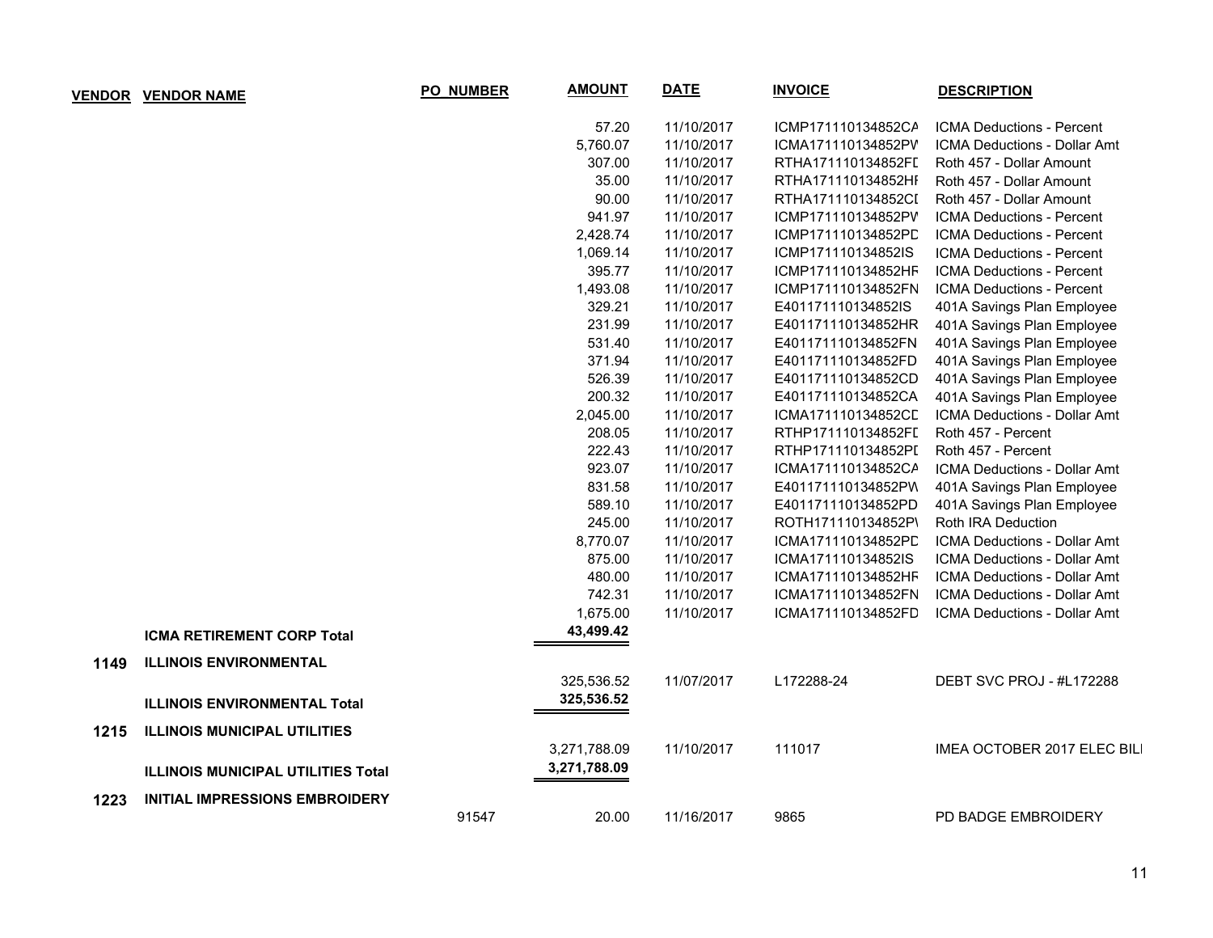| VENDOR | VENDOR NAME | PO_NUMBER | AMOUNT | DATE | INVOICE | DESCRIPTION |
|---|---|---|---|---|---|---|
| | | | 57.20 | 11/10/2017 | ICMP171110134852CA | ICMA Deductions - Percent |
| | | | 5,760.07 | 11/10/2017 | ICMA171110134852PW | ICMA Deductions - Dollar Amt |
| | | | 307.00 | 11/10/2017 | RTHA171110134852FD | Roth 457 - Dollar Amount |
| | | | 35.00 | 11/10/2017 | RTHA171110134852HF | Roth 457 - Dollar Amount |
| | | | 90.00 | 11/10/2017 | RTHA171110134852CD | Roth 457 - Dollar Amount |
| | | | 941.97 | 11/10/2017 | ICMP171110134852PW | ICMA Deductions - Percent |
| | | | 2,428.74 | 11/10/2017 | ICMP171110134852PD | ICMA Deductions - Percent |
| | | | 1,069.14 | 11/10/2017 | ICMP171110134852IS | ICMA Deductions - Percent |
| | | | 395.77 | 11/10/2017 | ICMP171110134852HF | ICMA Deductions - Percent |
| | | | 1,493.08 | 11/10/2017 | ICMP171110134852FN | ICMA Deductions - Percent |
| | | | 329.21 | 11/10/2017 | E401171110134852IS | 401A Savings Plan Employee |
| | | | 231.99 | 11/10/2017 | E401171110134852HR | 401A Savings Plan Employee |
| | | | 531.40 | 11/10/2017 | E401171110134852FN | 401A Savings Plan Employee |
| | | | 371.94 | 11/10/2017 | E401171110134852FD | 401A Savings Plan Employee |
| | | | 526.39 | 11/10/2017 | E401171110134852CD | 401A Savings Plan Employee |
| | | | 200.32 | 11/10/2017 | E401171110134852CA | 401A Savings Plan Employee |
| | | | 2,045.00 | 11/10/2017 | ICMA171110134852CD | ICMA Deductions - Dollar Amt |
| | | | 208.05 | 11/10/2017 | RTHP171110134852FD | Roth 457 - Percent |
| | | | 222.43 | 11/10/2017 | RTHP171110134852PD | Roth 457 - Percent |
| | | | 923.07 | 11/10/2017 | ICMA171110134852CA | ICMA Deductions - Dollar Amt |
| | | | 831.58 | 11/10/2017 | E401171110134852PW | 401A Savings Plan Employee |
| | | | 589.10 | 11/10/2017 | E401171110134852PD | 401A Savings Plan Employee |
| | | | 245.00 | 11/10/2017 | ROTH171110134852PV | Roth IRA Deduction |
| | | | 8,770.07 | 11/10/2017 | ICMA171110134852PD | ICMA Deductions - Dollar Amt |
| | | | 875.00 | 11/10/2017 | ICMA171110134852IS | ICMA Deductions - Dollar Amt |
| | | | 480.00 | 11/10/2017 | ICMA171110134852HF | ICMA Deductions - Dollar Amt |
| | | | 742.31 | 11/10/2017 | ICMA171110134852FN | ICMA Deductions - Dollar Amt |
| | | | 1,675.00 | 11/10/2017 | ICMA171110134852FD | ICMA Deductions - Dollar Amt |
| | **ICMA RETIREMENT CORP Total** | | **43,499.42** | | | |
| **1149** | **ILLINOIS ENVIRONMENTAL** | | | | | |
| | | | 325,536.52 | 11/07/2017 | L172288-24 | DEBT SVC PROJ - #L172288 |
| | **ILLINOIS ENVIRONMENTAL Total** | | **325,536.52** | | | |
| **1215** | **ILLINOIS MUNICIPAL UTILITIES** | | | | | |
| | | | 3,271,788.09 | 11/10/2017 | 111017 | IMEA OCTOBER 2017 ELEC BILL |
| | **ILLINOIS MUNICIPAL UTILITIES Total** | | **3,271,788.09** | | | |
| **1223** | **INITIAL IMPRESSIONS EMBROIDERY** | | | | | |
| | | 91547 | 20.00 | 11/16/2017 | 9865 | PD BADGE EMBROIDERY |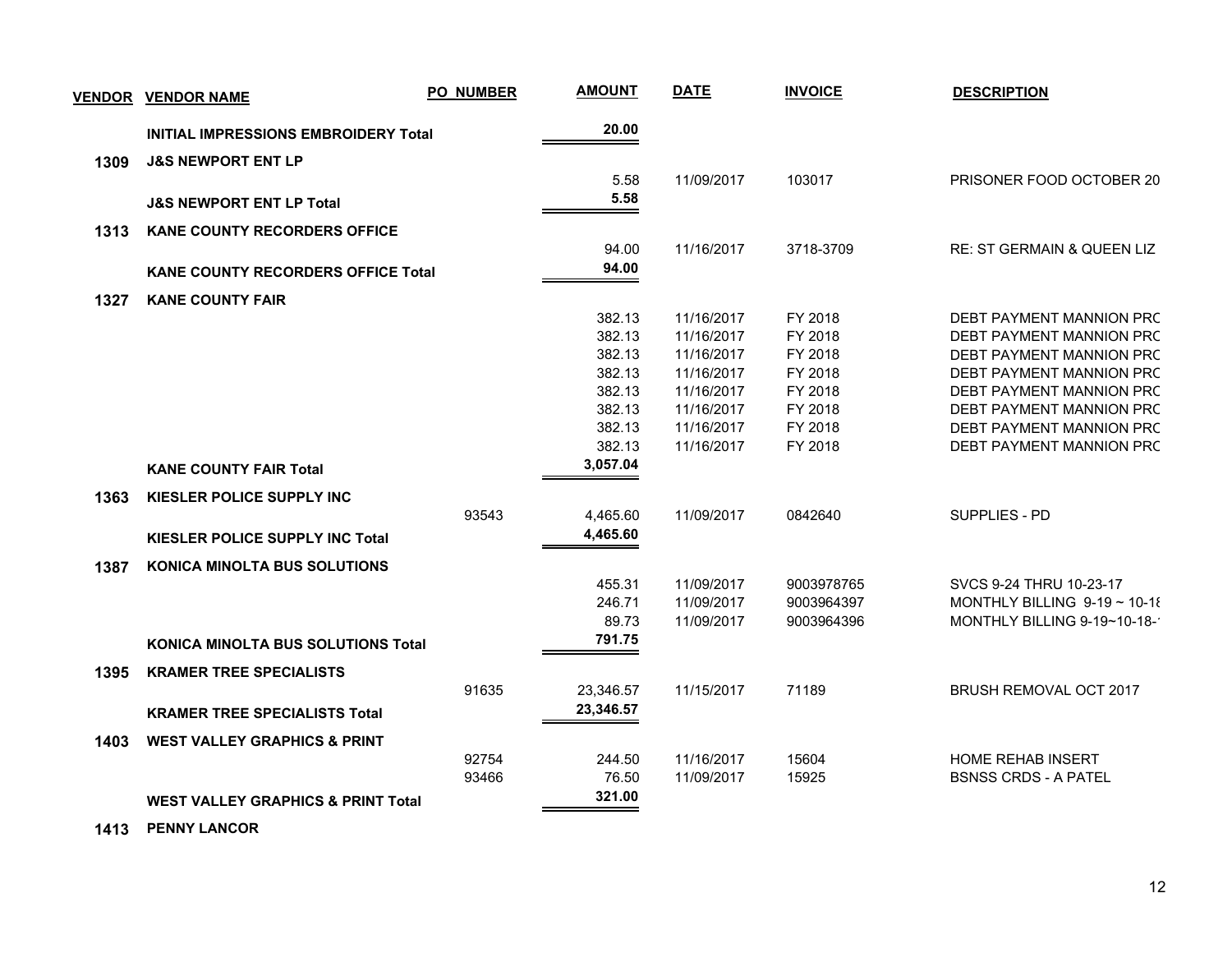| VENDOR | VENDOR NAME | PO NUMBER | AMOUNT | DATE | INVOICE | DESCRIPTION |
|---|---|---|---|---|---|---|
| | **INITIAL IMPRESSIONS EMBROIDERY Total** | | **20.00** | | | |
| **1309** | **J&S NEWPORT ENT LP** | | | | | |
| | | | 5.58 | 11/09/2017 | 103017 | PRISONER FOOD OCTOBER 20 |
| | **J&S NEWPORT ENT LP Total** | | **5.58** | | | |
| **1313** | **KANE COUNTY RECORDERS OFFICE** | | | | | |
| | | | 94.00 | 11/16/2017 | 3718-3709 | RE: ST GERMAIN & QUEEN LIZ |
| | **KANE COUNTY RECORDERS OFFICE Total** | | **94.00** | | | |
| **1327** | **KANE COUNTY FAIR** | | | | | |
| | | | 382.13 | 11/16/2017 | FY 2018 | DEBT PAYMENT MANNION PRC |
| | | | 382.13 | 11/16/2017 | FY 2018 | DEBT PAYMENT MANNION PRC |
| | | | 382.13 | 11/16/2017 | FY 2018 | DEBT PAYMENT MANNION PRC |
| | | | 382.13 | 11/16/2017 | FY 2018 | DEBT PAYMENT MANNION PRC |
| | | | 382.13 | 11/16/2017 | FY 2018 | DEBT PAYMENT MANNION PRC |
| | | | 382.13 | 11/16/2017 | FY 2018 | DEBT PAYMENT MANNION PRC |
| | | | 382.13 | 11/16/2017 | FY 2018 | DEBT PAYMENT MANNION PRC |
| | | | 382.13 | 11/16/2017 | FY 2018 | DEBT PAYMENT MANNION PRC |
| | **KANE COUNTY FAIR Total** | | **3,057.04** | | | |
| **1363** | **KIESLER POLICE SUPPLY INC** | | | | | |
| | | 93543 | 4,465.60 | 11/09/2017 | 0842640 | SUPPLIES - PD |
| | **KIESLER POLICE SUPPLY INC Total** | | **4,465.60** | | | |
| **1387** | **KONICA MINOLTA BUS SOLUTIONS** | | | | | |
| | | | 455.31 | 11/09/2017 | 9003978765 | SVCS 9-24 THRU 10-23-17 |
| | | | 246.71 | 11/09/2017 | 9003964397 | MONTHLY BILLING 9-19 ~ 10-18 |
| | | | 89.73 | 11/09/2017 | 9003964396 | MONTHLY BILLING 9-19~10-18-1 |
| | **KONICA MINOLTA BUS SOLUTIONS Total** | | **791.75** | | | |
| **1395** | **KRAMER TREE SPECIALISTS** | | | | | |
| | | 91635 | 23,346.57 | 11/15/2017 | 71189 | BRUSH REMOVAL OCT 2017 |
| | **KRAMER TREE SPECIALISTS Total** | | **23,346.57** | | | |
| **1403** | **WEST VALLEY GRAPHICS & PRINT** | | | | | |
| | | 92754 | 244.50 | 11/16/2017 | 15604 | HOME REHAB INSERT |
| | | 93466 | 76.50 | 11/09/2017 | 15925 | BSNSS CRDS - A PATEL |
| | **WEST VALLEY GRAPHICS & PRINT Total** | | **321.00** | | | |
| **1413** | **PENNY LANCOR** | | | | | |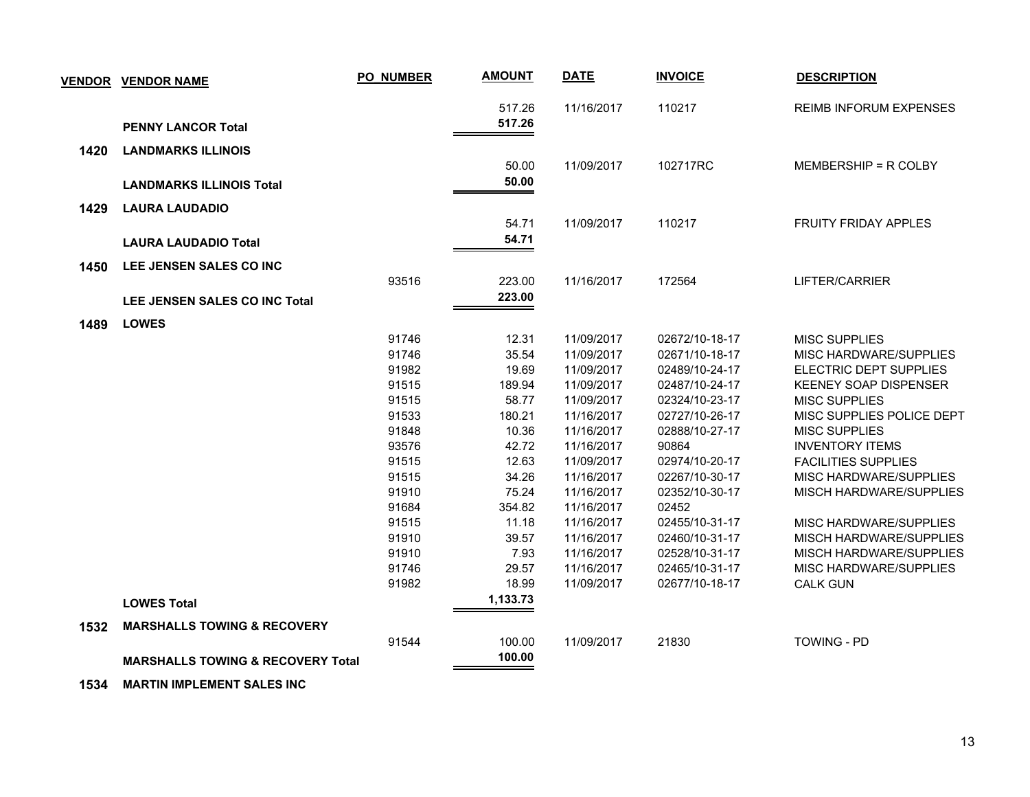| VENDOR | VENDOR NAME | PO NUMBER | AMOUNT | DATE | INVOICE | DESCRIPTION |
|---|---|---|---|---|---|---|
| | | | 517.26 | 11/16/2017 | 110217 | REIMB INFORUM EXPENSES |
| | **PENNY LANCOR Total** | | **517.26** | | | |
| **1420** | **LANDMARKS ILLINOIS** | | | | | |
| | | | 50.00 | 11/09/2017 | 102717RC | MEMBERSHIP = R COLBY |
| | **LANDMARKS ILLINOIS Total** | | **50.00** | | | |
| **1429** | **LAURA LAUDADIO** | | | | | |
| | | | 54.71 | 11/09/2017 | 110217 | FRUITY FRIDAY APPLES |
| | **LAURA LAUDADIO Total** | | **54.71** | | | |
| **1450** | **LEE JENSEN SALES CO INC** | | | | | |
| | | 93516 | 223.00 | 11/16/2017 | 172564 | LIFTER/CARRIER |
| | **LEE JENSEN SALES CO INC Total** | | **223.00** | | | |
| **1489** | **LOWES** | | | | | |
| | | 91746 | 12.31 | 11/09/2017 | 02672/10-18-17 | MISC SUPPLIES |
| | | 91746 | 35.54 | 11/09/2017 | 02671/10-18-17 | MISC HARDWARE/SUPPLIES |
| | | 91982 | 19.69 | 11/09/2017 | 02489/10-24-17 | ELECTRIC DEPT SUPPLIES |
| | | 91515 | 189.94 | 11/09/2017 | 02487/10-24-17 | KEENEY SOAP DISPENSER |
| | | 91515 | 58.77 | 11/09/2017 | 02324/10-23-17 | MISC SUPPLIES |
| | | 91533 | 180.21 | 11/16/2017 | 02727/10-26-17 | MISC SUPPLIES POLICE DEPT |
| | | 91848 | 10.36 | 11/16/2017 | 02888/10-27-17 | MISC SUPPLIES |
| | | 93576 | 42.72 | 11/16/2017 | 90864 | INVENTORY ITEMS |
| | | 91515 | 12.63 | 11/09/2017 | 02974/10-20-17 | FACILITIES SUPPLIES |
| | | 91515 | 34.26 | 11/16/2017 | 02267/10-30-17 | MISC HARDWARE/SUPPLIES |
| | | 91910 | 75.24 | 11/16/2017 | 02352/10-30-17 | MISCH HARDWARE/SUPPLIES |
| | | 91684 | 354.82 | 11/16/2017 | 02452 | |
| | | 91515 | 11.18 | 11/16/2017 | 02455/10-31-17 | MISC HARDWARE/SUPPLIES |
| | | 91910 | 39.57 | 11/16/2017 | 02460/10-31-17 | MISCH HARDWARE/SUPPLIES |
| | | 91910 | 7.93 | 11/16/2017 | 02528/10-31-17 | MISCH HARDWARE/SUPPLIES |
| | | 91746 | 29.57 | 11/16/2017 | 02465/10-31-17 | MISC HARDWARE/SUPPLIES |
| | | 91982 | 18.99 | 11/09/2017 | 02677/10-18-17 | CALK GUN |
| | **LOWES Total** | | **1,133.73** | | | |
| **1532** | **MARSHALLS TOWING & RECOVERY** | | | | | |
| | | 91544 | 100.00 | 11/09/2017 | 21830 | TOWING - PD |
| | **MARSHALLS TOWING & RECOVERY Total** | | **100.00** | | | |
| **1534** | **MARTIN IMPLEMENT SALES INC** | | | | | |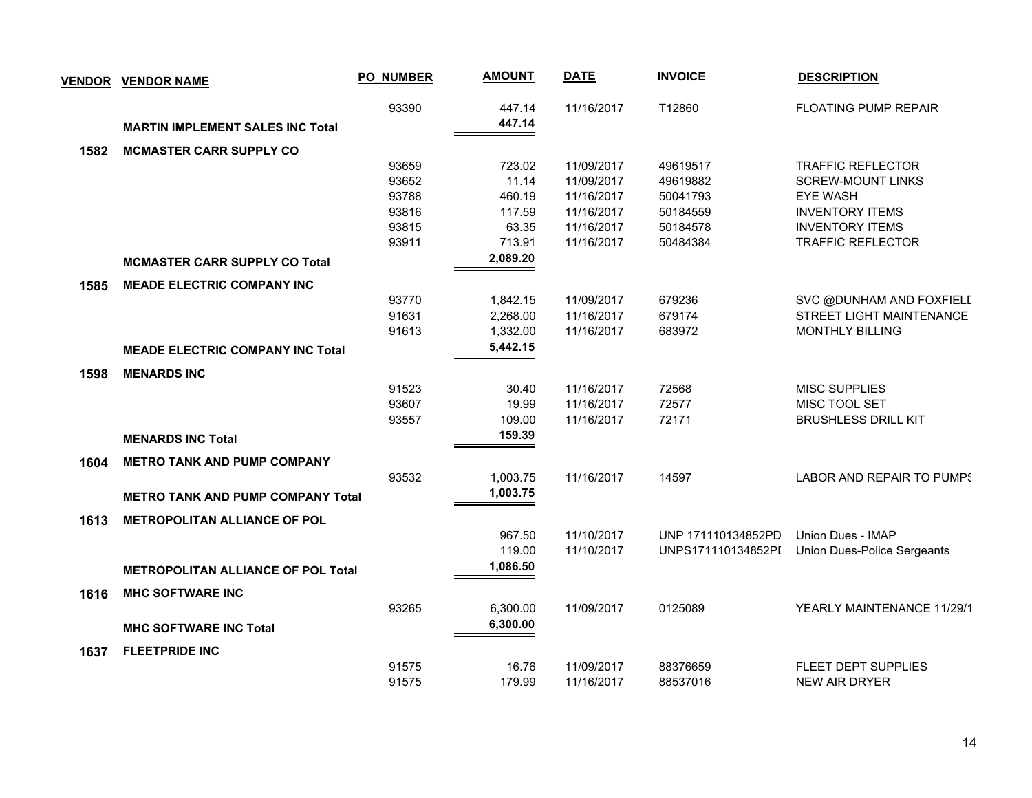| VENDOR | VENDOR NAME | PO_NUMBER | AMOUNT | DATE | INVOICE | DESCRIPTION |
|---|---|---|---|---|---|---|
| | | 93390 | 447.14 | 11/16/2017 | T12860 | FLOATING PUMP REPAIR |
| | **MARTIN IMPLEMENT SALES INC Total** | | **447.14** | | | |
| **1582** | **MCMASTER CARR SUPPLY CO** | | | | | |
| | | 93659 | 723.02 | 11/09/2017 | 49619517 | TRAFFIC REFLECTOR |
| | | 93652 | 11.14 | 11/09/2017 | 49619882 | SCREW-MOUNT LINKS |
| | | 93788 | 460.19 | 11/16/2017 | 50041793 | EYE WASH |
| | | 93816 | 117.59 | 11/16/2017 | 50184559 | INVENTORY ITEMS |
| | | 93815 | 63.35 | 11/16/2017 | 50184578 | INVENTORY ITEMS |
| | | 93911 | 713.91 | 11/16/2017 | 50484384 | TRAFFIC REFLECTOR |
| | **MCMASTER CARR SUPPLY CO Total** | | **2,089.20** | | | |
| **1585** | **MEADE ELECTRIC COMPANY INC** | | | | | |
| | | 93770 | 1,842.15 | 11/09/2017 | 679236 | SVC @DUNHAM AND FOXFIELD |
| | | 91631 | 2,268.00 | 11/16/2017 | 679174 | STREET LIGHT MAINTENANCE |
| | | 91613 | 1,332.00 | 11/16/2017 | 683972 | MONTHLY BILLING |
| | **MEADE ELECTRIC COMPANY INC Total** | | **5,442.15** | | | |
| **1598** | **MENARDS INC** | | | | | |
| | | 91523 | 30.40 | 11/16/2017 | 72568 | MISC SUPPLIES |
| | | 93607 | 19.99 | 11/16/2017 | 72577 | MISC TOOL SET |
| | | 93557 | 109.00 | 11/16/2017 | 72171 | BRUSHLESS DRILL KIT |
| | **MENARDS INC Total** | | **159.39** | | | |
| **1604** | **METRO TANK AND PUMP COMPANY** | | | | | |
| | | 93532 | 1,003.75 | 11/16/2017 | 14597 | LABOR AND REPAIR TO PUMPS |
| | **METRO TANK AND PUMP COMPANY Total** | | **1,003.75** | | | |
| **1613** | **METROPOLITAN ALLIANCE OF POL** | | | | | |
| | | | 967.50 | 11/10/2017 | UNP 171110134852PD | Union Dues - IMAP |
| | | | 119.00 | 11/10/2017 | UNPS171110134852PD | Union Dues-Police Sergeants |
| | **METROPOLITAN ALLIANCE OF POL Total** | | **1,086.50** | | | |
| **1616** | **MHC SOFTWARE INC** | | | | | |
| | | 93265 | 6,300.00 | 11/09/2017 | 0125089 | YEARLY MAINTENANCE 11/29/1 |
| | **MHC SOFTWARE INC Total** | | **6,300.00** | | | |
| **1637** | **FLEETPRIDE INC** | | | | | |
| | | 91575 | 16.76 | 11/09/2017 | 88376659 | FLEET DEPT SUPPLIES |
| | | 91575 | 179.99 | 11/16/2017 | 88537016 | NEW AIR DRYER |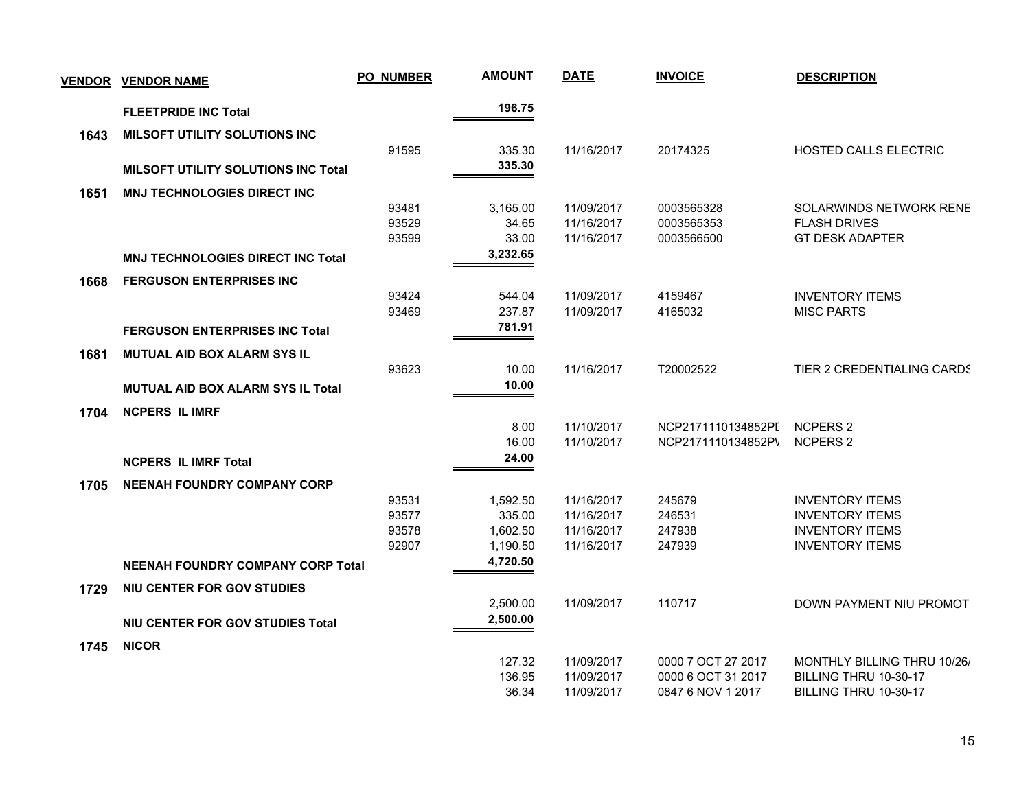| VENDOR | VENDOR NAME | PO NUMBER | AMOUNT | DATE | INVOICE | DESCRIPTION |
|---|---|---|---|---|---|---|
| | **FLEETPRIDE INC Total** | | **196.75** | | | |
| **1643** | **MILSOFT UTILITY SOLUTIONS INC** | | | | | |
| | | 91595 | 335.30 | 11/16/2017 | 20174325 | HOSTED CALLS ELECTRIC |
| | **MILSOFT UTILITY SOLUTIONS INC Total** | | **335.30** | | | |
| **1651** | **MNJ TECHNOLOGIES DIRECT INC** | | | | | |
| | | 93481 | 3,165.00 | 11/09/2017 | 0003565328 | SOLARWINDS NETWORK RENE |
| | | 93529 | 34.65 | 11/16/2017 | 0003565353 | FLASH DRIVES |
| | | 93599 | 33.00 | 11/16/2017 | 0003566500 | GT DESK ADAPTER |
| | **MNJ TECHNOLOGIES DIRECT INC Total** | | **3,232.65** | | | |
| **1668** | **FERGUSON ENTERPRISES INC** | | | | | |
| | | 93424 | 544.04 | 11/09/2017 | 4159467 | INVENTORY ITEMS |
| | | 93469 | 237.87 | 11/09/2017 | 4165032 | MISC PARTS |
| | **FERGUSON ENTERPRISES INC Total** | | **781.91** | | | |
| **1681** | **MUTUAL AID BOX ALARM SYS IL** | | | | | |
| | | 93623 | 10.00 | 11/16/2017 | T20002522 | TIER 2 CREDENTIALING CARDS |
| | **MUTUAL AID BOX ALARM SYS IL Total** | | **10.00** | | | |
| **1704** | **NCPERS IL IMRF** | | | | | |
| | | | 8.00 | 11/10/2017 | NCP2171110134852PI | NCPERS 2 |
| | | | 16.00 | 11/10/2017 | NCP2171110134852PV | NCPERS 2 |
| | **NCPERS IL IMRF Total** | | **24.00** | | | |
| **1705** | **NEENAH FOUNDRY COMPANY CORP** | | | | | |
| | | 93531 | 1,592.50 | 11/16/2017 | 245679 | INVENTORY ITEMS |
| | | 93577 | 335.00 | 11/16/2017 | 246531 | INVENTORY ITEMS |
| | | 93578 | 1,602.50 | 11/16/2017 | 247938 | INVENTORY ITEMS |
| | | 92907 | 1,190.50 | 11/16/2017 | 247939 | INVENTORY ITEMS |
| | **NEENAH FOUNDRY COMPANY CORP Total** | | **4,720.50** | | | |
| **1729** | **NIU CENTER FOR GOV STUDIES** | | | | | |
| | | | 2,500.00 | 11/09/2017 | 110717 | DOWN PAYMENT NIU PROMOT |
| | **NIU CENTER FOR GOV STUDIES Total** | | **2,500.00** | | | |
| **1745** | **NICOR** | | | | | |
| | | | 127.32 | 11/09/2017 | 0000 7 OCT 27 2017 | MONTHLY BILLING THRU 10/26/ |
| | | | 136.95 | 11/09/2017 | 0000 6 OCT 31 2017 | BILLING THRU 10-30-17 |
| | | | 36.34 | 11/09/2017 | 0847 6 NOV 1 2017 | BILLING THRU 10-30-17 |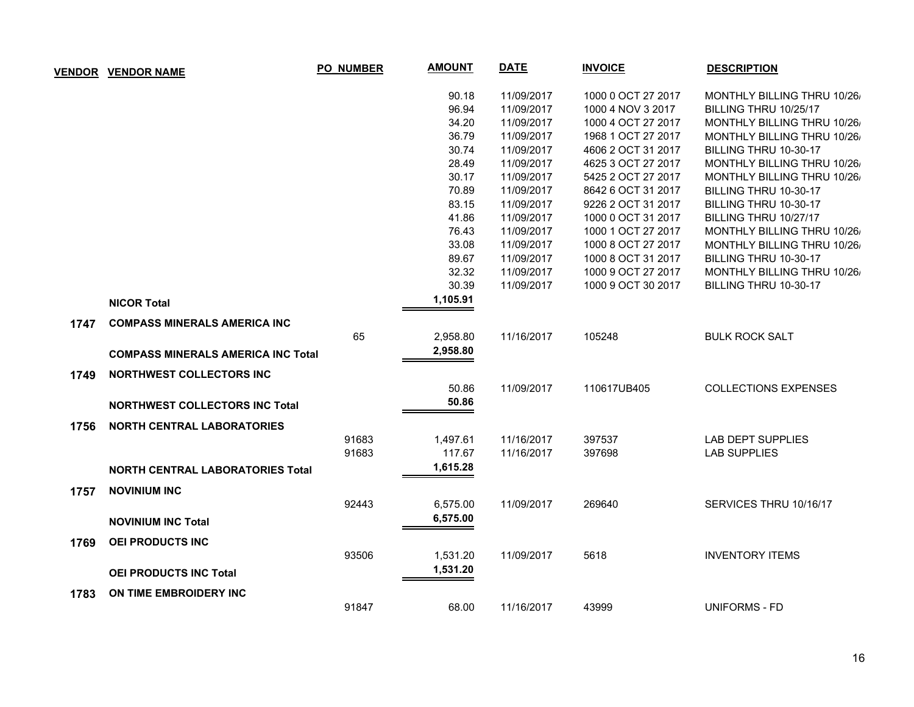| VENDOR | VENDOR NAME | PO NUMBER | AMOUNT | DATE | INVOICE | DESCRIPTION |
|---|---|---|---|---|---|---|
| | | | 90.18 | 11/09/2017 | 1000 0 OCT 27 2017 | MONTHLY BILLING THRU 10/26/ |
| | | | 96.94 | 11/09/2017 | 1000 4 NOV 3 2017 | BILLING THRU 10/25/17 |
| | | | 34.20 | 11/09/2017 | 1000 4 OCT 27 2017 | MONTHLY BILLING THRU 10/26/ |
| | | | 36.79 | 11/09/2017 | 1968 1 OCT 27 2017 | MONTHLY BILLING THRU 10/26/ |
| | | | 30.74 | 11/09/2017 | 4606 2 OCT 31 2017 | BILLING THRU 10-30-17 |
| | | | 28.49 | 11/09/2017 | 4625 3 OCT 27 2017 | MONTHLY BILLING THRU 10/26/ |
| | | | 30.17 | 11/09/2017 | 5425 2 OCT 27 2017 | MONTHLY BILLING THRU 10/26/ |
| | | | 70.89 | 11/09/2017 | 8642 6 OCT 31 2017 | BILLING THRU 10-30-17 |
| | | | 83.15 | 11/09/2017 | 9226 2 OCT 31 2017 | BILLING THRU 10-30-17 |
| | | | 41.86 | 11/09/2017 | 1000 0 OCT 31 2017 | BILLING THRU 10/27/17 |
| | | | 76.43 | 11/09/2017 | 1000 1 OCT 27 2017 | MONTHLY BILLING THRU 10/26/ |
| | | | 33.08 | 11/09/2017 | 1000 8 OCT 27 2017 | MONTHLY BILLING THRU 10/26/ |
| | | | 89.67 | 11/09/2017 | 1000 8 OCT 31 2017 | BILLING THRU 10-30-17 |
| | | | 32.32 | 11/09/2017 | 1000 9 OCT 27 2017 | MONTHLY BILLING THRU 10/26/ |
| | | | 30.39 | 11/09/2017 | 1000 9 OCT 30 2017 | BILLING THRU 10-30-17 |
| | **NICOR Total** | | **1,105.91** | | | |
| **1747** | **COMPASS MINERALS AMERICA INC** | | | | | |
| | | 65 | 2,958.80 | 11/16/2017 | 105248 | BULK ROCK SALT |
| | **COMPASS MINERALS AMERICA INC Total** | | **2,958.80** | | | |
| **1749** | **NORTHWEST COLLECTORS INC** | | | | | |
| | | | 50.86 | 11/09/2017 | 110617UB405 | COLLECTIONS EXPENSES |
| | **NORTHWEST COLLECTORS INC Total** | | **50.86** | | | |
| **1756** | **NORTH CENTRAL LABORATORIES** | | | | | |
| | | 91683 | 1,497.61 | 11/16/2017 | 397537 | LAB DEPT SUPPLIES |
| | | 91683 | 117.67 | 11/16/2017 | 397698 | LAB SUPPLIES |
| | **NORTH CENTRAL LABORATORIES Total** | | **1,615.28** | | | |
| **1757** | **NOVINIUM INC** | | | | | |
| | | 92443 | 6,575.00 | 11/09/2017 | 269640 | SERVICES THRU 10/16/17 |
| | **NOVINIUM INC Total** | | **6,575.00** | | | |
| **1769** | **OEI PRODUCTS INC** | | | | | |
| | | 93506 | 1,531.20 | 11/09/2017 | 5618 | INVENTORY ITEMS |
| | **OEI PRODUCTS INC Total** | | **1,531.20** | | | |
| **1783** | **ON TIME EMBROIDERY INC** | | | | | |
| | | 91847 | 68.00 | 11/16/2017 | 43999 | UNIFORMS - FD |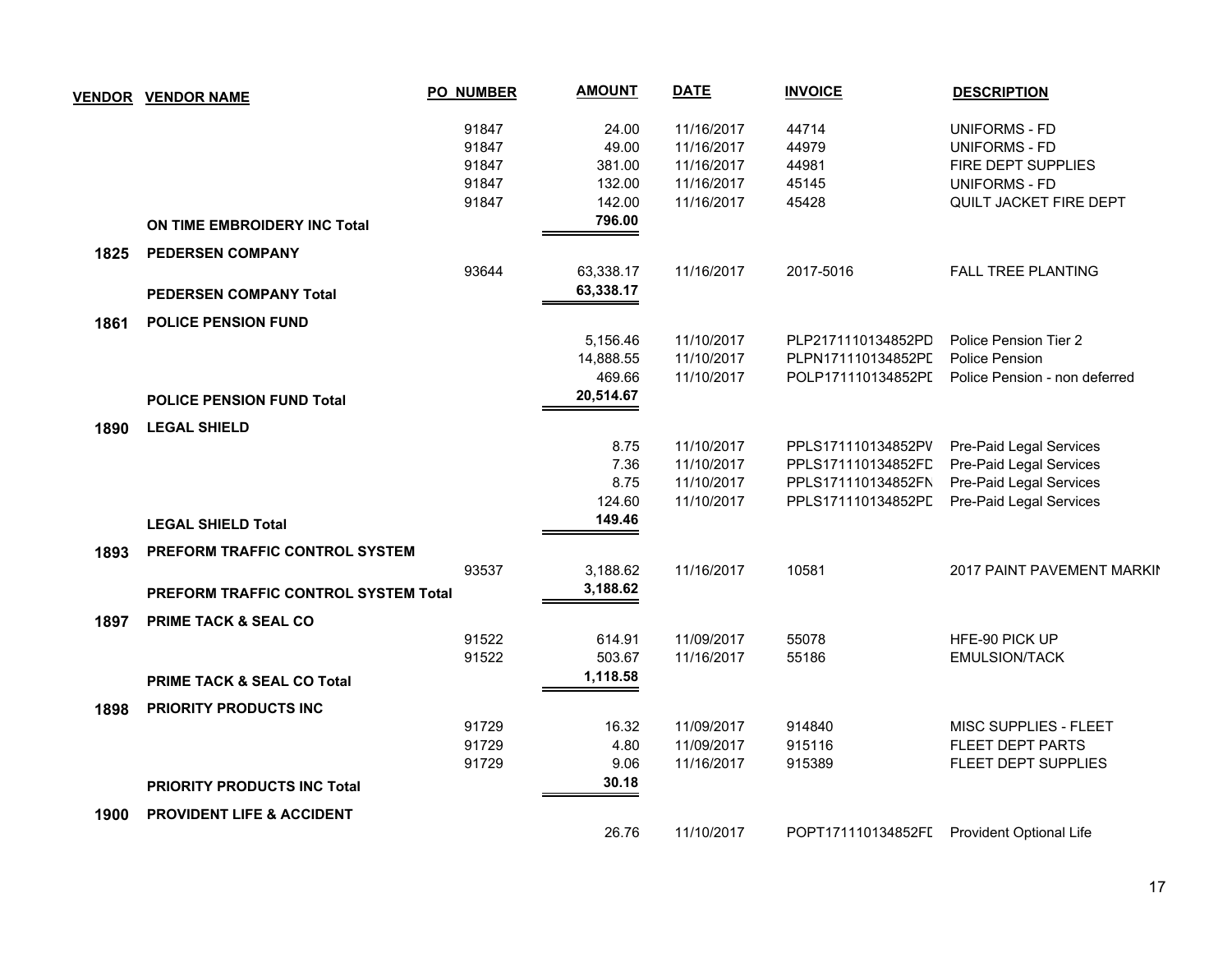| VENDOR | VENDOR NAME | PO_NUMBER | AMOUNT | DATE | INVOICE | DESCRIPTION |
|---|---|---|---|---|---|---|
| | | 91847 | 24.00 | 11/16/2017 | 44714 | UNIFORMS - FD |
| | | 91847 | 49.00 | 11/16/2017 | 44979 | UNIFORMS - FD |
| | | 91847 | 381.00 | 11/16/2017 | 44981 | FIRE DEPT SUPPLIES |
| | | 91847 | 132.00 | 11/16/2017 | 45145 | UNIFORMS - FD |
| | | 91847 | 142.00 | 11/16/2017 | 45428 | QUILT JACKET FIRE DEPT |
| | **ON TIME EMBROIDERY INC Total** | | **796.00** | | | |
| **1825** | **PEDERSEN COMPANY** | | | | | |
| | | 93644 | 63,338.17 | 11/16/2017 | 2017-5016 | FALL TREE PLANTING |
| | **PEDERSEN COMPANY Total** | | **63,338.17** | | | |
| **1861** | **POLICE PENSION FUND** | | | | | |
| | | | 5,156.46 | 11/10/2017 | PLP2171110134852PD | Police Pension Tier 2 |
| | | | 14,888.55 | 11/10/2017 | PLPN171110134852PD | Police Pension |
| | | | 469.66 | 11/10/2017 | POLP171110134852PD | Police Pension - non deferred |
| | **POLICE PENSION FUND Total** | | **20,514.67** | | | |
| **1890** | **LEGAL SHIELD** | | | | | |
| | | | 8.75 | 11/10/2017 | PPLS171110134852PV | Pre-Paid Legal Services |
| | | | 7.36 | 11/10/2017 | PPLS171110134852FD | Pre-Paid Legal Services |
| | | | 8.75 | 11/10/2017 | PPLS171110134852FN | Pre-Paid Legal Services |
| | | | 124.60 | 11/10/2017 | PPLS171110134852PD | Pre-Paid Legal Services |
| | **LEGAL SHIELD Total** | | **149.46** | | | |
| **1893** | **PREFORM TRAFFIC CONTROL SYSTEM** | | | | | |
| | | 93537 | 3,188.62 | 11/16/2017 | 10581 | 2017 PAINT PAVEMENT MARKIN |
| | **PREFORM TRAFFIC CONTROL SYSTEM Total** | | **3,188.62** | | | |
| **1897** | **PRIME TACK & SEAL CO** | | | | | |
| | | 91522 | 614.91 | 11/09/2017 | 55078 | HFE-90 PICK UP |
| | | 91522 | 503.67 | 11/16/2017 | 55186 | EMULSION/TACK |
| | **PRIME TACK & SEAL CO Total** | | **1,118.58** | | | |
| **1898** | **PRIORITY PRODUCTS INC** | | | | | |
| | | 91729 | 16.32 | 11/09/2017 | 914840 | MISC SUPPLIES - FLEET |
| | | 91729 | 4.80 | 11/09/2017 | 915116 | FLEET DEPT PARTS |
| | | 91729 | 9.06 | 11/16/2017 | 915389 | FLEET DEPT SUPPLIES |
| | **PRIORITY PRODUCTS INC Total** | | **30.18** | | | |
| **1900** | **PROVIDENT LIFE & ACCIDENT** | | | | | |
| | | | 26.76 | 11/10/2017 | POPT171110134852FD | Provident Optional Life |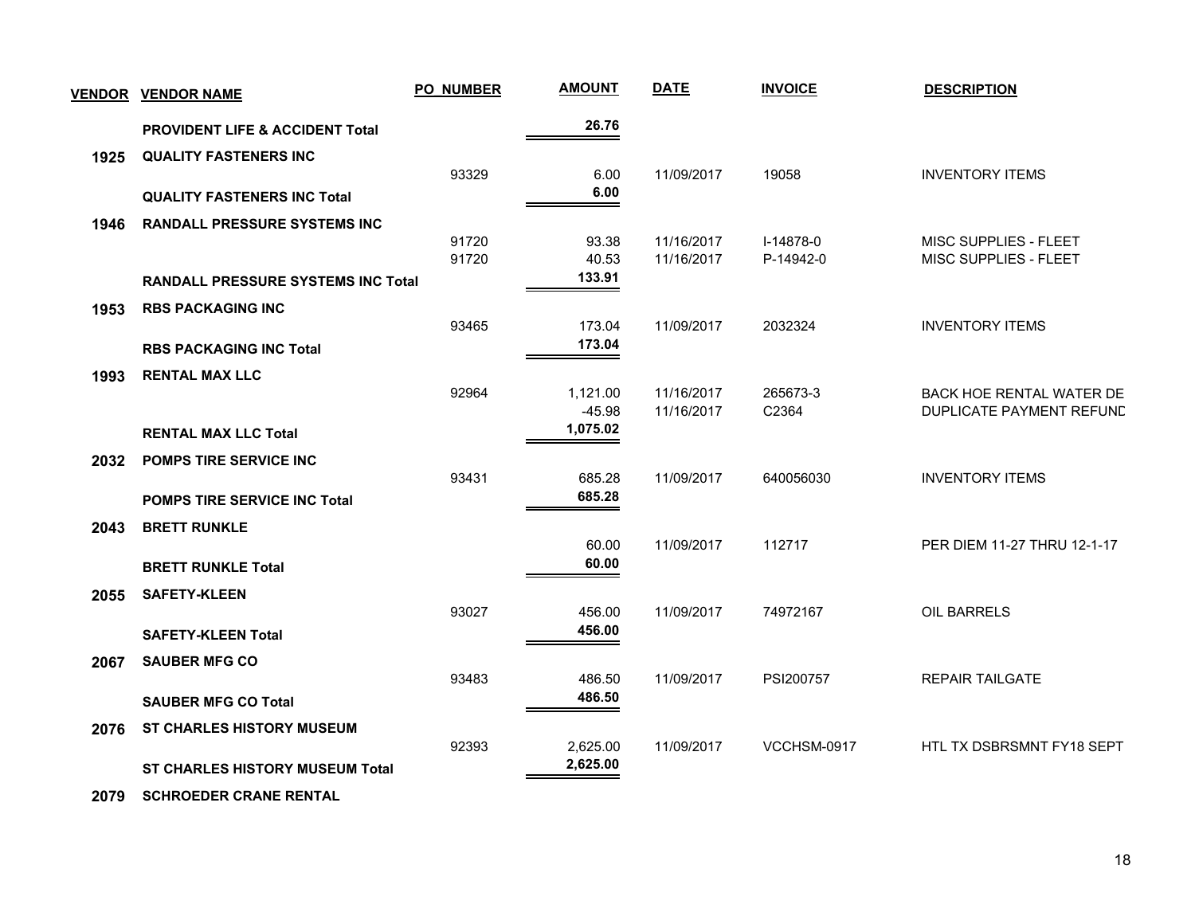| VENDOR | VENDOR NAME | PO NUMBER | AMOUNT | DATE | INVOICE | DESCRIPTION |
|---|---|---|---|---|---|---|
| | **PROVIDENT LIFE & ACCIDENT Total** | | **26.76** | | | |
| **1925** | **QUALITY FASTENERS INC** | | | | | |
| | | 93329 | 6.00 | 11/09/2017 | 19058 | INVENTORY ITEMS |
| | **QUALITY FASTENERS INC Total** | | **6.00** | | | |
| **1946** | **RANDALL PRESSURE SYSTEMS INC** | | | | | |
| | | 91720 | 93.38 | 11/16/2017 | I-14878-0 | MISC SUPPLIES - FLEET |
| | | 91720 | 40.53 | 11/16/2017 | P-14942-0 | MISC SUPPLIES - FLEET |
| | **RANDALL PRESSURE SYSTEMS INC Total** | | **133.91** | | | |
| **1953** | **RBS PACKAGING INC** | | | | | |
| | | 93465 | 173.04 | 11/09/2017 | 2032324 | INVENTORY ITEMS |
| | **RBS PACKAGING INC Total** | | **173.04** | | | |
| **1993** | **RENTAL MAX LLC** | | | | | |
| | | 92964 | 1,121.00 | 11/16/2017 | 265673-3 | BACK HOE RENTAL WATER DE |
| | | | -45.98 | 11/16/2017 | C2364 | DUPLICATE PAYMENT REFUND |
| | **RENTAL MAX LLC Total** | | **1,075.02** | | | |
| **2032** | **POMPS TIRE SERVICE INC** | | | | | |
| | | 93431 | 685.28 | 11/09/2017 | 640056030 | INVENTORY ITEMS |
| | **POMPS TIRE SERVICE INC Total** | | **685.28** | | | |
| **2043** | **BRETT RUNKLE** | | | | | |
| | | | 60.00 | 11/09/2017 | 112717 | PER DIEM 11-27 THRU 12-1-17 |
| | **BRETT RUNKLE Total** | | **60.00** | | | |
| **2055** | **SAFETY-KLEEN** | | | | | |
| | | 93027 | 456.00 | 11/09/2017 | 74972167 | OIL BARRELS |
| | **SAFETY-KLEEN Total** | | **456.00** | | | |
| **2067** | **SAUBER MFG CO** | | | | | |
| | | 93483 | 486.50 | 11/09/2017 | PSI200757 | REPAIR TAILGATE |
| | **SAUBER MFG CO Total** | | **486.50** | | | |
| **2076** | **ST CHARLES HISTORY MUSEUM** | | | | | |
| | | 92393 | 2,625.00 | 11/09/2017 | VCCHSM-0917 | HTL TX DSBRSMNT FY18 SEPT |
| | **ST CHARLES HISTORY MUSEUM Total** | | **2,625.00** | | | |
| **2079** | **SCHROEDER CRANE RENTAL** | | | | | |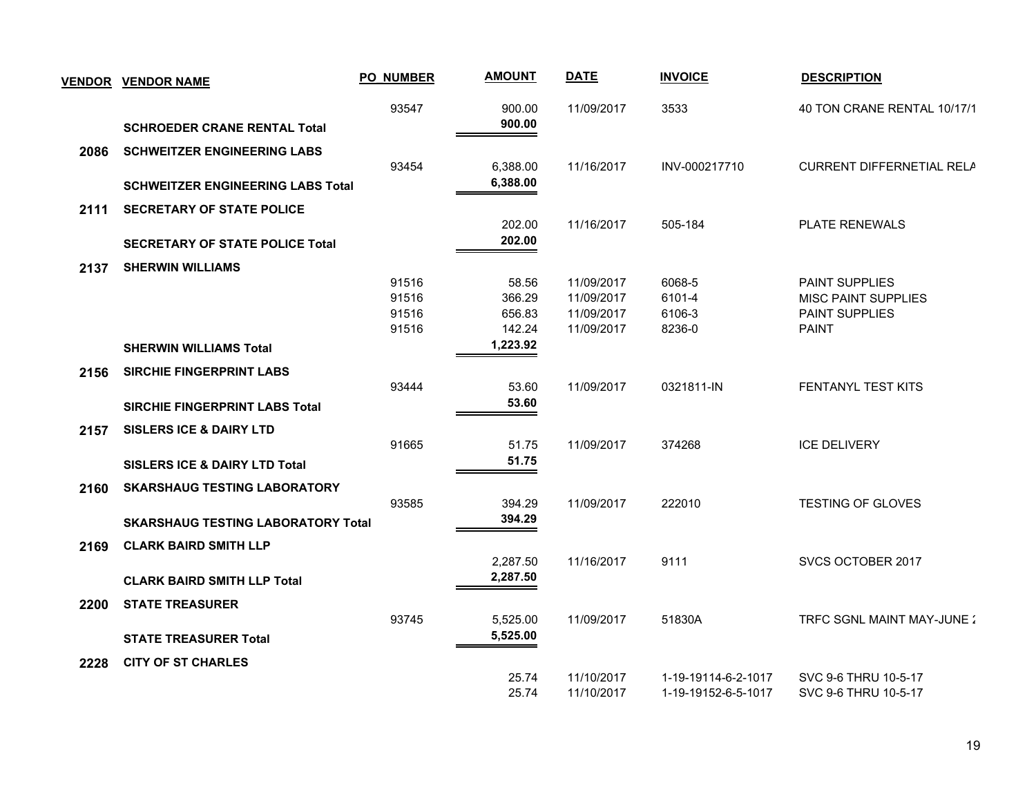| VENDOR | VENDOR NAME | PO NUMBER | AMOUNT | DATE | INVOICE | DESCRIPTION |
|---|---|---|---|---|---|---|
| | | 93547 | 900.00 | 11/09/2017 | 3533 | 40 TON CRANE RENTAL 10/17/1 |
| | **SCHROEDER CRANE RENTAL Total** | | **900.00** | | | |
| **2086** | **SCHWEITZER ENGINEERING LABS** | | | | | |
| | | 93454 | 6,388.00 | 11/16/2017 | INV-000217710 | CURRENT DIFFERNETIAL RELA |
| | **SCHWEITZER ENGINEERING LABS Total** | | **6,388.00** | | | |
| **2111** | **SECRETARY OF STATE POLICE** | | | | | |
| | | | 202.00 | 11/16/2017 | 505-184 | PLATE RENEWALS |
| | **SECRETARY OF STATE POLICE Total** | | **202.00** | | | |
| **2137** | **SHERWIN WILLIAMS** | | | | | |
| | | 91516 | 58.56 | 11/09/2017 | 6068-5 | PAINT SUPPLIES |
| | | 91516 | 366.29 | 11/09/2017 | 6101-4 | MISC PAINT SUPPLIES |
| | | 91516 | 656.83 | 11/09/2017 | 6106-3 | PAINT SUPPLIES |
| | | 91516 | 142.24 | 11/09/2017 | 8236-0 | PAINT |
| | **SHERWIN WILLIAMS Total** | | **1,223.92** | | | |
| **2156** | **SIRCHIE FINGERPRINT LABS** | | | | | |
| | | 93444 | 53.60 | 11/09/2017 | 0321811-IN | FENTANYL TEST KITS |
| | **SIRCHIE FINGERPRINT LABS Total** | | **53.60** | | | |
| **2157** | **SISLERS ICE & DAIRY LTD** | | | | | |
| | | 91665 | 51.75 | 11/09/2017 | 374268 | ICE DELIVERY |
| | **SISLERS ICE & DAIRY LTD Total** | | **51.75** | | | |
| **2160** | **SKARSHAUG TESTING LABORATORY** | | | | | |
| | | 93585 | 394.29 | 11/09/2017 | 222010 | TESTING OF GLOVES |
| | **SKARSHAUG TESTING LABORATORY Total** | | **394.29** | | | |
| **2169** | **CLARK BAIRD SMITH LLP** | | | | | |
| | | | 2,287.50 | 11/16/2017 | 9111 | SVCS OCTOBER 2017 |
| | **CLARK BAIRD SMITH LLP Total** | | **2,287.50** | | | |
| **2200** | **STATE TREASURER** | | | | | |
| | | 93745 | 5,525.00 | 11/09/2017 | 51830A | TRFC SGNL MAINT MAY-JUNE 2 |
| | **STATE TREASURER Total** | | **5,525.00** | | | |
| **2228** | **CITY OF ST CHARLES** | | | | | |
| | | | 25.74 | 11/10/2017 | 1-19-19114-6-2-1017 | SVC 9-6 THRU 10-5-17 |
| | | | 25.74 | 11/10/2017 | 1-19-19152-6-5-1017 | SVC 9-6 THRU 10-5-17 |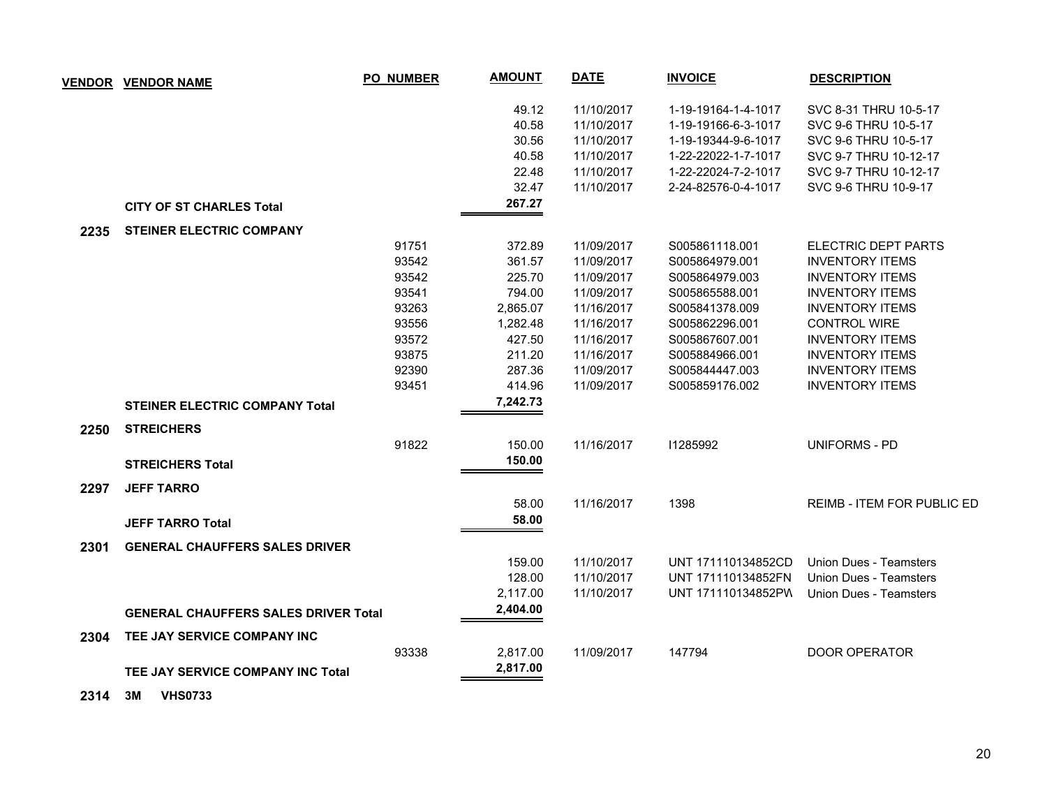| VENDOR | VENDOR NAME | PO_NUMBER | AMOUNT | DATE | INVOICE | DESCRIPTION |
|---|---|---|---|---|---|---|
| | | | 49.12 | 11/10/2017 | 1-19-19164-1-4-1017 | SVC 8-31 THRU 10-5-17 |
| | | | 40.58 | 11/10/2017 | 1-19-19166-6-3-1017 | SVC 9-6 THRU 10-5-17 |
| | | | 30.56 | 11/10/2017 | 1-19-19344-9-6-1017 | SVC 9-6 THRU 10-5-17 |
| | | | 40.58 | 11/10/2017 | 1-22-22022-1-7-1017 | SVC 9-7 THRU 10-12-17 |
| | | | 22.48 | 11/10/2017 | 1-22-22024-7-2-1017 | SVC 9-7 THRU 10-12-17 |
| | | | 32.47 | 11/10/2017 | 2-24-82576-0-4-1017 | SVC 9-6 THRU 10-9-17 |
| | **CITY OF ST CHARLES Total** | | **267.27** | | | |
| **2235** | **STEINER ELECTRIC COMPANY** | | | | | |
| | | 91751 | 372.89 | 11/09/2017 | S005861118.001 | ELECTRIC DEPT PARTS |
| | | 93542 | 361.57 | 11/09/2017 | S005864979.001 | INVENTORY ITEMS |
| | | 93542 | 225.70 | 11/09/2017 | S005864979.003 | INVENTORY ITEMS |
| | | 93541 | 794.00 | 11/09/2017 | S005865588.001 | INVENTORY ITEMS |
| | | 93263 | 2,865.07 | 11/16/2017 | S005841378.009 | INVENTORY ITEMS |
| | | 93556 | 1,282.48 | 11/16/2017 | S005862296.001 | CONTROL WIRE |
| | | 93572 | 427.50 | 11/16/2017 | S005867607.001 | INVENTORY ITEMS |
| | | 93875 | 211.20 | 11/16/2017 | S005884966.001 | INVENTORY ITEMS |
| | | 92390 | 287.36 | 11/09/2017 | S005844447.003 | INVENTORY ITEMS |
| | | 93451 | 414.96 | 11/09/2017 | S005859176.002 | INVENTORY ITEMS |
| | **STEINER ELECTRIC COMPANY Total** | | **7,242.73** | | | |
| **2250** | **STREICHERS** | | | | | |
| | | 91822 | 150.00 | 11/16/2017 | I1285992 | UNIFORMS - PD |
| | **STREICHERS Total** | | **150.00** | | | |
| **2297** | **JEFF TARRO** | | | | | |
| | | | 58.00 | 11/16/2017 | 1398 | REIMB - ITEM FOR PUBLIC ED |
| | **JEFF TARRO Total** | | **58.00** | | | |
| **2301** | **GENERAL CHAUFFERS SALES DRIVER** | | | | | |
| | | | 159.00 | 11/10/2017 | UNT 171110134852CD | Union Dues - Teamsters |
| | | | 128.00 | 11/10/2017 | UNT 171110134852FN | Union Dues - Teamsters |
| | | | 2,117.00 | 11/10/2017 | UNT 171110134852PW | Union Dues - Teamsters |
| | **GENERAL CHAUFFERS SALES DRIVER Total** | | **2,404.00** | | | |
| **2304** | **TEE JAY SERVICE COMPANY INC** | | | | | |
| | | 93338 | 2,817.00 | 11/09/2017 | 147794 | DOOR OPERATOR |
| | **TEE JAY SERVICE COMPANY INC Total** | | **2,817.00** | | | |
| **2314** | **3M VHS0733** | | | | | |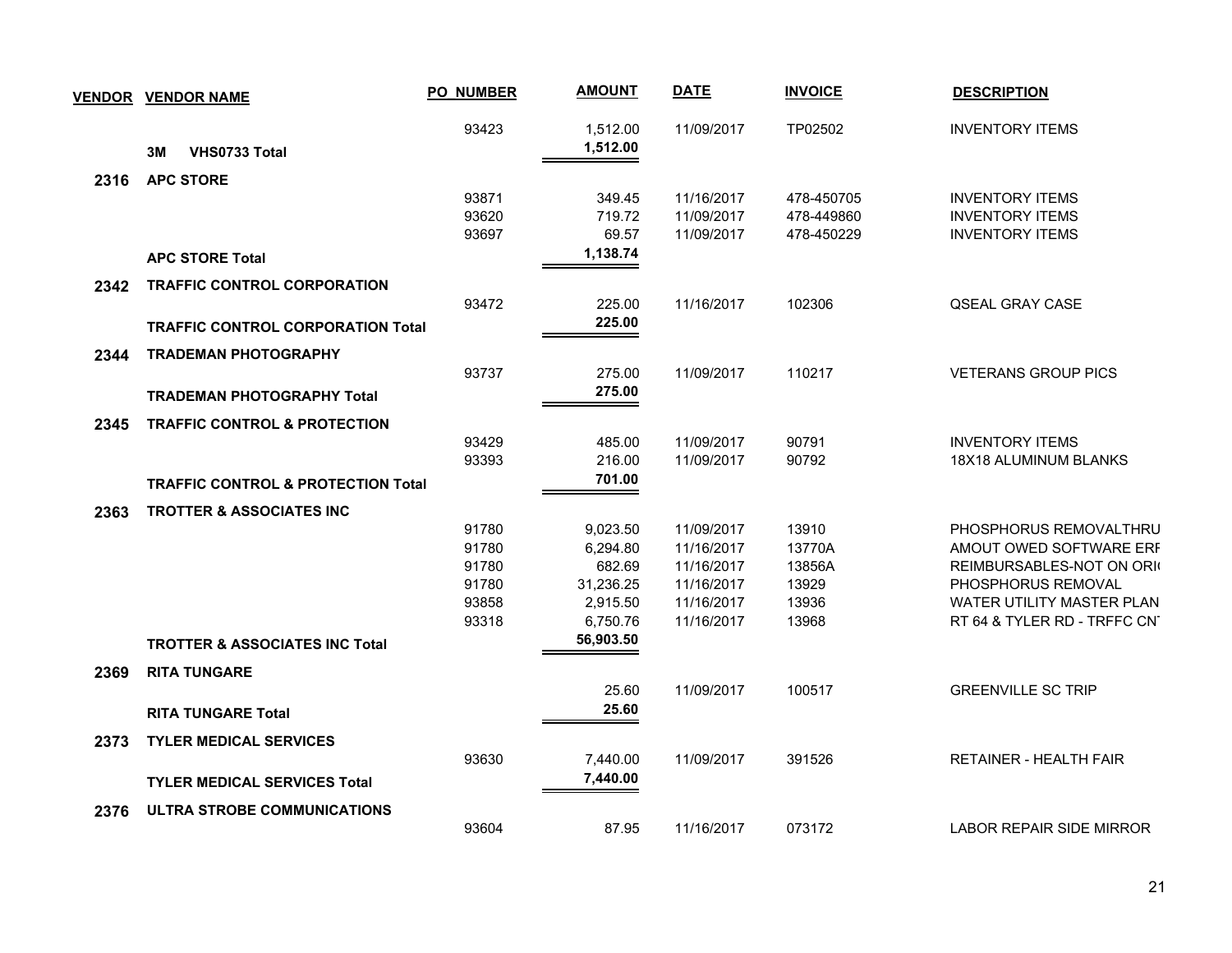| VENDOR | VENDOR NAME | PO NUMBER | AMOUNT | DATE | INVOICE | DESCRIPTION |
|---|---|---|---|---|---|---|
| | | 93423 | 1,512.00 | 11/09/2017 | TP02502 | INVENTORY ITEMS |
| | **3M VHS0733 Total** | | **1,512.00** | | | |
| **2316** | **APC STORE** | | | | | |
| | | 93871 | 349.45 | 11/16/2017 | 478-450705 | INVENTORY ITEMS |
| | | 93620 | 719.72 | 11/09/2017 | 478-449860 | INVENTORY ITEMS |
| | | 93697 | 69.57 | 11/09/2017 | 478-450229 | INVENTORY ITEMS |
| | **APC STORE Total** | | **1,138.74** | | | |
| **2342** | **TRAFFIC CONTROL CORPORATION** | | | | | |
| | | 93472 | 225.00 | 11/16/2017 | 102306 | QSEAL GRAY CASE |
| | **TRAFFIC CONTROL CORPORATION Total** | | **225.00** | | | |
| **2344** | **TRADEMAN PHOTOGRAPHY** | | | | | |
| | | 93737 | 275.00 | 11/09/2017 | 110217 | VETERANS GROUP PICS |
| | **TRADEMAN PHOTOGRAPHY Total** | | **275.00** | | | |
| **2345** | **TRAFFIC CONTROL & PROTECTION** | | | | | |
| | | 93429 | 485.00 | 11/09/2017 | 90791 | INVENTORY ITEMS |
| | | 93393 | 216.00 | 11/09/2017 | 90792 | 18X18 ALUMINUM BLANKS |
| | **TRAFFIC CONTROL & PROTECTION Total** | | **701.00** | | | |
| **2363** | **TROTTER & ASSOCIATES INC** | | | | | |
| | | 91780 | 9,023.50 | 11/09/2017 | 13910 | PHOSPHORUS REMOVALTHRU |
| | | 91780 | 6,294.80 | 11/16/2017 | 13770A | AMOUT OWED SOFTWARE ERI |
| | | 91780 | 682.69 | 11/16/2017 | 13856A | REIMBURSABLES-NOT ON ORI |
| | | 91780 | 31,236.25 | 11/16/2017 | 13929 | PHOSPHORUS REMOVAL |
| | | 93858 | 2,915.50 | 11/16/2017 | 13936 | WATER UTILITY MASTER PLAN |
| | | 93318 | 6,750.76 | 11/16/2017 | 13968 | RT 64 & TYLER RD - TRFFC CN |
| | **TROTTER & ASSOCIATES INC Total** | | **56,903.50** | | | |
| **2369** | **RITA TUNGARE** | | | | | |
| | | | 25.60 | 11/09/2017 | 100517 | GREENVILLE SC TRIP |
| | **RITA TUNGARE Total** | | **25.60** | | | |
| **2373** | **TYLER MEDICAL SERVICES** | | | | | |
| | | 93630 | 7,440.00 | 11/09/2017 | 391526 | RETAINER - HEALTH FAIR |
| | **TYLER MEDICAL SERVICES Total** | | **7,440.00** | | | |
| **2376** | **ULTRA STROBE COMMUNICATIONS** | | | | | |
| | | 93604 | 87.95 | 11/16/2017 | 073172 | LABOR REPAIR SIDE MIRROR |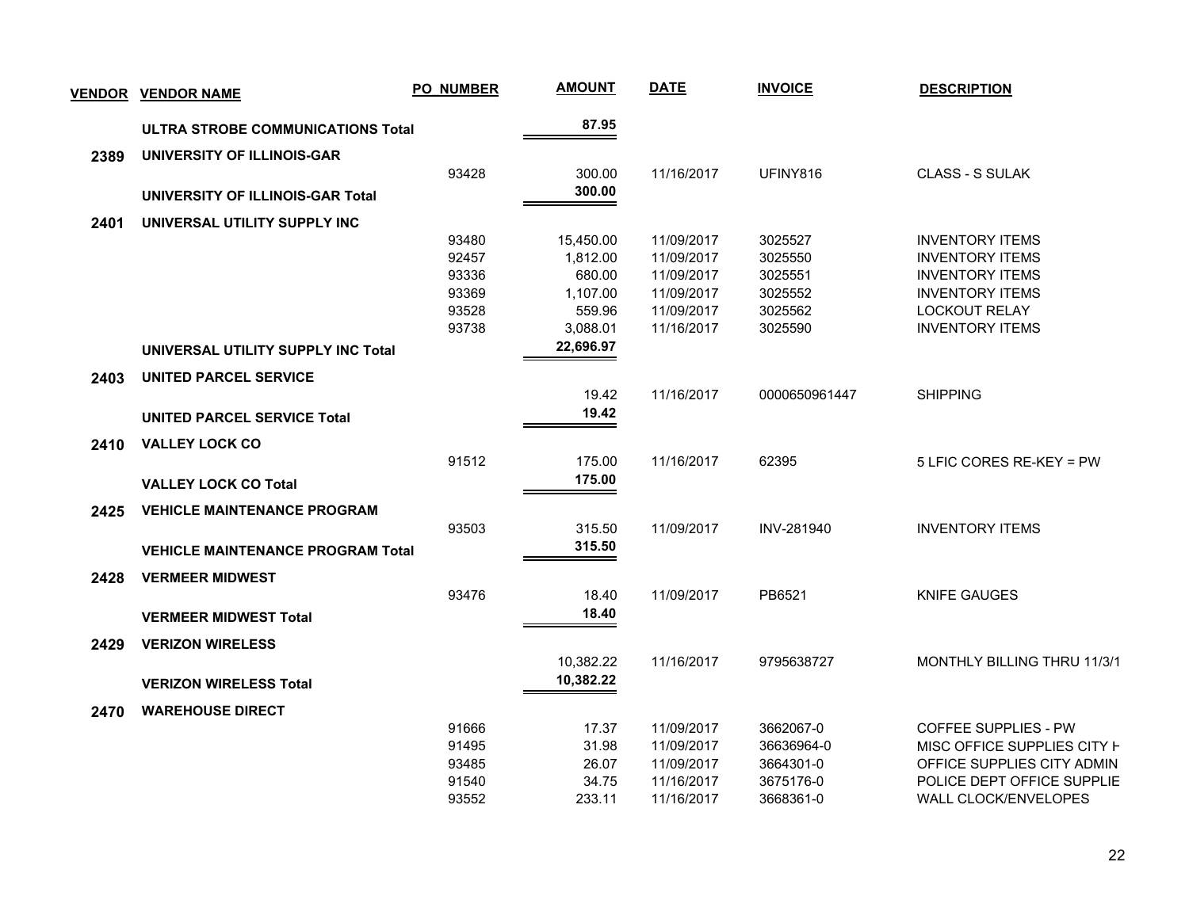| VENDOR | VENDOR NAME | PO_NUMBER | AMOUNT | DATE | INVOICE | DESCRIPTION |
|---|---|---|---|---|---|---|
| | **ULTRA STROBE COMMUNICATIONS Total** | | **87.95** | | | |
| **2389** | **UNIVERSITY OF ILLINOIS-GAR** | | | | | |
| | | 93428 | 300.00 | 11/16/2017 | UFINY816 | CLASS - S SULAK |
| | **UNIVERSITY OF ILLINOIS-GAR Total** | | **300.00** | | | |
| **2401** | **UNIVERSAL UTILITY SUPPLY INC** | | | | | |
| | | 93480 | 15,450.00 | 11/09/2017 | 3025527 | INVENTORY ITEMS |
| | | 92457 | 1,812.00 | 11/09/2017 | 3025550 | INVENTORY ITEMS |
| | | 93336 | 680.00 | 11/09/2017 | 3025551 | INVENTORY ITEMS |
| | | 93369 | 1,107.00 | 11/09/2017 | 3025552 | INVENTORY ITEMS |
| | | 93528 | 559.96 | 11/09/2017 | 3025562 | LOCKOUT RELAY |
| | | 93738 | 3,088.01 | 11/16/2017 | 3025590 | INVENTORY ITEMS |
| | **UNIVERSAL UTILITY SUPPLY INC Total** | | **22,696.97** | | | |
| **2403** | **UNITED PARCEL SERVICE** | | | | | |
| | | | 19.42 | 11/16/2017 | 0000650961447 | SHIPPING |
| | **UNITED PARCEL SERVICE Total** | | **19.42** | | | |
| **2410** | **VALLEY LOCK CO** | | | | | |
| | | 91512 | 175.00 | 11/16/2017 | 62395 | 5 LFIC CORES RE-KEY = PW |
| | **VALLEY LOCK CO Total** | | **175.00** | | | |
| **2425** | **VEHICLE MAINTENANCE PROGRAM** | | | | | |
| | | 93503 | 315.50 | 11/09/2017 | INV-281940 | INVENTORY ITEMS |
| | **VEHICLE MAINTENANCE PROGRAM Total** | | **315.50** | | | |
| **2428** | **VERMEER MIDWEST** | | | | | |
| | | 93476 | 18.40 | 11/09/2017 | PB6521 | KNIFE GAUGES |
| | **VERMEER MIDWEST Total** | | **18.40** | | | |
| **2429** | **VERIZON WIRELESS** | | | | | |
| | | | 10,382.22 | 11/16/2017 | 9795638727 | MONTHLY BILLING THRU 11/3/1 |
| | **VERIZON WIRELESS Total** | | **10,382.22** | | | |
| **2470** | **WAREHOUSE DIRECT** | | | | | |
| | | 91666 | 17.37 | 11/09/2017 | 3662067-0 | COFFEE SUPPLIES - PW |
| | | 91495 | 31.98 | 11/09/2017 | 36636964-0 | MISC OFFICE SUPPLIES CITY H |
| | | 93485 | 26.07 | 11/09/2017 | 3664301-0 | OFFICE SUPPLIES CITY ADMIN |
| | | 91540 | 34.75 | 11/16/2017 | 3675176-0 | POLICE DEPT OFFICE SUPPLIE |
| | | 93552 | 233.11 | 11/16/2017 | 3668361-0 | WALL CLOCK/ENVELOPES |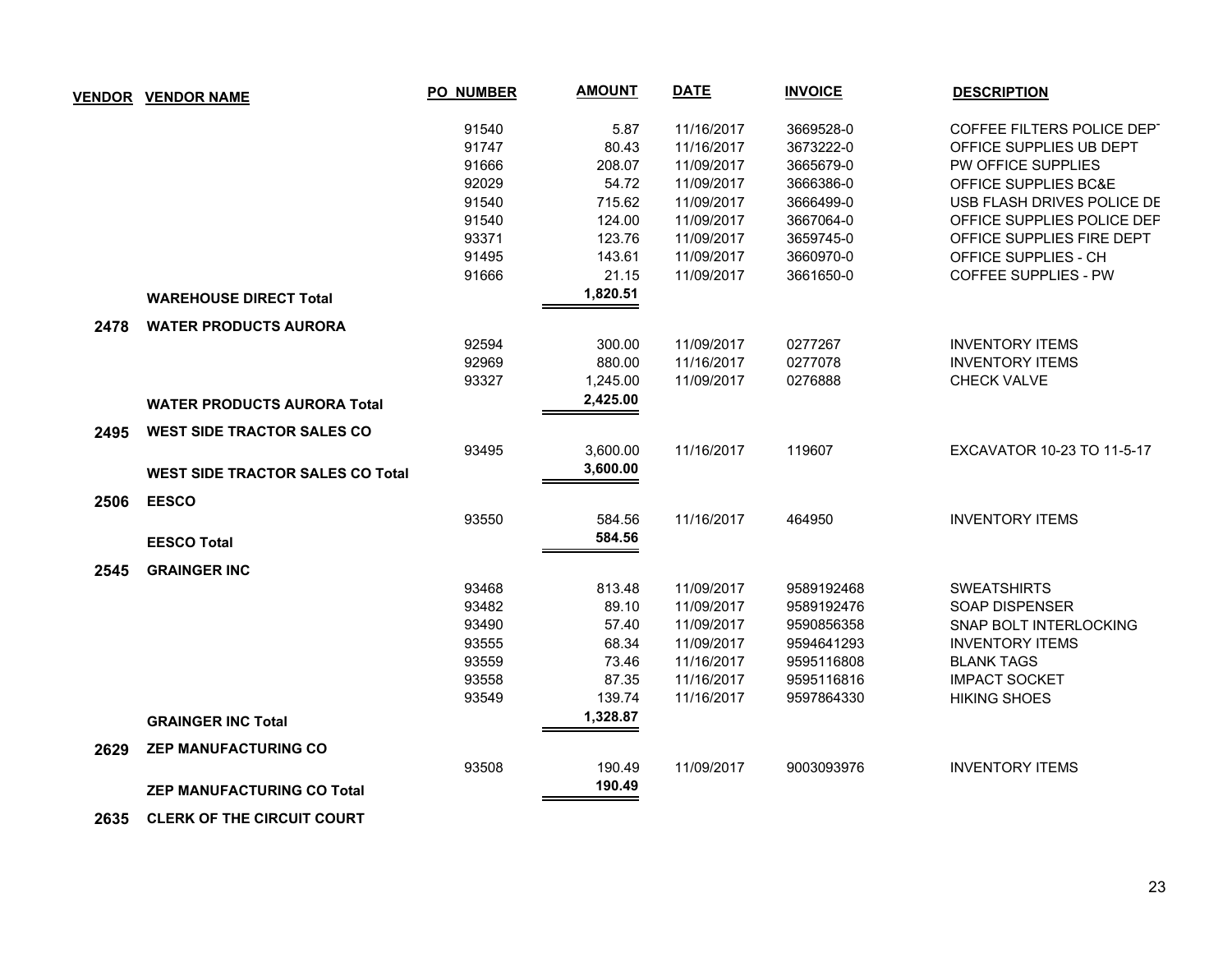| VENDOR | VENDOR NAME | PO NUMBER | AMOUNT | DATE | INVOICE | DESCRIPTION |
|---|---|---|---|---|---|---|
| | | 91540 | 5.87 | 11/16/2017 | 3669528-0 | COFFEE FILTERS POLICE DEPT |
| | | 91747 | 80.43 | 11/16/2017 | 3673222-0 | OFFICE SUPPLIES UB DEPT |
| | | 91666 | 208.07 | 11/09/2017 | 3665679-0 | PW OFFICE SUPPLIES |
| | | 92029 | 54.72 | 11/09/2017 | 3666386-0 | OFFICE SUPPLIES BC&E |
| | | 91540 | 715.62 | 11/09/2017 | 3666499-0 | USB FLASH DRIVES POLICE DE |
| | | 91540 | 124.00 | 11/09/2017 | 3667064-0 | OFFICE SUPPLIES POLICE DEP |
| | | 93371 | 123.76 | 11/09/2017 | 3659745-0 | OFFICE SUPPLIES FIRE DEPT |
| | | 91495 | 143.61 | 11/09/2017 | 3660970-0 | OFFICE SUPPLIES - CH |
| | | 91666 | 21.15 | 11/09/2017 | 3661650-0 | COFFEE SUPPLIES - PW |
| | **WAREHOUSE DIRECT Total** | | **1,820.51** | | | |
| **2478** | **WATER PRODUCTS AURORA** | | | | | |
| | | 92594 | 300.00 | 11/09/2017 | 0277267 | INVENTORY ITEMS |
| | | 92969 | 880.00 | 11/16/2017 | 0277078 | INVENTORY ITEMS |
| | | 93327 | 1,245.00 | 11/09/2017 | 0276888 | CHECK VALVE |
| | **WATER PRODUCTS AURORA Total** | | **2,425.00** | | | |
| **2495** | **WEST SIDE TRACTOR SALES CO** | | | | | |
| | | 93495 | 3,600.00 | 11/16/2017 | 119607 | EXCAVATOR 10-23 TO 11-5-17 |
| | **WEST SIDE TRACTOR SALES CO Total** | | **3,600.00** | | | |
| **2506** | **EESCO** | | | | | |
| | | 93550 | 584.56 | 11/16/2017 | 464950 | INVENTORY ITEMS |
| | **EESCO Total** | | **584.56** | | | |
| **2545** | **GRAINGER INC** | | | | | |
| | | 93468 | 813.48 | 11/09/2017 | 9589192468 | SWEATSHIRTS |
| | | 93482 | 89.10 | 11/09/2017 | 9589192476 | SOAP DISPENSER |
| | | 93490 | 57.40 | 11/09/2017 | 9590856358 | SNAP BOLT INTERLOCKING |
| | | 93555 | 68.34 | 11/09/2017 | 9594641293 | INVENTORY ITEMS |
| | | 93559 | 73.46 | 11/16/2017 | 9595116808 | BLANK TAGS |
| | | 93558 | 87.35 | 11/16/2017 | 9595116816 | IMPACT SOCKET |
| | | 93549 | 139.74 | 11/16/2017 | 9597864330 | HIKING SHOES |
| | **GRAINGER INC Total** | | **1,328.87** | | | |
| **2629** | **ZEP MANUFACTURING CO** | | | | | |
| | | 93508 | 190.49 | 11/09/2017 | 9003093976 | INVENTORY ITEMS |
| | **ZEP MANUFACTURING CO Total** | | **190.49** | | | |
| **2635** | **CLERK OF THE CIRCUIT COURT** | | | | | |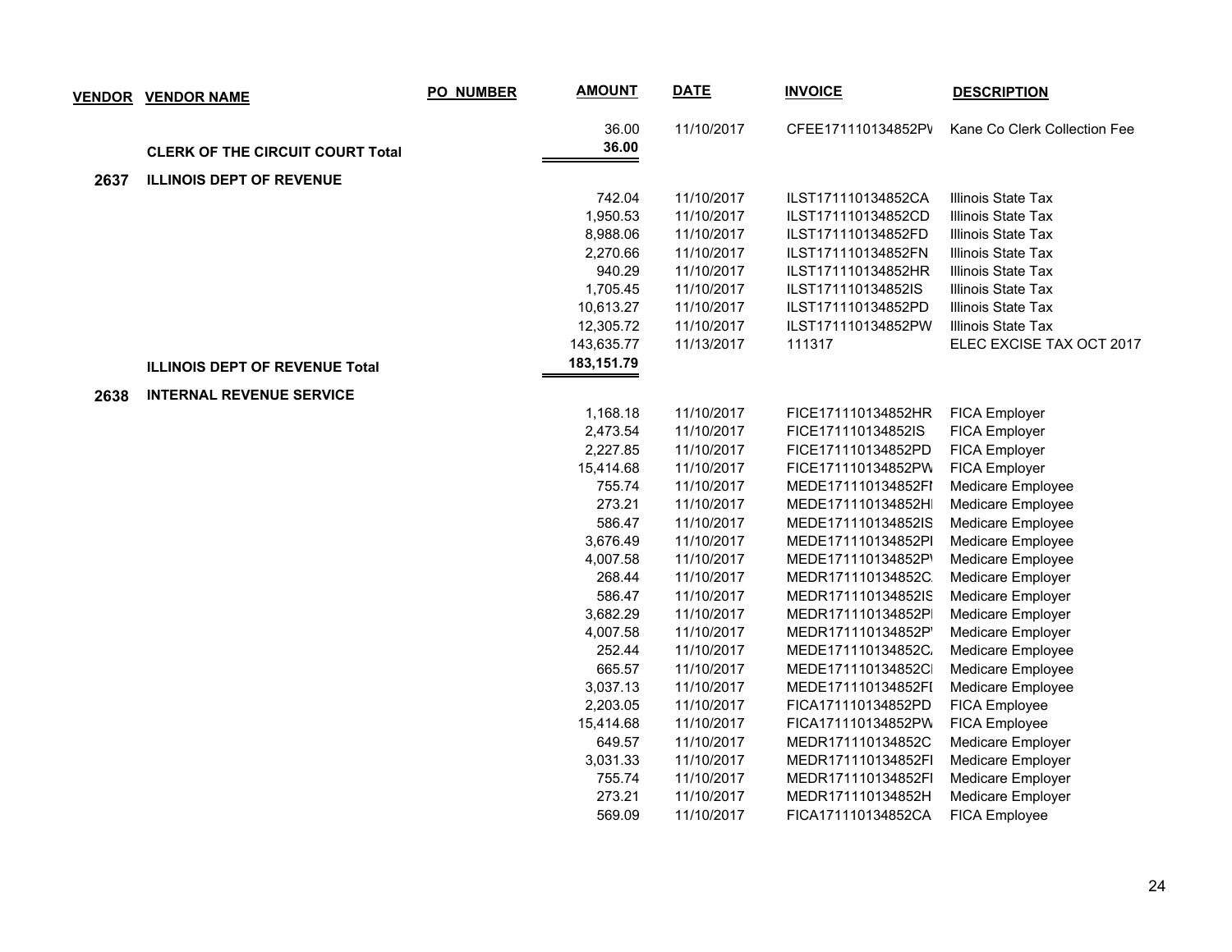| VENDOR | VENDOR NAME | PO_NUMBER | AMOUNT | DATE | INVOICE | DESCRIPTION |
|---|---|---|---|---|---|---|
| | | | 36.00 | 11/10/2017 | CFEE171110134852PV | Kane Co Clerk Collection Fee |
| | **CLERK OF THE CIRCUIT COURT Total** | | **36.00** | | | |
| **2637** | **ILLINOIS DEPT OF REVENUE** | | | | | |
| | | | 742.04 | 11/10/2017 | ILST171110134852CA | Illinois State Tax |
| | | | 1,950.53 | 11/10/2017 | ILST171110134852CD | Illinois State Tax |
| | | | 8,988.06 | 11/10/2017 | ILST171110134852FD | Illinois State Tax |
| | | | 2,270.66 | 11/10/2017 | ILST171110134852FN | Illinois State Tax |
| | | | 940.29 | 11/10/2017 | ILST171110134852HR | Illinois State Tax |
| | | | 1,705.45 | 11/10/2017 | ILST171110134852IS | Illinois State Tax |
| | | | 10,613.27 | 11/10/2017 | ILST171110134852PD | Illinois State Tax |
| | | | 12,305.72 | 11/10/2017 | ILST171110134852PW | Illinois State Tax |
| | | | 143,635.77 | 11/13/2017 | 111317 | ELEC EXCISE TAX OCT 2017 |
| | **ILLINOIS DEPT OF REVENUE Total** | | **183,151.79** | | | |
| **2638** | **INTERNAL REVENUE SERVICE** | | | | | |
| | | | 1,168.18 | 11/10/2017 | FICE171110134852HR | FICA Employer |
| | | | 2,473.54 | 11/10/2017 | FICE171110134852IS | FICA Employer |
| | | | 2,227.85 | 11/10/2017 | FICE171110134852PD | FICA Employer |
| | | | 15,414.68 | 11/10/2017 | FICE171110134852PW | FICA Employer |
| | | | 755.74 | 11/10/2017 | MEDE171110134852FI | Medicare Employee |
| | | | 273.21 | 11/10/2017 | MEDE171110134852HI | Medicare Employee |
| | | | 586.47 | 11/10/2017 | MEDE171110134852IS | Medicare Employee |
| | | | 3,676.49 | 11/10/2017 | MEDE171110134852PI | Medicare Employee |
| | | | 4,007.58 | 11/10/2017 | MEDE171110134852P\ | Medicare Employee |
| | | | 268.44 | 11/10/2017 | MEDR171110134852C. | Medicare Employer |
| | | | 586.47 | 11/10/2017 | MEDR171110134852IS | Medicare Employer |
| | | | 3,682.29 | 11/10/2017 | MEDR171110134852PI | Medicare Employer |
| | | | 4,007.58 | 11/10/2017 | MEDR171110134852P' | Medicare Employer |
| | | | 252.44 | 11/10/2017 | MEDE171110134852C. | Medicare Employee |
| | | | 665.57 | 11/10/2017 | MEDE171110134852CI | Medicare Employee |
| | | | 3,037.13 | 11/10/2017 | MEDE171110134852FI | Medicare Employee |
| | | | 2,203.05 | 11/10/2017 | FICA171110134852PD | FICA Employee |
| | | | 15,414.68 | 11/10/2017 | FICA171110134852PW | FICA Employee |
| | | | 649.57 | 11/10/2017 | MEDR171110134852C | Medicare Employer |
| | | | 3,031.33 | 11/10/2017 | MEDR171110134852FI | Medicare Employer |
| | | | 755.74 | 11/10/2017 | MEDR171110134852FI | Medicare Employer |
| | | | 273.21 | 11/10/2017 | MEDR171110134852H | Medicare Employer |
| | | | 569.09 | 11/10/2017 | FICA171110134852CA | FICA Employee |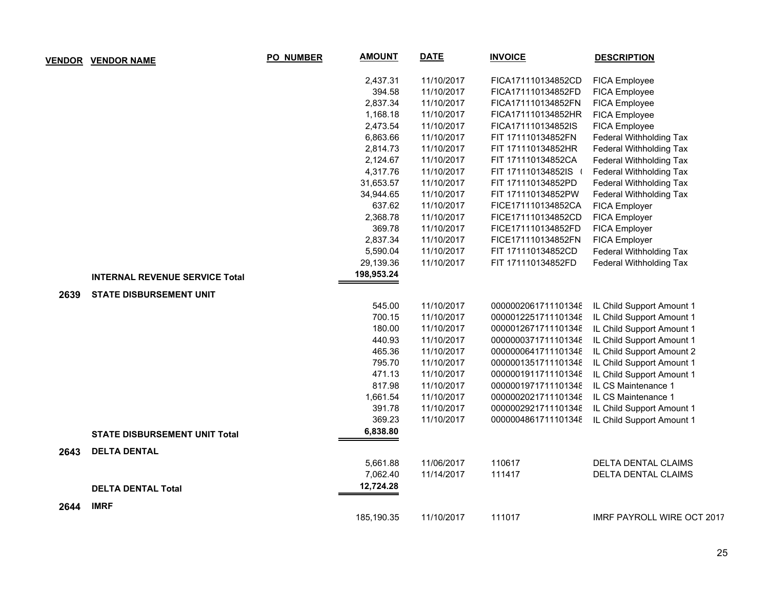| VENDOR | VENDOR NAME | PO_NUMBER | AMOUNT | DATE | INVOICE | DESCRIPTION |
|---|---|---|---|---|---|---|
| | | | 2,437.31 | 11/10/2017 | FICA171110134852CD | FICA Employee |
| | | | 394.58 | 11/10/2017 | FICA171110134852FD | FICA Employee |
| | | | 2,837.34 | 11/10/2017 | FICA171110134852FN | FICA Employee |
| | | | 1,168.18 | 11/10/2017 | FICA171110134852HR | FICA Employee |
| | | | 2,473.54 | 11/10/2017 | FICA171110134852IS | FICA Employee |
| | | | 6,863.66 | 11/10/2017 | FIT 171110134852FN | Federal Withholding Tax |
| | | | 2,814.73 | 11/10/2017 | FIT 171110134852HR | Federal Withholding Tax |
| | | | 2,124.67 | 11/10/2017 | FIT 171110134852CA | Federal Withholding Tax |
| | | | 4,317.76 | 11/10/2017 | FIT 171110134852IS ( | Federal Withholding Tax |
| | | | 31,653.57 | 11/10/2017 | FIT 171110134852PD | Federal Withholding Tax |
| | | | 34,944.65 | 11/10/2017 | FIT 171110134852PW | Federal Withholding Tax |
| | | | 637.62 | 11/10/2017 | FICE171110134852CA | FICA Employer |
| | | | 2,368.78 | 11/10/2017 | FICE171110134852CD | FICA Employer |
| | | | 369.78 | 11/10/2017 | FICE171110134852FD | FICA Employer |
| | | | 2,837.34 | 11/10/2017 | FICE171110134852FN | FICA Employer |
| | | | 5,590.04 | 11/10/2017 | FIT 171110134852CD | Federal Withholding Tax |
| | | | 29,139.36 | 11/10/2017 | FIT 171110134852FD | Federal Withholding Tax |
| | **INTERNAL REVENUE SERVICE Total** | | **198,953.24** | | | |
| **2639** | **STATE DISBURSEMENT UNIT** | | | | | |
| | | | 545.00 | 11/10/2017 | 000000206171110134€ | IL Child Support Amount 1 |
| | | | 700.15 | 11/10/2017 | 000001225171110134€ | IL Child Support Amount 1 |
| | | | 180.00 | 11/10/2017 | 000001267171110134€ | IL Child Support Amount 1 |
| | | | 440.93 | 11/10/2017 | 000000037171110134€ | IL Child Support Amount 1 |
| | | | 465.36 | 11/10/2017 | 000000064171110134€ | IL Child Support Amount 2 |
| | | | 795.70 | 11/10/2017 | 000000135171110134€ | IL Child Support Amount 1 |
| | | | 471.13 | 11/10/2017 | 000000191171110134€ | IL Child Support Amount 1 |
| | | | 817.98 | 11/10/2017 | 000000197171110134€ | IL CS Maintenance 1 |
| | | | 1,661.54 | 11/10/2017 | 000000202171110134€ | IL CS Maintenance 1 |
| | | | 391.78 | 11/10/2017 | 000000292171110134€ | IL Child Support Amount 1 |
| | | | 369.23 | 11/10/2017 | 000000486171110134€ | IL Child Support Amount 1 |
| | **STATE DISBURSEMENT UNIT Total** | | **6,838.80** | | | |
| **2643** | **DELTA DENTAL** | | | | | |
| | | | 5,661.88 | 11/06/2017 | 110617 | DELTA DENTAL CLAIMS |
| | | | 7,062.40 | 11/14/2017 | 111417 | DELTA DENTAL CLAIMS |
| | **DELTA DENTAL Total** | | **12,724.28** | | | |
| **2644** | **IMRF** | | | | | |
| | | | 185,190.35 | 11/10/2017 | 111017 | IMRF PAYROLL WIRE OCT 2017 |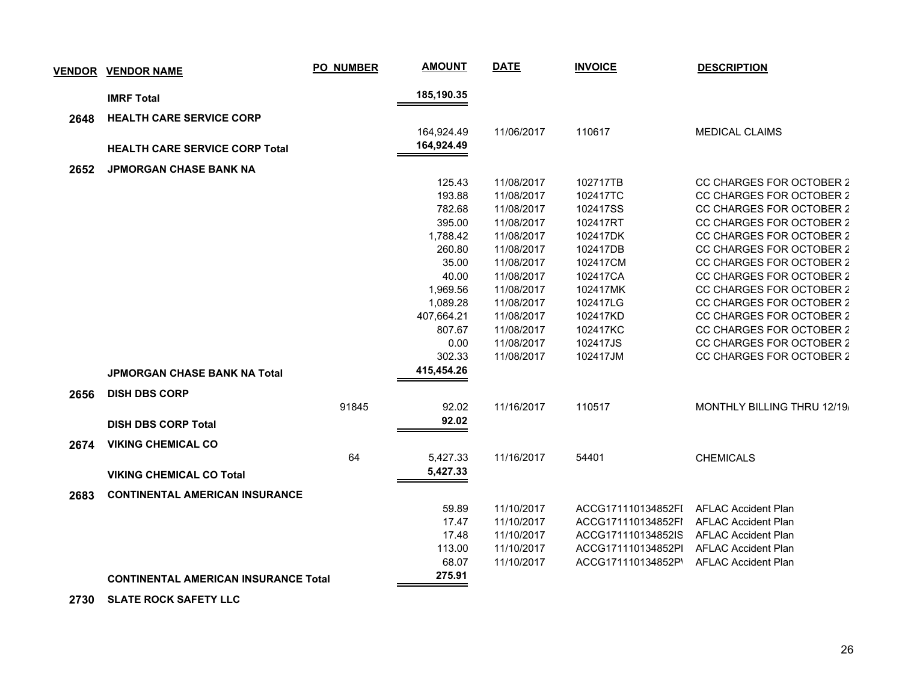| VENDOR | VENDOR NAME | PO NUMBER | AMOUNT | DATE | INVOICE | DESCRIPTION |
|---|---|---|---|---|---|---|
| | **IMRF Total** | | **185,190.35** | | | |
| **2648** | **HEALTH CARE SERVICE CORP** | | | | | |
| | | | 164,924.49 | 11/06/2017 | 110617 | MEDICAL CLAIMS |
| | **HEALTH CARE SERVICE CORP Total** | | **164,924.49** | | | |
| **2652** | **JPMORGAN CHASE BANK NA** | | | | | |
| | | | 125.43 | 11/08/2017 | 102717TB | CC CHARGES FOR OCTOBER 2 |
| | | | 193.88 | 11/08/2017 | 102417TC | CC CHARGES FOR OCTOBER 2 |
| | | | 782.68 | 11/08/2017 | 102417SS | CC CHARGES FOR OCTOBER 2 |
| | | | 395.00 | 11/08/2017 | 102417RT | CC CHARGES FOR OCTOBER 2 |
| | | | 1,788.42 | 11/08/2017 | 102417DK | CC CHARGES FOR OCTOBER 2 |
| | | | 260.80 | 11/08/2017 | 102417DB | CC CHARGES FOR OCTOBER 2 |
| | | | 35.00 | 11/08/2017 | 102417CM | CC CHARGES FOR OCTOBER 2 |
| | | | 40.00 | 11/08/2017 | 102417CA | CC CHARGES FOR OCTOBER 2 |
| | | | 1,969.56 | 11/08/2017 | 102417MK | CC CHARGES FOR OCTOBER 2 |
| | | | 1,089.28 | 11/08/2017 | 102417LG | CC CHARGES FOR OCTOBER 2 |
| | | | 407,664.21 | 11/08/2017 | 102417KD | CC CHARGES FOR OCTOBER 2 |
| | | | 807.67 | 11/08/2017 | 102417KC | CC CHARGES FOR OCTOBER 2 |
| | | | 0.00 | 11/08/2017 | 102417JS | CC CHARGES FOR OCTOBER 2 |
| | | | 302.33 | 11/08/2017 | 102417JM | CC CHARGES FOR OCTOBER 2 |
| | **JPMORGAN CHASE BANK NA Total** | | **415,454.26** | | | |
| **2656** | **DISH DBS CORP** | | | | | |
| | | 91845 | 92.02 | 11/16/2017 | 110517 | MONTHLY BILLING THRU 12/19/ |
| | **DISH DBS CORP Total** | | **92.02** | | | |
| **2674** | **VIKING CHEMICAL CO** | | | | | |
| | | 64 | 5,427.33 | 11/16/2017 | 54401 | CHEMICALS |
| | **VIKING CHEMICAL CO Total** | | **5,427.33** | | | |
| **2683** | **CONTINENTAL AMERICAN INSURANCE** | | | | | |
| | | | 59.89 | 11/10/2017 | ACCG171110134852FI | AFLAC Accident Plan |
| | | | 17.47 | 11/10/2017 | ACCG171110134852FI | AFLAC Accident Plan |
| | | | 17.48 | 11/10/2017 | ACCG171110134852IS | AFLAC Accident Plan |
| | | | 113.00 | 11/10/2017 | ACCG171110134852PI | AFLAC Accident Plan |
| | | | 68.07 | 11/10/2017 | ACCG171110134852P\ | AFLAC Accident Plan |
| | **CONTINENTAL AMERICAN INSURANCE Total** | | **275.91** | | | |
| **2730** | **SLATE ROCK SAFETY LLC** | | | | | |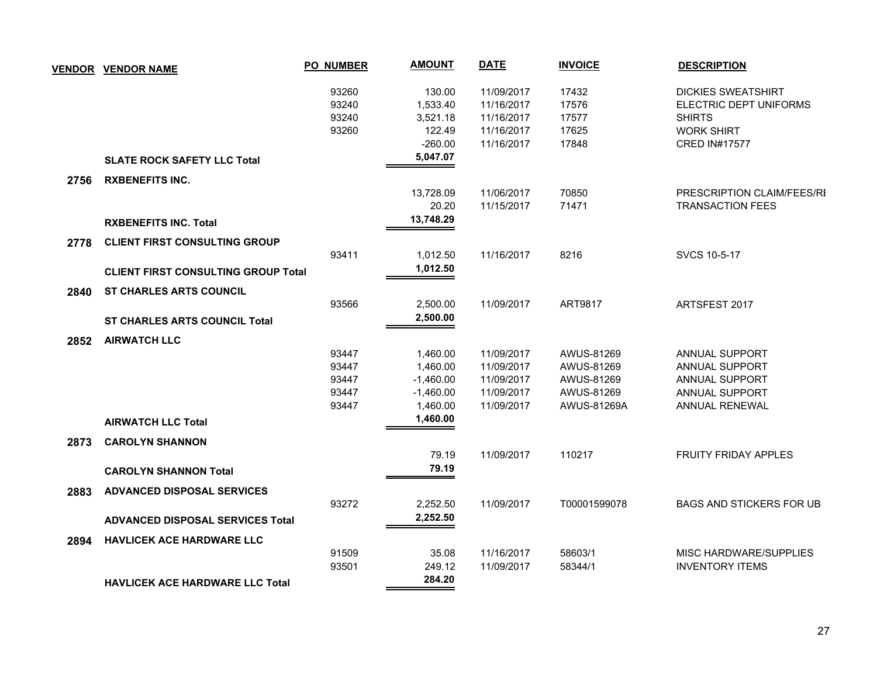| VENDOR | VENDOR NAME | PO NUMBER | AMOUNT | DATE | INVOICE | DESCRIPTION |
|---|---|---|---|---|---|---|
| | | 93260 | 130.00 | 11/09/2017 | 17432 | DICKIES SWEATSHIRT |
| | | 93240 | 1,533.40 | 11/16/2017 | 17576 | ELECTRIC DEPT UNIFORMS |
| | | 93240 | 3,521.18 | 11/16/2017 | 17577 | SHIRTS |
| | | 93260 | 122.49 | 11/16/2017 | 17625 | WORK SHIRT |
| | | | -260.00 | 11/16/2017 | 17848 | CRED IN#17577 |
| | **SLATE ROCK SAFETY LLC Total** | | **5,047.07** | | | |
| **2756** | **RXBENEFITS INC.** | | | | | |
| | | | 13,728.09 | 11/06/2017 | 70850 | PRESCRIPTION CLAIM/FEES/RI |
| | | | 20.20 | 11/15/2017 | 71471 | TRANSACTION FEES |
| | **RXBENEFITS INC. Total** | | **13,748.29** | | | |
| **2778** | **CLIENT FIRST CONSULTING GROUP** | | | | | |
| | | 93411 | 1,012.50 | 11/16/2017 | 8216 | SVCS 10-5-17 |
| | **CLIENT FIRST CONSULTING GROUP Total** | | **1,012.50** | | | |
| **2840** | **ST CHARLES ARTS COUNCIL** | | | | | |
| | | 93566 | 2,500.00 | 11/09/2017 | ART9817 | ARTSFEST 2017 |
| | **ST CHARLES ARTS COUNCIL Total** | | **2,500.00** | | | |
| **2852** | **AIRWATCH LLC** | | | | | |
| | | 93447 | 1,460.00 | 11/09/2017 | AWUS-81269 | ANNUAL SUPPORT |
| | | 93447 | 1,460.00 | 11/09/2017 | AWUS-81269 | ANNUAL SUPPORT |
| | | 93447 | -1,460.00 | 11/09/2017 | AWUS-81269 | ANNUAL SUPPORT |
| | | 93447 | -1,460.00 | 11/09/2017 | AWUS-81269 | ANNUAL SUPPORT |
| | | 93447 | 1,460.00 | 11/09/2017 | AWUS-81269A | ANNUAL RENEWAL |
| | **AIRWATCH LLC Total** | | **1,460.00** | | | |
| **2873** | **CAROLYN SHANNON** | | | | | |
| | | | 79.19 | 11/09/2017 | 110217 | FRUITY FRIDAY APPLES |
| | **CAROLYN SHANNON Total** | | **79.19** | | | |
| **2883** | **ADVANCED DISPOSAL SERVICES** | | | | | |
| | | 93272 | 2,252.50 | 11/09/2017 | T00001599078 | BAGS AND STICKERS FOR UB |
| | **ADVANCED DISPOSAL SERVICES Total** | | **2,252.50** | | | |
| **2894** | **HAVLICEK ACE HARDWARE LLC** | | | | | |
| | | 91509 | 35.08 | 11/16/2017 | 58603/1 | MISC HARDWARE/SUPPLIES |
| | | 93501 | 249.12 | 11/09/2017 | 58344/1 | INVENTORY ITEMS |
| | **HAVLICEK ACE HARDWARE LLC Total** | | **284.20** | | | |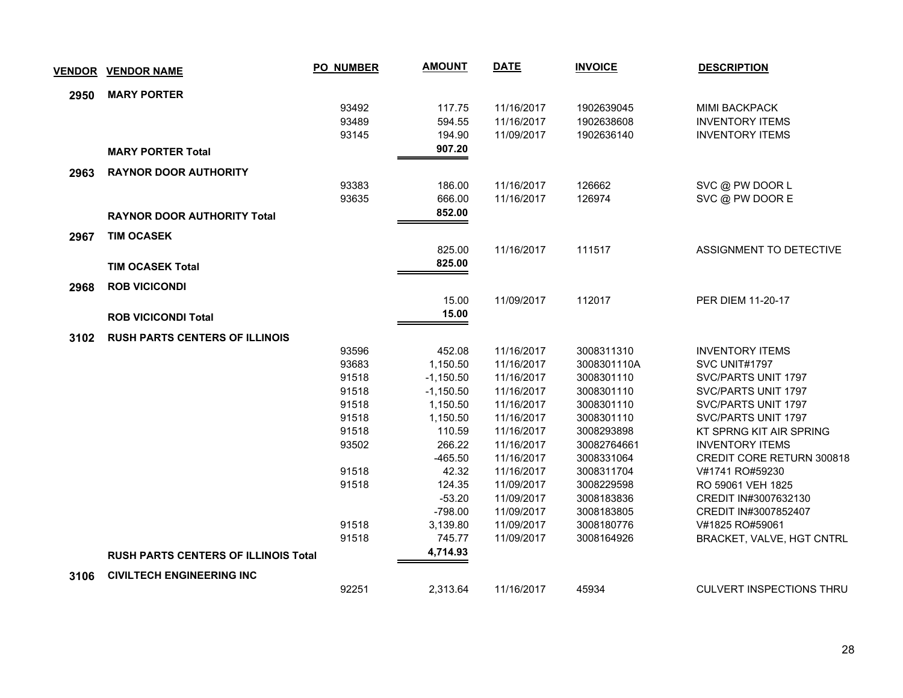| VENDOR | VENDOR NAME | PO_NUMBER | AMOUNT | DATE | INVOICE | DESCRIPTION |
|---|---|---|---|---|---|---|
| **2950** | **MARY PORTER** | | | | | |
| | | 93492 | 117.75 | 11/16/2017 | 1902639045 | MIMI BACKPACK |
| | | 93489 | 594.55 | 11/16/2017 | 1902638608 | INVENTORY ITEMS |
| | | 93145 | 194.90 | 11/09/2017 | 1902636140 | INVENTORY ITEMS |
| | **MARY PORTER Total** | | **907.20** | | | |
| **2963** | **RAYNOR DOOR AUTHORITY** | | | | | |
| | | 93383 | 186.00 | 11/16/2017 | 126662 | SVC @ PW DOOR L |
| | | 93635 | 666.00 | 11/16/2017 | 126974 | SVC @ PW DOOR E |
| | **RAYNOR DOOR AUTHORITY Total** | | **852.00** | | | |
| **2967** | **TIM OCASEK** | | | | | |
| | | | 825.00 | 11/16/2017 | 111517 | ASSIGNMENT TO DETECTIVE |
| | **TIM OCASEK Total** | | **825.00** | | | |
| **2968** | **ROB VICICONDI** | | | | | |
| | | | 15.00 | 11/09/2017 | 112017 | PER DIEM 11-20-17 |
| | **ROB VICICONDI Total** | | **15.00** | | | |
| **3102** | **RUSH PARTS CENTERS OF ILLINOIS** | | | | | |
| | | 93596 | 452.08 | 11/16/2017 | 3008311310 | INVENTORY ITEMS |
| | | 93683 | 1,150.50 | 11/16/2017 | 3008301110A | SVC UNIT#1797 |
| | | 91518 | -1,150.50 | 11/16/2017 | 3008301110 | SVC/PARTS UNIT 1797 |
| | | 91518 | -1,150.50 | 11/16/2017 | 3008301110 | SVC/PARTS UNIT 1797 |
| | | 91518 | 1,150.50 | 11/16/2017 | 3008301110 | SVC/PARTS UNIT 1797 |
| | | 91518 | 1,150.50 | 11/16/2017 | 3008301110 | SVC/PARTS UNIT 1797 |
| | | 91518 | 110.59 | 11/16/2017 | 3008293898 | KT SPRNG KIT AIR SPRING |
| | | 93502 | 266.22 | 11/16/2017 | 30082764661 | INVENTORY ITEMS |
| | | | -465.50 | 11/16/2017 | 3008331064 | CREDIT CORE RETURN 300818 |
| | | 91518 | 42.32 | 11/16/2017 | 3008311704 | V#1741 RO#59230 |
| | | 91518 | 124.35 | 11/09/2017 | 3008229598 | RO 59061 VEH 1825 |
| | | | -53.20 | 11/09/2017 | 3008183836 | CREDIT IN#3007632130 |
| | | | -798.00 | 11/09/2017 | 3008183805 | CREDIT IN#3007852407 |
| | | 91518 | 3,139.80 | 11/09/2017 | 3008180776 | V#1825 RO#59061 |
| | | 91518 | 745.77 | 11/09/2017 | 3008164926 | BRACKET, VALVE, HGT CNTRL |
| | **RUSH PARTS CENTERS OF ILLINOIS Total** | | **4,714.93** | | | |
| **3106** | **CIVILTECH ENGINEERING INC** | | | | | |
| | | 92251 | 2,313.64 | 11/16/2017 | 45934 | CULVERT INSPECTIONS THRU |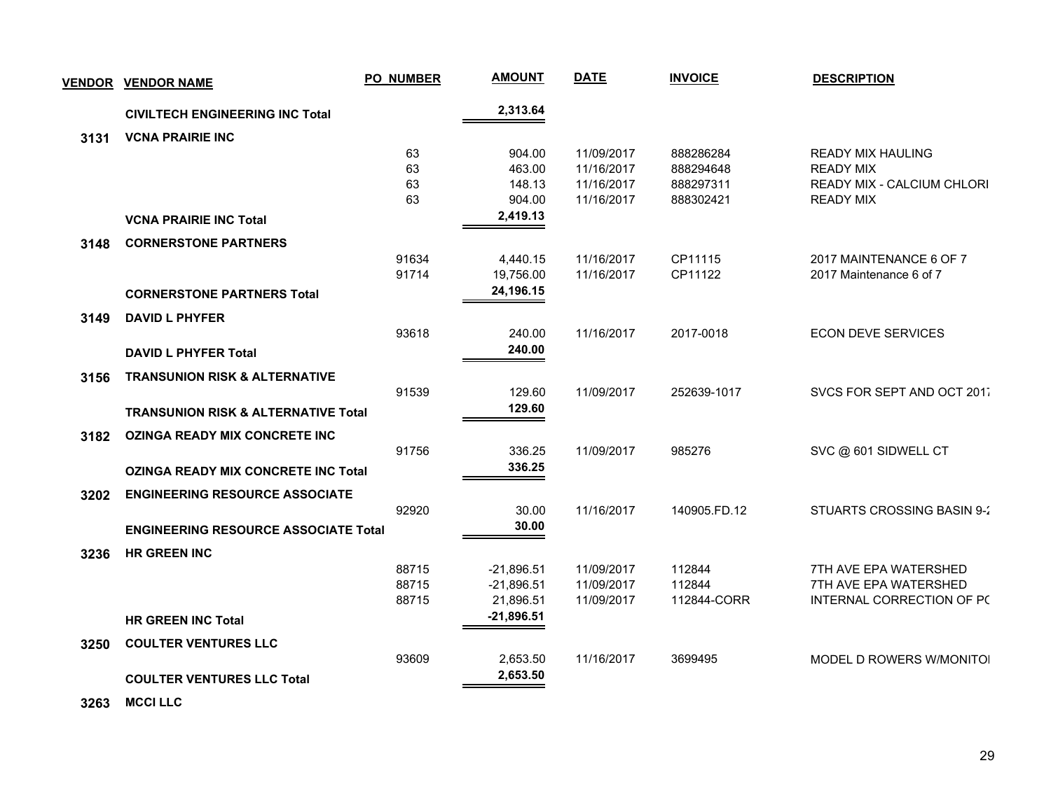| VENDOR | VENDOR NAME | PO NUMBER | AMOUNT | DATE | INVOICE | DESCRIPTION |
|---|---|---|---|---|---|---|
| | **CIVILTECH ENGINEERING INC Total** | | **2,313.64** | | | |
| **3131** | **VCNA PRAIRIE INC** | | | | | |
| | | 63 | 904.00 | 11/09/2017 | 888286284 | READY MIX HAULING |
| | | 63 | 463.00 | 11/16/2017 | 888294648 | READY MIX |
| | | 63 | 148.13 | 11/16/2017 | 888297311 | READY MIX - CALCIUM CHLORI |
| | | 63 | 904.00 | 11/16/2017 | 888302421 | READY MIX |
| | **VCNA PRAIRIE INC Total** | | **2,419.13** | | | |
| **3148** | **CORNERSTONE PARTNERS** | | | | | |
| | | 91634 | 4,440.15 | 11/16/2017 | CP11115 | 2017 MAINTENANCE 6 OF 7 |
| | | 91714 | 19,756.00 | 11/16/2017 | CP11122 | 2017 Maintenance 6 of 7 |
| | **CORNERSTONE PARTNERS Total** | | **24,196.15** | | | |
| **3149** | **DAVID L PHYFER** | | | | | |
| | | 93618 | 240.00 | 11/16/2017 | 2017-0018 | ECON DEVE SERVICES |
| | **DAVID L PHYFER Total** | | **240.00** | | | |
| **3156** | **TRANSUNION RISK & ALTERNATIVE** | | | | | |
| | | 91539 | 129.60 | 11/09/2017 | 252639-1017 | SVCS FOR SEPT AND OCT 2017 |
| | **TRANSUNION RISK & ALTERNATIVE Total** | | **129.60** | | | |
| **3182** | **OZINGA READY MIX CONCRETE INC** | | | | | |
| | | 91756 | 336.25 | 11/09/2017 | 985276 | SVC @ 601 SIDWELL CT |
| | **OZINGA READY MIX CONCRETE INC Total** | | **336.25** | | | |
| **3202** | **ENGINEERING RESOURCE ASSOCIATE** | | | | | |
| | | 92920 | 30.00 | 11/16/2017 | 140905.FD.12 | STUARTS CROSSING BASIN 9-2 |
| | **ENGINEERING RESOURCE ASSOCIATE Total** | | **30.00** | | | |
| **3236** | **HR GREEN INC** | | | | | |
| | | 88715 | -21,896.51 | 11/09/2017 | 112844 | 7TH AVE EPA WATERSHED |
| | | 88715 | -21,896.51 | 11/09/2017 | 112844 | 7TH AVE EPA WATERSHED |
| | | 88715 | 21,896.51 | 11/09/2017 | 112844-CORR | INTERNAL CORRECTION OF PO |
| | **HR GREEN INC Total** | | **-21,896.51** | | | |
| **3250** | **COULTER VENTURES LLC** | | | | | |
| | | 93609 | 2,653.50 | 11/16/2017 | 3699495 | MODEL D ROWERS W/MONITOI |
| | **COULTER VENTURES LLC Total** | | **2,653.50** | | | |
| **3263** | **MCCI LLC** | | | | | |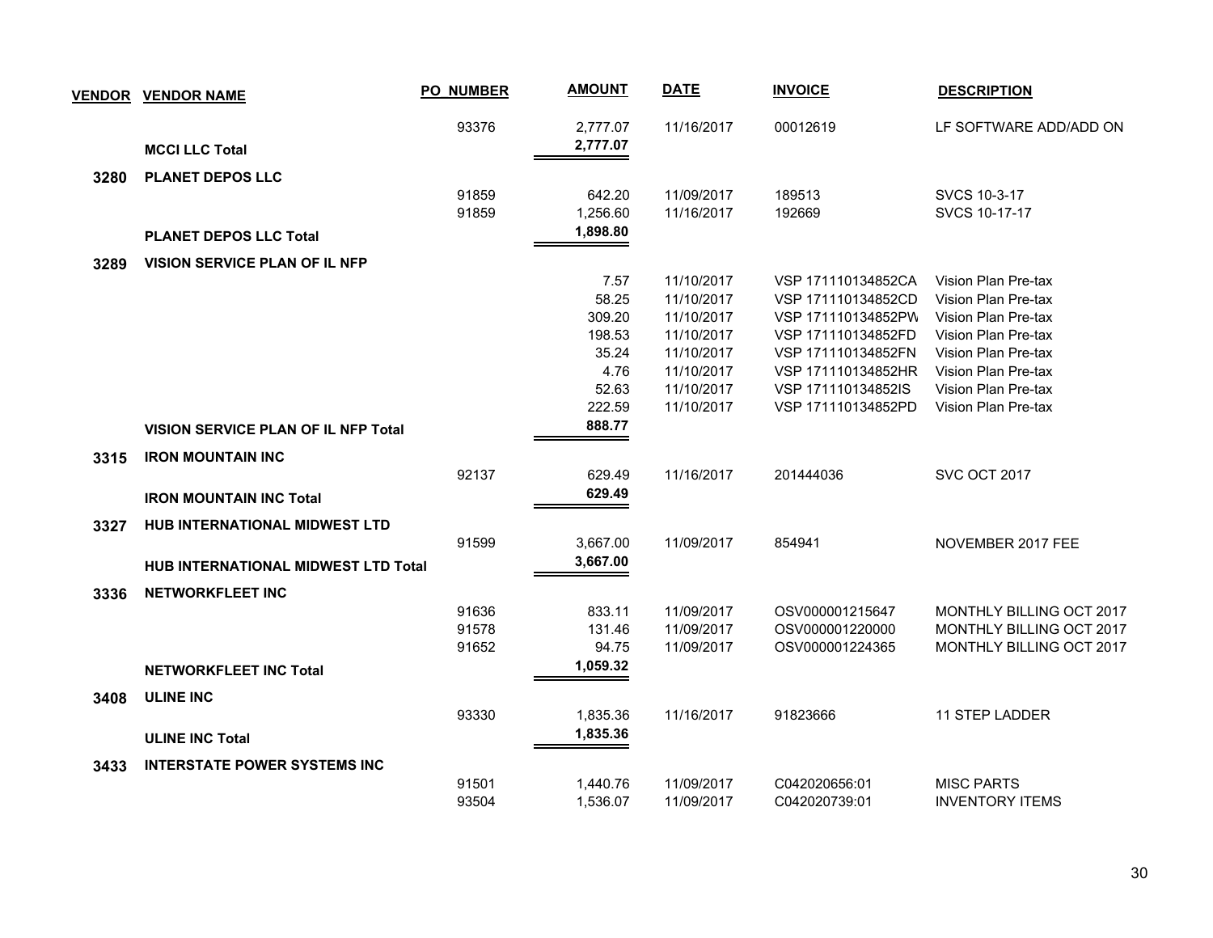| VENDOR | VENDOR NAME | PO_NUMBER | AMOUNT | DATE | INVOICE | DESCRIPTION |
|---|---|---|---|---|---|---|
| | | 93376 | 2,777.07 | 11/16/2017 | 00012619 | LF SOFTWARE ADD/ADD ON |
| | **MCCI LLC Total** | | **2,777.07** | | | |
| **3280** | **PLANET DEPOS LLC** | | | | | |
| | | 91859 | 642.20 | 11/09/2017 | 189513 | SVCS 10-3-17 |
| | | 91859 | 1,256.60 | 11/16/2017 | 192669 | SVCS 10-17-17 |
| | **PLANET DEPOS LLC Total** | | **1,898.80** | | | |
| **3289** | **VISION SERVICE PLAN OF IL NFP** | | | | | |
| | | | 7.57 | 11/10/2017 | VSP 171110134852CA | Vision Plan Pre-tax |
| | | | 58.25 | 11/10/2017 | VSP 171110134852CD | Vision Plan Pre-tax |
| | | | 309.20 | 11/10/2017 | VSP 171110134852PW | Vision Plan Pre-tax |
| | | | 198.53 | 11/10/2017 | VSP 171110134852FD | Vision Plan Pre-tax |
| | | | 35.24 | 11/10/2017 | VSP 171110134852FN | Vision Plan Pre-tax |
| | | | 4.76 | 11/10/2017 | VSP 171110134852HR | Vision Plan Pre-tax |
| | | | 52.63 | 11/10/2017 | VSP 171110134852IS | Vision Plan Pre-tax |
| | | | 222.59 | 11/10/2017 | VSP 171110134852PD | Vision Plan Pre-tax |
| | **VISION SERVICE PLAN OF IL NFP Total** | | **888.77** | | | |
| **3315** | **IRON MOUNTAIN INC** | | | | | |
| | | 92137 | 629.49 | 11/16/2017 | 201444036 | SVC OCT 2017 |
| | **IRON MOUNTAIN INC Total** | | **629.49** | | | |
| **3327** | **HUB INTERNATIONAL MIDWEST LTD** | | | | | |
| | | 91599 | 3,667.00 | 11/09/2017 | 854941 | NOVEMBER 2017 FEE |
| | **HUB INTERNATIONAL MIDWEST LTD Total** | | **3,667.00** | | | |
| **3336** | **NETWORKFLEET INC** | | | | | |
| | | 91636 | 833.11 | 11/09/2017 | OSV000001215647 | MONTHLY BILLING OCT 2017 |
| | | 91578 | 131.46 | 11/09/2017 | OSV000001220000 | MONTHLY BILLING OCT 2017 |
| | | 91652 | 94.75 | 11/09/2017 | OSV000001224365 | MONTHLY BILLING OCT 2017 |
| | **NETWORKFLEET INC Total** | | **1,059.32** | | | |
| **3408** | **ULINE INC** | | | | | |
| | | 93330 | 1,835.36 | 11/16/2017 | 91823666 | 11 STEP LADDER |
| | **ULINE INC Total** | | **1,835.36** | | | |
| **3433** | **INTERSTATE POWER SYSTEMS INC** | | | | | |
| | | 91501 | 1,440.76 | 11/09/2017 | C042020656:01 | MISC PARTS |
| | | 93504 | 1,536.07 | 11/09/2017 | C042020739:01 | INVENTORY ITEMS |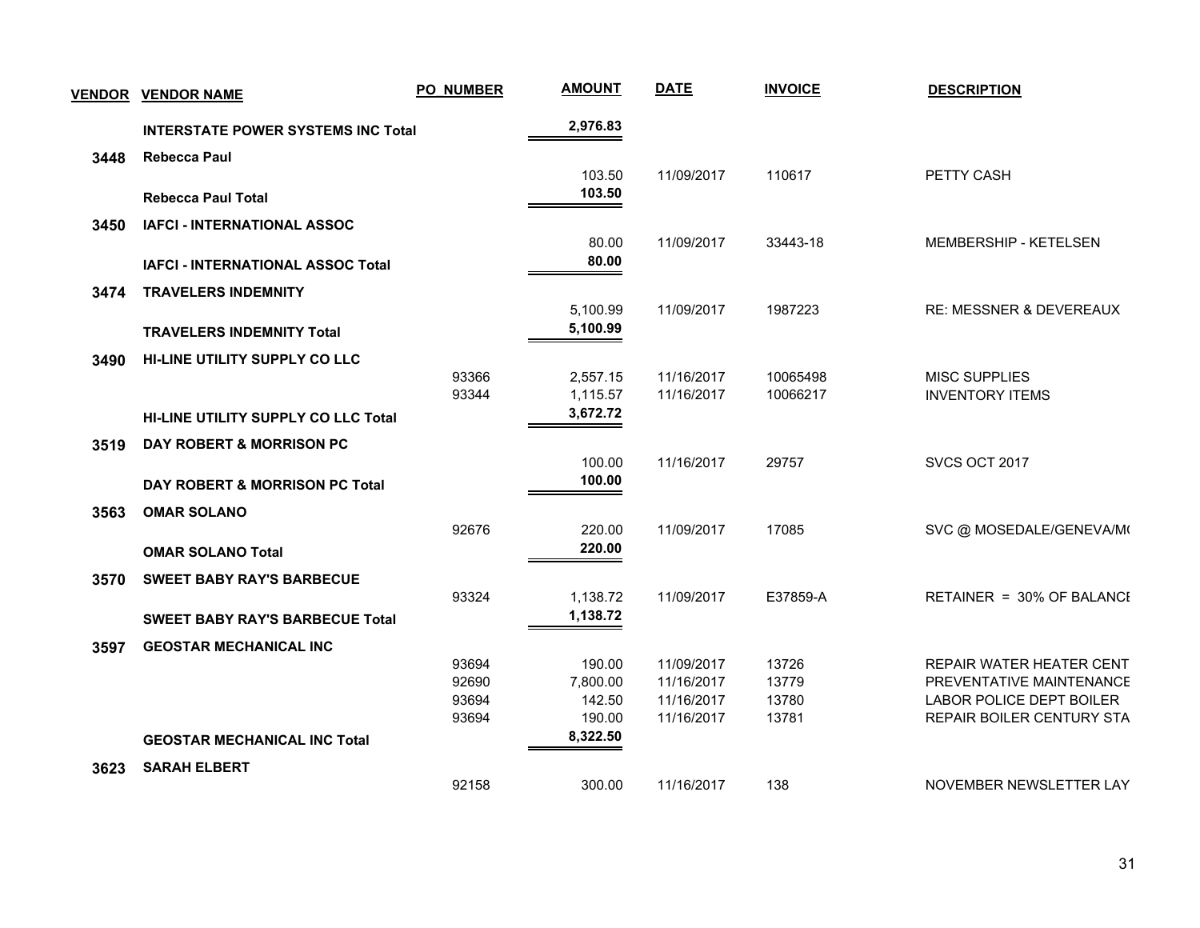| VENDOR | VENDOR NAME | PO NUMBER | AMOUNT | DATE | INVOICE | DESCRIPTION |
|---|---|---|---|---|---|---|
| | **INTERSTATE POWER SYSTEMS INC Total** | | **2,976.83** | | | |
| **3448** | **Rebecca Paul** | | | | | |
| | | | 103.50 | 11/09/2017 | 110617 | PETTY CASH |
| | **Rebecca Paul Total** | | **103.50** | | | |
| **3450** | **IAFCI - INTERNATIONAL ASSOC** | | | | | |
| | | | 80.00 | 11/09/2017 | 33443-18 | MEMBERSHIP - KETELSEN |
| | **IAFCI - INTERNATIONAL ASSOC Total** | | **80.00** | | | |
| **3474** | **TRAVELERS INDEMNITY** | | | | | |
| | | | 5,100.99 | 11/09/2017 | 1987223 | RE: MESSNER & DEVEREAUX |
| | **TRAVELERS INDEMNITY Total** | | **5,100.99** | | | |
| **3490** | **HI-LINE UTILITY SUPPLY CO LLC** | | | | | |
| | | 93366 | 2,557.15 | 11/16/2017 | 10065498 | MISC SUPPLIES |
| | | 93344 | 1,115.57 | 11/16/2017 | 10066217 | INVENTORY ITEMS |
| | **HI-LINE UTILITY SUPPLY CO LLC Total** | | **3,672.72** | | | |
| **3519** | **DAY ROBERT & MORRISON PC** | | | | | |
| | | | 100.00 | 11/16/2017 | 29757 | SVCS OCT 2017 |
| | **DAY ROBERT & MORRISON PC Total** | | **100.00** | | | |
| **3563** | **OMAR SOLANO** | | | | | |
| | | 92676 | 220.00 | 11/09/2017 | 17085 | SVC @ MOSEDALE/GENEVA/M( |
| | **OMAR SOLANO Total** | | **220.00** | | | |
| **3570** | **SWEET BABY RAY'S BARBECUE** | | | | | |
| | | 93324 | 1,138.72 | 11/09/2017 | E37859-A | RETAINER = 30% OF BALANCI |
| | **SWEET BABY RAY'S BARBECUE Total** | | **1,138.72** | | | |
| **3597** | **GEOSTAR MECHANICAL INC** | | | | | |
| | | 93694 | 190.00 | 11/09/2017 | 13726 | REPAIR WATER HEATER CENT |
| | | 92690 | 7,800.00 | 11/16/2017 | 13779 | PREVENTATIVE MAINTENANCE |
| | | 93694 | 142.50 | 11/16/2017 | 13780 | LABOR POLICE DEPT BOILER |
| | | 93694 | 190.00 | 11/16/2017 | 13781 | REPAIR BOILER CENTURY STA |
| | **GEOSTAR MECHANICAL INC Total** | | **8,322.50** | | | |
| **3623** | **SARAH ELBERT** | | | | | |
| | | 92158 | 300.00 | 11/16/2017 | 138 | NOVEMBER NEWSLETTER LAY |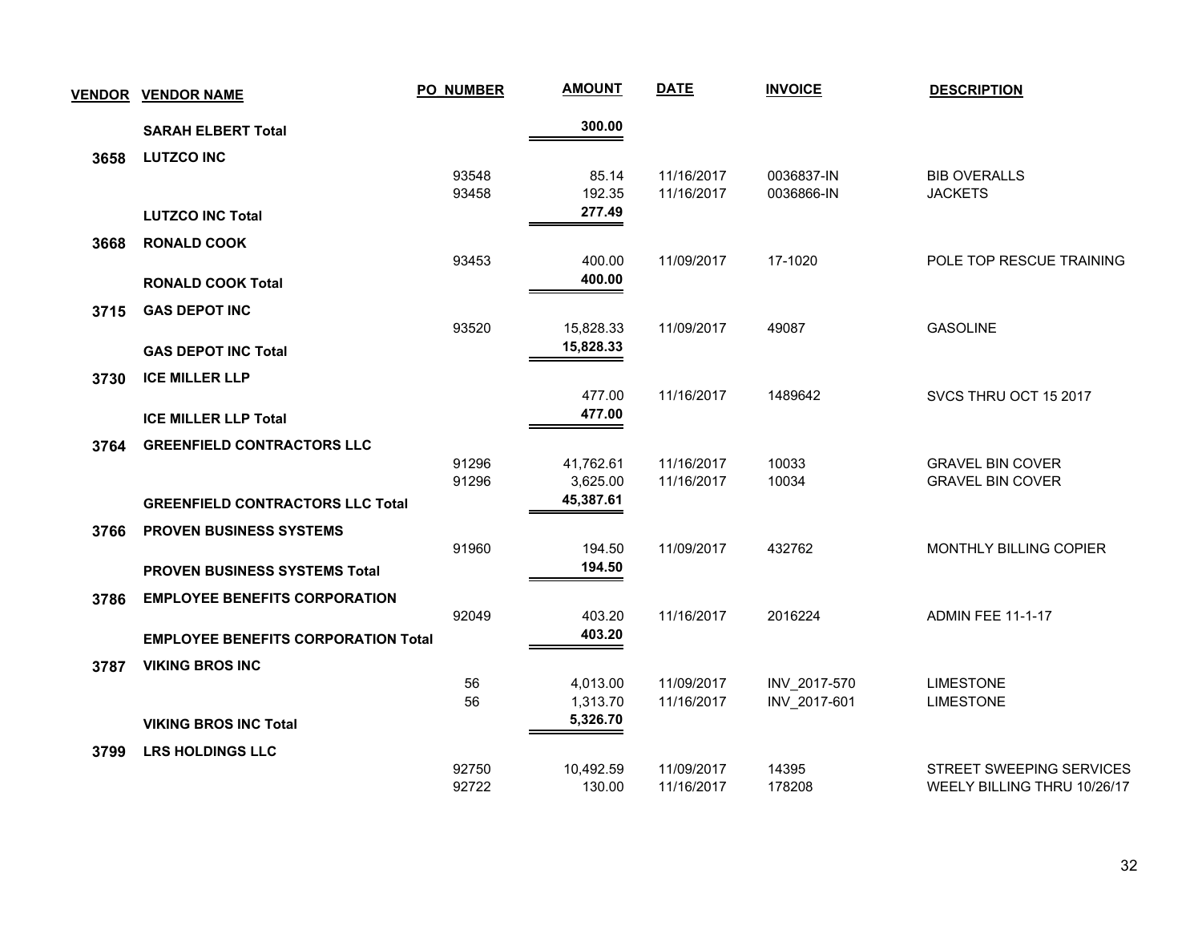| VENDOR | VENDOR NAME | PO NUMBER | AMOUNT | DATE | INVOICE | DESCRIPTION |
|---|---|---|---|---|---|---|
| | **SARAH ELBERT Total** | | **300.00** | | | |
| **3658** | **LUTZCO INC** | | | | | |
| | | 93548 | 85.14 | 11/16/2017 | 0036837-IN | BIB OVERALLS |
| | | 93458 | 192.35 | 11/16/2017 | 0036866-IN | JACKETS |
| | **LUTZCO INC Total** | | **277.49** | | | |
| **3668** | **RONALD COOK** | | | | | |
| | | 93453 | 400.00 | 11/09/2017 | 17-1020 | POLE TOP RESCUE TRAINING |
| | **RONALD COOK Total** | | **400.00** | | | |
| **3715** | **GAS DEPOT INC** | | | | | |
| | | 93520 | 15,828.33 | 11/09/2017 | 49087 | GASOLINE |
| | **GAS DEPOT INC Total** | | **15,828.33** | | | |
| **3730** | **ICE MILLER LLP** | | | | | |
| | | | 477.00 | 11/16/2017 | 1489642 | SVCS THRU OCT 15 2017 |
| | **ICE MILLER LLP Total** | | **477.00** | | | |
| **3764** | **GREENFIELD CONTRACTORS LLC** | | | | | |
| | | 91296 | 41,762.61 | 11/16/2017 | 10033 | GRAVEL BIN COVER |
| | | 91296 | 3,625.00 | 11/16/2017 | 10034 | GRAVEL BIN COVER |
| | **GREENFIELD CONTRACTORS LLC Total** | | **45,387.61** | | | |
| **3766** | **PROVEN BUSINESS SYSTEMS** | | | | | |
| | | 91960 | 194.50 | 11/09/2017 | 432762 | MONTHLY BILLING COPIER |
| | **PROVEN BUSINESS SYSTEMS Total** | | **194.50** | | | |
| **3786** | **EMPLOYEE BENEFITS CORPORATION** | | | | | |
| | | 92049 | 403.20 | 11/16/2017 | 2016224 | ADMIN FEE 11-1-17 |
| | **EMPLOYEE BENEFITS CORPORATION Total** | | **403.20** | | | |
| **3787** | **VIKING BROS INC** | | | | | |
| | | 56 | 4,013.00 | 11/09/2017 | INV_2017-570 | LIMESTONE |
| | | 56 | 1,313.70 | 11/16/2017 | INV_2017-601 | LIMESTONE |
| | **VIKING BROS INC Total** | | **5,326.70** | | | |
| **3799** | **LRS HOLDINGS LLC** | | | | | |
| | | 92750 | 10,492.59 | 11/09/2017 | 14395 | STREET SWEEPING SERVICES |
| | | 92722 | 130.00 | 11/16/2017 | 178208 | WEELY BILLING THRU 10/26/17 |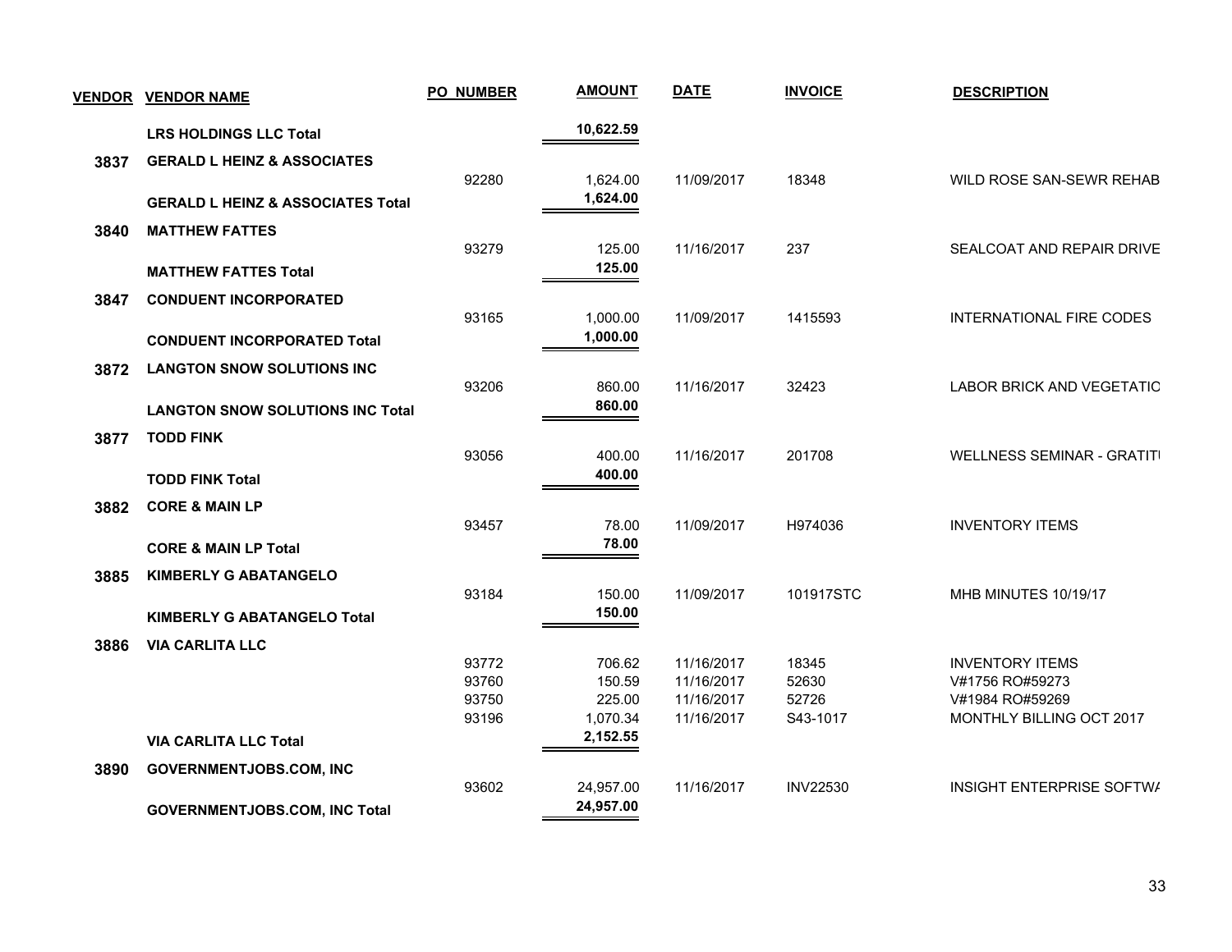| VENDOR | VENDOR NAME | PO NUMBER | AMOUNT | DATE | INVOICE | DESCRIPTION |
|---|---|---|---|---|---|---|
| | **LRS HOLDINGS LLC Total** | | **10,622.59** | | | |
| **3837** | **GERALD L HEINZ & ASSOCIATES** | | | | | |
| | | 92280 | 1,624.00 | 11/09/2017 | 18348 | WILD ROSE SAN-SEWR REHAB |
| | **GERALD L HEINZ & ASSOCIATES Total** | | **1,624.00** | | | |
| **3840** | **MATTHEW FATTES** | | | | | |
| | | 93279 | 125.00 | 11/16/2017 | 237 | SEALCOAT AND REPAIR DRIVE |
| | **MATTHEW FATTES Total** | | **125.00** | | | |
| **3847** | **CONDUENT INCORPORATED** | | | | | |
| | | 93165 | 1,000.00 | 11/09/2017 | 1415593 | INTERNATIONAL FIRE CODES |
| | **CONDUENT INCORPORATED Total** | | **1,000.00** | | | |
| **3872** | **LANGTON SNOW SOLUTIONS INC** | | | | | |
| | | 93206 | 860.00 | 11/16/2017 | 32423 | LABOR BRICK AND VEGETATIC |
| | **LANGTON SNOW SOLUTIONS INC Total** | | **860.00** | | | |
| **3877** | **TODD FINK** | | | | | |
| | | 93056 | 400.00 | 11/16/2017 | 201708 | WELLNESS SEMINAR - GRATITI |
| | **TODD FINK Total** | | **400.00** | | | |
| **3882** | **CORE & MAIN LP** | | | | | |
| | | 93457 | 78.00 | 11/09/2017 | H974036 | INVENTORY ITEMS |
| | **CORE & MAIN LP Total** | | **78.00** | | | |
| **3885** | **KIMBERLY G ABATANGELO** | | | | | |
| | | 93184 | 150.00 | 11/09/2017 | 101917STC | MHB MINUTES 10/19/17 |
| | **KIMBERLY G ABATANGELO Total** | | **150.00** | | | |
| **3886** | **VIA CARLITA LLC** | | | | | |
| | | 93772 | 706.62 | 11/16/2017 | 18345 | INVENTORY ITEMS |
| | | 93760 | 150.59 | 11/16/2017 | 52630 | V#1756 RO#59273 |
| | | 93750 | 225.00 | 11/16/2017 | 52726 | V#1984 RO#59269 |
| | | 93196 | 1,070.34 | 11/16/2017 | S43-1017 | MONTHLY BILLING OCT 2017 |
| | **VIA CARLITA LLC Total** | | **2,152.55** | | | |
| **3890** | **GOVERNMENTJOBS.COM, INC** | | | | | |
| | | 93602 | 24,957.00 | 11/16/2017 | INV22530 | INSIGHT ENTERPRISE SOFTWA |
| | **GOVERNMENTJOBS.COM, INC Total** | | **24,957.00** | | | |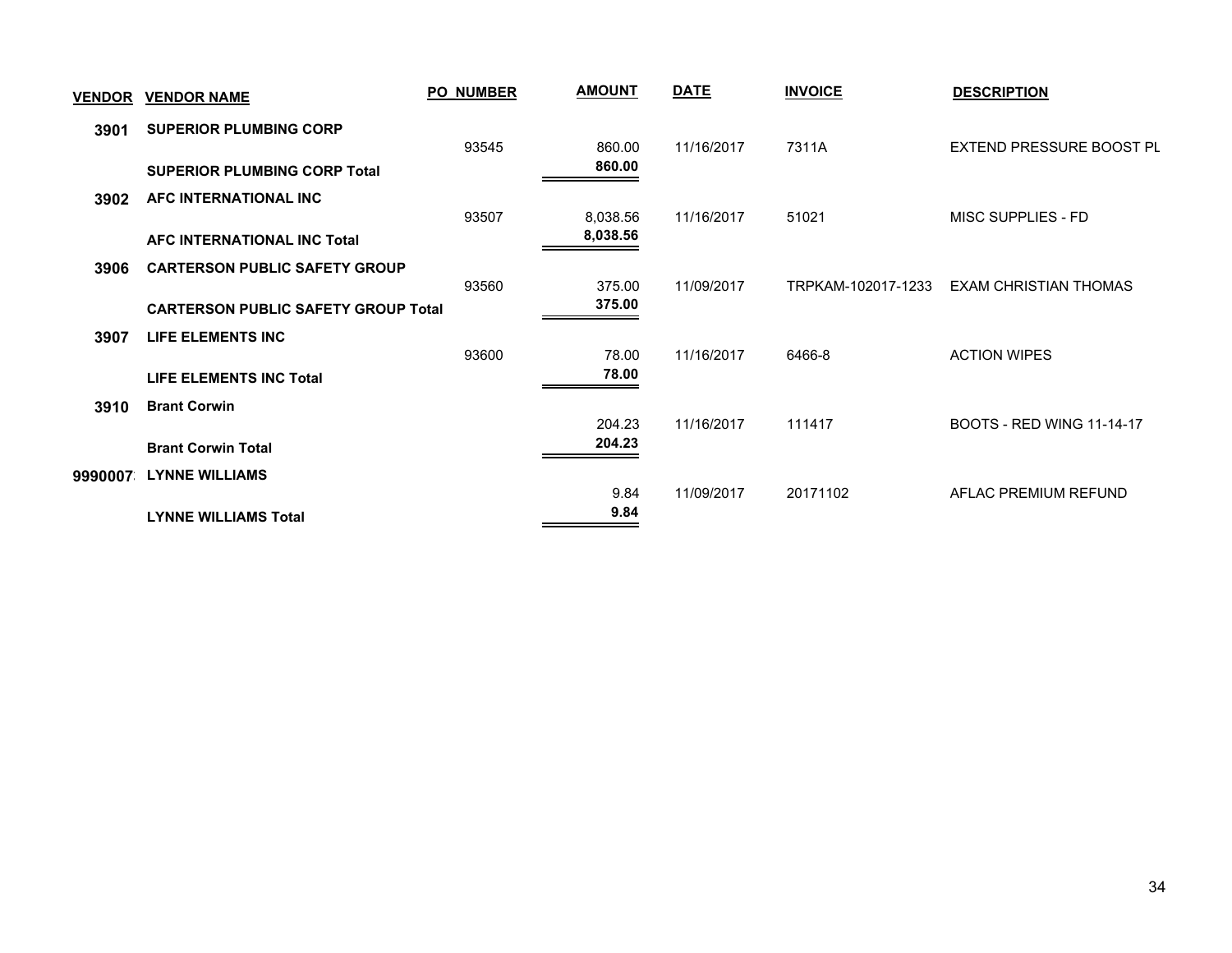| VENDOR | VENDOR NAME | PO NUMBER | AMOUNT | DATE | INVOICE | DESCRIPTION |
|---|---|---|---|---|---|---|
| 3901 | **SUPERIOR PLUMBING CORP** | | | | | |
| | | 93545 | 860.00 | 11/16/2017 | 7311A | EXTEND PRESSURE BOOST PL |
| | **SUPERIOR PLUMBING CORP Total** | | **860.00** | | | |
| 3902 | **AFC INTERNATIONAL INC** | | | | | |
| | | 93507 | 8,038.56 | 11/16/2017 | 51021 | MISC SUPPLIES - FD |
| | **AFC INTERNATIONAL INC Total** | | **8,038.56** | | | |
| 3906 | **CARTERSON PUBLIC SAFETY GROUP** | | | | | |
| | | 93560 | 375.00 | 11/09/2017 | TRPKAM-102017-1233 | EXAM CHRISTIAN THOMAS |
| | **CARTERSON PUBLIC SAFETY GROUP Total** | | **375.00** | | | |
| 3907 | **LIFE ELEMENTS INC** | | | | | |
| | | 93600 | 78.00 | 11/16/2017 | 6466-8 | ACTION WIPES |
| | **LIFE ELEMENTS INC Total** | | **78.00** | | | |
| 3910 | **Brant Corwin** | | | | | |
| | | | 204.23 | 11/16/2017 | 111417 | BOOTS - RED WING 11-14-17 |
| | **Brant Corwin Total** | | **204.23** | | | |
| 9990007 | **LYNNE WILLIAMS** | | | | | |
| | | | 9.84 | 11/09/2017 | 20171102 | AFLAC PREMIUM REFUND |
| | **LYNNE WILLIAMS Total** | | **9.84** | | | |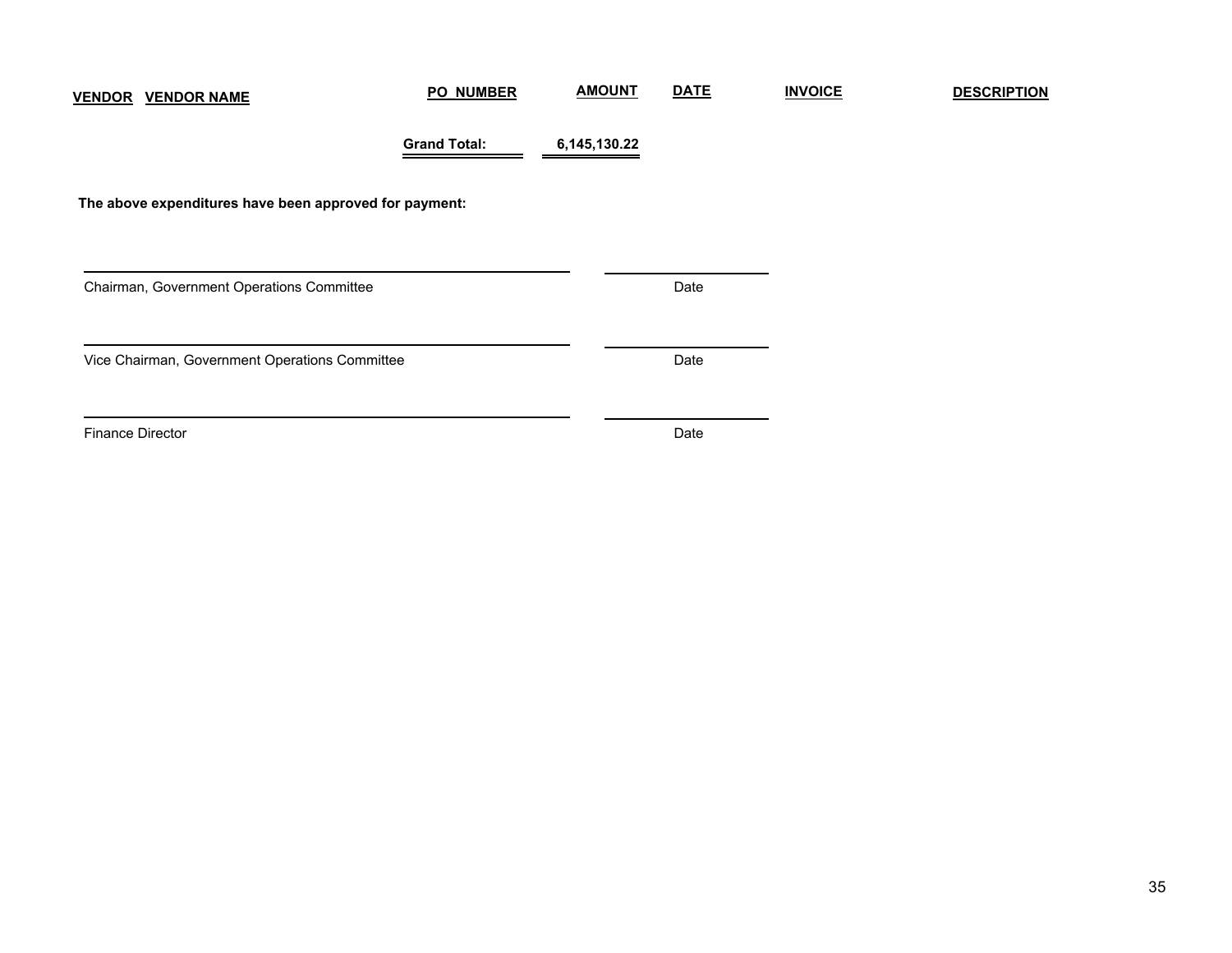| VENDOR | VENDOR NAME | PO NUMBER | AMOUNT | DATE | INVOICE | DESCRIPTION |
|---|---|---|---|---|---|---|
| | | **Grand Total:** | **6,145,130.22** | | | |

**The above expenditures have been approved for payment:**

| | |
|---|---|
| Chairman, Government Operations Committee | Date |
| Vice Chairman, Government Operations Committee | Date |
| Finance Director | Date |